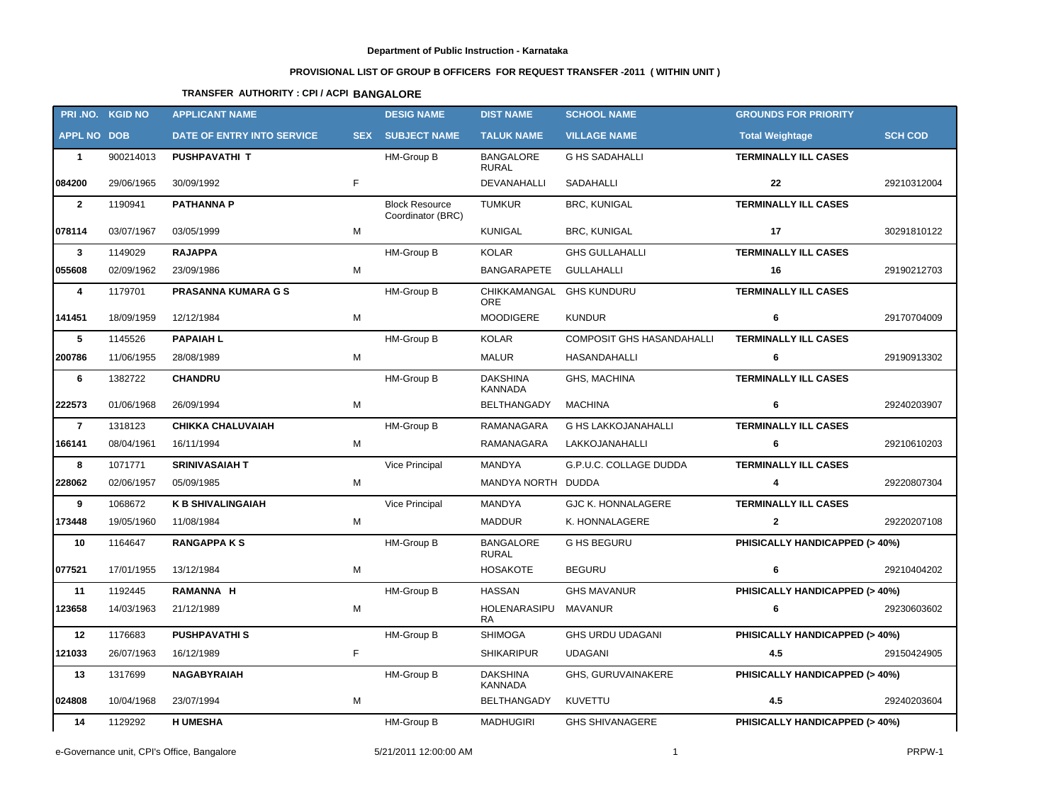**Department of Public Instruction - Karnataka**

**PROVISIONAL LIST OF GROUP B OFFICERS FOR REQUEST TRANSFER -2011 ( WITHIN UNIT )**

**TRANSFER AUTHORITY : CPI / ACPI BANGALORE**

| PRI .NO. | KGID NO | APPLICANT NAME | | DESIG NAME | DIST NAME | SCHOOL NAME | GROUNDS FOR PRIORITY | |
|---|---|---|---|---|---|---|---|---|
| APPL NO | DOB | DATE OF ENTRY INTO SERVICE | SEX | SUBJECT NAME | TALUK NAME | VILLAGE NAME | Total Weightage | SCH COD |
| 1 | 900214013 | PUSHPAVATHI T | | HM-Group B | BANGALORE RURAL | G HS SADAHALLI | TERMINALLY ILL CASES | |
| 084200 | 29/06/1965 | 30/09/1992 | F | | DEVANAHALLI | SADAHALLI | 22 | 29210312004 |
| 2 | 1190941 | PATHANNA P | | Block Resource Coordinator (BRC) | TUMKUR | BRC, KUNIGAL | TERMINALLY ILL CASES | |
| 078114 | 03/07/1967 | 03/05/1999 | M | | KUNIGAL | BRC, KUNIGAL | 17 | 30291810122 |
| 3 | 1149029 | RAJAPPA | | HM-Group B | KOLAR | GHS GULLAHALLI | TERMINALLY ILL CASES | |
| 055608 | 02/09/1962 | 23/09/1986 | M | | BANGARAPETE | GULLAHALLI | 16 | 29190212703 |
| 4 | 1179701 | PRASANNA KUMARA G S | | HM-Group B | CHIKKAMANGALORE | GHS KUNDURU | TERMINALLY ILL CASES | |
| 141451 | 18/09/1959 | 12/12/1984 | M | | MOODIGERE | KUNDUR | 6 | 29170704009 |
| 5 | 1145526 | PAPAIAH L | | HM-Group B | KOLAR | COMPOSIT GHS HASANDAHALLI | TERMINALLY ILL CASES | |
| 200786 | 11/06/1955 | 28/08/1989 | M | | MALUR | HASANDAHALLI | 6 | 29190913302 |
| 6 | 1382722 | CHANDRU | | HM-Group B | DAKSHINA KANNADA | GHS, MACHINA | TERMINALLY ILL CASES | |
| 222573 | 01/06/1968 | 26/09/1994 | M | | BELTHANGADY | MACHINA | 6 | 29240203907 |
| 7 | 1318123 | CHIKKA CHALUVAIAH | | HM-Group B | RAMANAGARA | G HS LAKKOJANAHALLI | TERMINALLY ILL CASES | |
| 166141 | 08/04/1961 | 16/11/1994 | M | | RAMANAGARA | LAKKOJANAHALLI | 6 | 29210610203 |
| 8 | 1071771 | SRINIVASAIAH T | | Vice Principal | MANDYA | G.P.U.C. COLLAGE DUDDA | TERMINALLY ILL CASES | |
| 228062 | 02/06/1957 | 05/09/1985 | M | | MANDYA NORTH | DUDDA | 4 | 29220807304 |
| 9 | 1068672 | K B SHIVALINGAIAH | | Vice Principal | MANDYA | GJC K. HONNALAGERE | TERMINALLY ILL CASES | |
| 173448 | 19/05/1960 | 11/08/1984 | M | | MADDUR | K. HONNALAGERE | 2 | 29220207108 |
| 10 | 1164647 | RANGAPPA K S | | HM-Group B | BANGALORE RURAL | G HS BEGURU | PHISICALLY HANDICAPPED (> 40%) | |
| 077521 | 17/01/1955 | 13/12/1984 | M | | HOSAKOTE | BEGURU | 6 | 29210404202 |
| 11 | 1192445 | RAMANNA H | | HM-Group B | HASSAN | GHS MAVANUR | PHISICALLY HANDICAPPED (> 40%) | |
| 123658 | 14/03/1963 | 21/12/1989 | M | | HOLENARASIPURA | MAVANUR | 6 | 29230603602 |
| 12 | 1176683 | PUSHPAVATHI S | | HM-Group B | SHIMOGA | GHS URDU UDAGANI | PHISICALLY HANDICAPPED (> 40%) | |
| 121033 | 26/07/1963 | 16/12/1989 | F | | SHIKARIPUR | UDAGANI | 4.5 | 29150424905 |
| 13 | 1317699 | NAGABYRAIAH | | HM-Group B | DAKSHINA KANNADA | GHS, GURUVAINAKERE | PHISICALLY HANDICAPPED (> 40%) | |
| 024808 | 10/04/1968 | 23/07/1994 | M | | BELTHANGADY | KUVETTU | 4.5 | 29240203604 |
| 14 | 1129292 | H UMESHA | | HM-Group B | MADHUGIRI | GHS SHIVANAGERE | PHISICALLY HANDICAPPED (> 40%) | |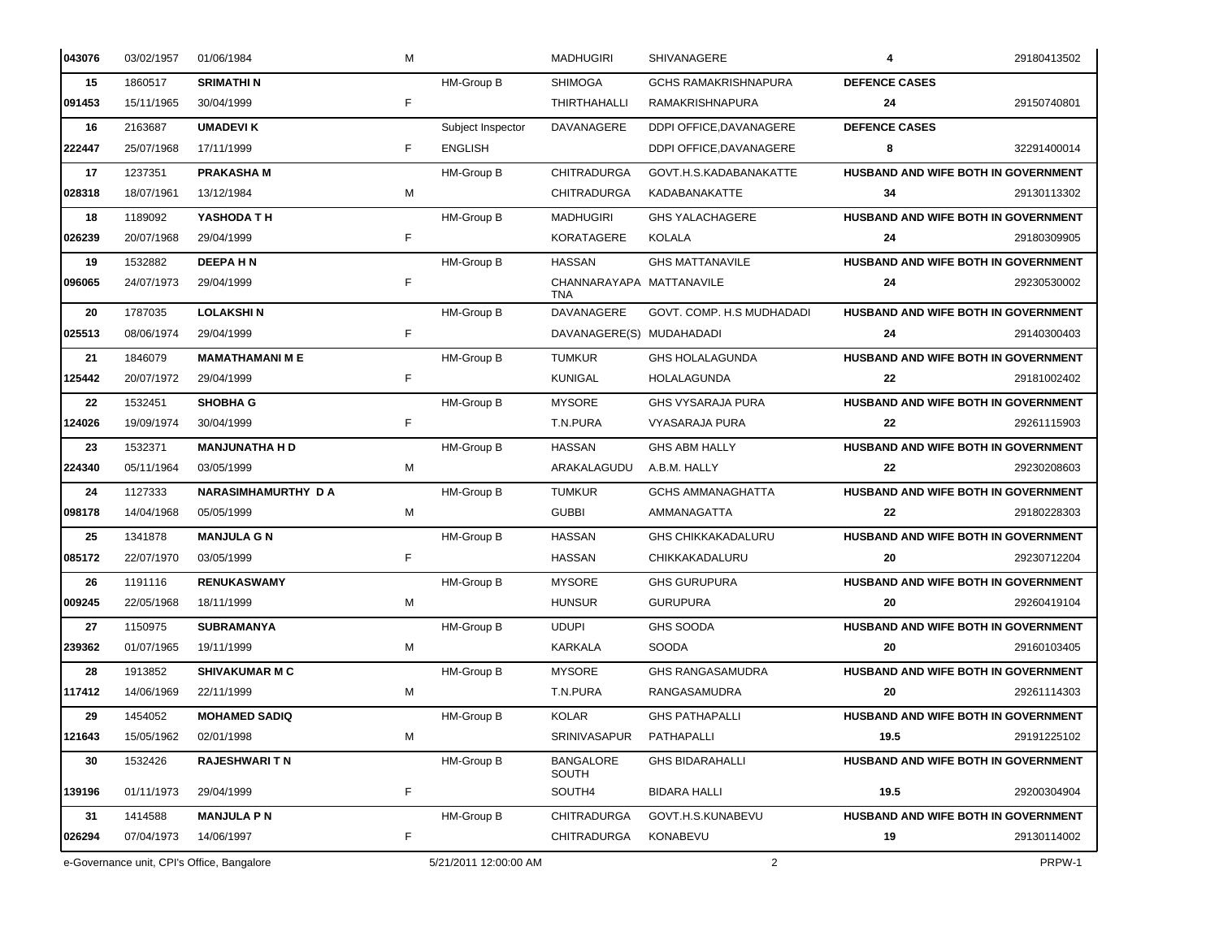| | | | | | | | | |
|---|---|---|---|---|---|---|---|---|
| 043076 | 03/02/1957 | 01/06/1984 | M | | MADHUGIRI | SHIVANAGERE | 4 | 29180413502 |
| 15 | 1860517 | SRIMATHI N | | HM-Group B | SHIMOGA | GCHS RAMAKRISHNAPURA | DEFENCE CASES | |
| 091453 | 15/11/1965 | 30/04/1999 | F | | THIRTHAHALLI | RAMAKRISHNAPURA | 24 | 29150740801 |
| 16 | 2163687 | UMADEVI K | | Subject Inspector | DAVANAGERE | DDPI OFFICE,DAVANAGERE | DEFENCE CASES | |
| 222447 | 25/07/1968 | 17/11/1999 | F | ENGLISH | | DDPI OFFICE,DAVANAGERE | 8 | 32291400014 |
| 17 | 1237351 | PRAKASHA M | | HM-Group B | CHITRADURGA | GOVT.H.S.KADABANAKATTE | HUSBAND AND WIFE BOTH IN GOVERNMENT | |
| 028318 | 18/07/1961 | 13/12/1984 | M | | CHITRADURGA | KADABANAKATTE | 34 | 29130113302 |
| 18 | 1189092 | YASHODA T H | | HM-Group B | MADHUGIRI | GHS YALACHAGERE | HUSBAND AND WIFE BOTH IN GOVERNMENT | |
| 026239 | 20/07/1968 | 29/04/1999 | F | | KORATAGERE | KOLALA | 24 | 29180309905 |
| 19 | 1532882 | DEEPA H N | | HM-Group B | HASSAN | GHS MATTANAVILE | HUSBAND AND WIFE BOTH IN GOVERNMENT | |
| 096065 | 24/07/1973 | 29/04/1999 | F | | CHANNARAYAPA TNA | MATTANAVILE | 24 | 29230530002 |
| 20 | 1787035 | LOLAKSHI N | | HM-Group B | DAVANAGERE | GOVT. COMP. H.S MUDHADADI | HUSBAND AND WIFE BOTH IN GOVERNMENT | |
| 025513 | 08/06/1974 | 29/04/1999 | F | | DAVANAGERE(S) | MUDAHADADI | 24 | 29140300403 |
| 21 | 1846079 | MAMATHAMANI M E | | HM-Group B | TUMKUR | GHS HOLALAGUNDA | HUSBAND AND WIFE BOTH IN GOVERNMENT | |
| 125442 | 20/07/1972 | 29/04/1999 | F | | KUNIGAL | HOLALAGUNDA | 22 | 29181002402 |
| 22 | 1532451 | SHOBHA G | | HM-Group B | MYSORE | GHS VYSARAJA PURA | HUSBAND AND WIFE BOTH IN GOVERNMENT | |
| 124026 | 19/09/1974 | 30/04/1999 | F | | T.N.PURA | VYASARAJA PURA | 22 | 29261115903 |
| 23 | 1532371 | MANJUNATHA H D | | HM-Group B | HASSAN | GHS ABM HALLY | HUSBAND AND WIFE BOTH IN GOVERNMENT | |
| 224340 | 05/11/1964 | 03/05/1999 | M | | ARAKALAGUDU | A.B.M. HALLY | 22 | 29230208603 |
| 24 | 1127333 | NARASIMHAMURTHY D A | | HM-Group B | TUMKUR | GCHS AMMANAGHATTA | HUSBAND AND WIFE BOTH IN GOVERNMENT | |
| 098178 | 14/04/1968 | 05/05/1999 | M | | GUBBI | AMMANAGATTA | 22 | 29180228303 |
| 25 | 1341878 | MANJULA G N | | HM-Group B | HASSAN | GHS CHIKKAKADALURU | HUSBAND AND WIFE BOTH IN GOVERNMENT | |
| 085172 | 22/07/1970 | 03/05/1999 | F | | HASSAN | CHIKKAKADALURU | 20 | 29230712204 |
| 26 | 1191116 | RENUKASWAMY | | HM-Group B | MYSORE | GHS GURUPURA | HUSBAND AND WIFE BOTH IN GOVERNMENT | |
| 009245 | 22/05/1968 | 18/11/1999 | M | | HUNSUR | GURUPURA | 20 | 29260419104 |
| 27 | 1150975 | SUBRAMANYA | | HM-Group B | UDUPI | GHS SOODA | HUSBAND AND WIFE BOTH IN GOVERNMENT | |
| 239362 | 01/07/1965 | 19/11/1999 | M | | KARKALA | SOODA | 20 | 29160103405 |
| 28 | 1913852 | SHIVAKUMAR M C | | HM-Group B | MYSORE | GHS RANGASAMUDRA | HUSBAND AND WIFE BOTH IN GOVERNMENT | |
| 117412 | 14/06/1969 | 22/11/1999 | M | | T.N.PURA | RANGASAMUDRA | 20 | 29261114303 |
| 29 | 1454052 | MOHAMED SADIQ | | HM-Group B | KOLAR | GHS PATHAPALLI | HUSBAND AND WIFE BOTH IN GOVERNMENT | |
| 121643 | 15/05/1962 | 02/01/1998 | M | | SRINIVASAPUR | PATHAPALLI | 19.5 | 29191225102 |
| 30 | 1532426 | RAJESHWARI T N | | HM-Group B | BANGALORE SOUTH | GHS BIDARAHALLI | HUSBAND AND WIFE BOTH IN GOVERNMENT | |
| 139196 | 01/11/1973 | 29/04/1999 | F | | SOUTH4 | BIDARA HALLI | 19.5 | 29200304904 |
| 31 | 1414588 | MANJULA P N | | HM-Group B | CHITRADURGA | GOVT.H.S.KUNABEVU | HUSBAND AND WIFE BOTH IN GOVERNMENT | |
| 026294 | 07/04/1973 | 14/06/1997 | F | | CHITRADURGA | KONABEVU | 19 | 29130114002 |

e-Governance unit, CPI's Office, Bangalore | 5/21/2011 12:00:00 AM | PRPW-1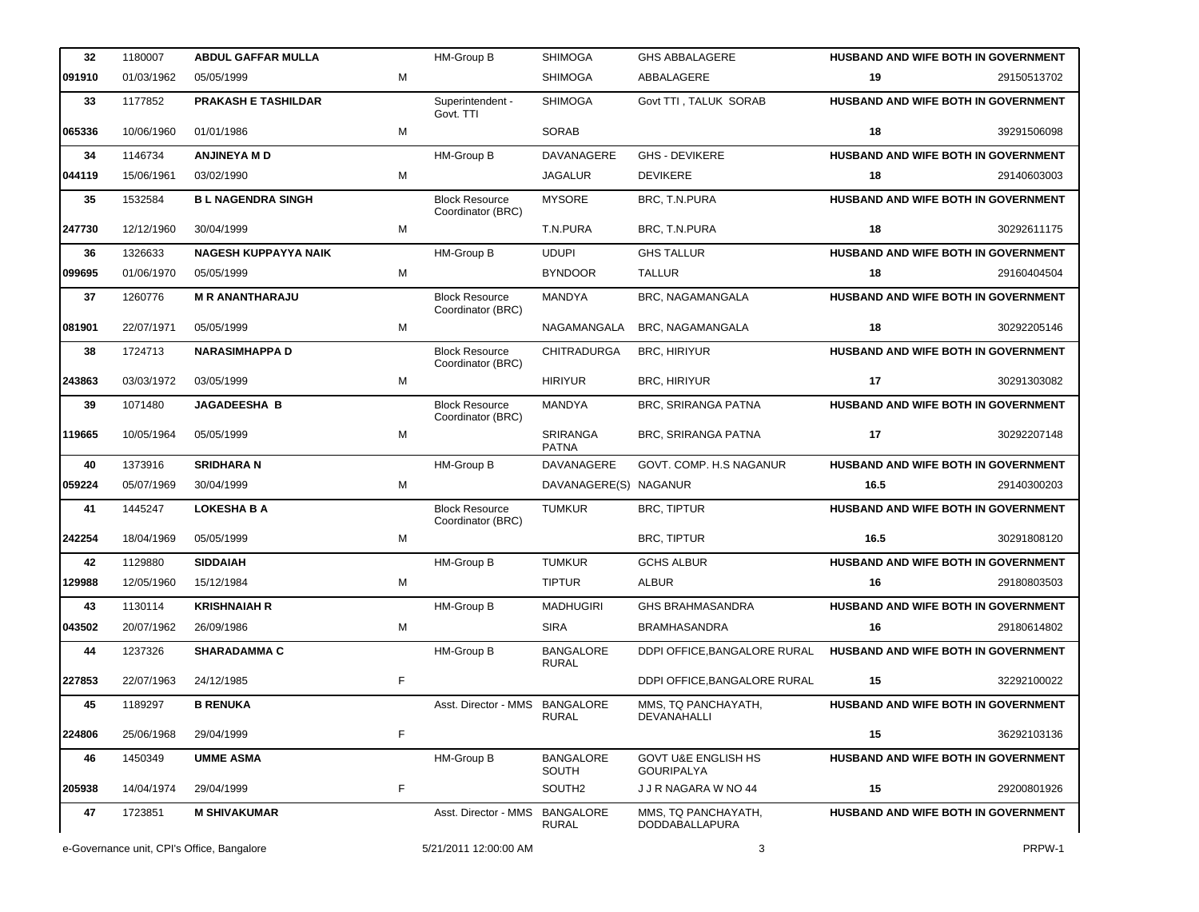| | | | | | | | | |
|---|---|---|---|---|---|---|---|---|
| 32 | 1180007 | ABDUL GAFFAR MULLA | | HM-Group B | SHIMOGA | GHS ABBALAGERE | HUSBAND AND WIFE BOTH IN GOVERNMENT | |
| 091910 | 01/03/1962 | 05/05/1999 | M | | SHIMOGA | ABBALAGERE | 19 | 29150513702 |
| 33 | 1177852 | PRAKASH E TASHILDAR | | Superintendent - Govt. TTI | SHIMOGA | Govt TTI , TALUK SORAB | HUSBAND AND WIFE BOTH IN GOVERNMENT | |
| 065336 | 10/06/1960 | 01/01/1986 | M | | SORAB | | 18 | 39291506098 |
| 34 | 1146734 | ANJINEYA M D | | HM-Group B | DAVANAGERE | GHS - DEVIKERE | HUSBAND AND WIFE BOTH IN GOVERNMENT | |
| 044119 | 15/06/1961 | 03/02/1990 | M | | JAGALUR | DEVIKERE | 18 | 29140603003 |
| 35 | 1532584 | B L NAGENDRA SINGH | | Block Resource Coordinator (BRC) | MYSORE | BRC, T.N.PURA | HUSBAND AND WIFE BOTH IN GOVERNMENT | |
| 247730 | 12/12/1960 | 30/04/1999 | M | | T.N.PURA | BRC, T.N.PURA | 18 | 30292611175 |
| 36 | 1326633 | NAGESH KUPPAYYA NAIK | | HM-Group B | UDUPI | GHS TALLUR | HUSBAND AND WIFE BOTH IN GOVERNMENT | |
| 099695 | 01/06/1970 | 05/05/1999 | M | | BYNDOOR | TALLUR | 18 | 29160404504 |
| 37 | 1260776 | M R ANANTHARAJU | | Block Resource Coordinator (BRC) | MANDYA | BRC, NAGAMANGALA | HUSBAND AND WIFE BOTH IN GOVERNMENT | |
| 081901 | 22/07/1971 | 05/05/1999 | M | | NAGAMANGALA | BRC, NAGAMANGALA | 18 | 30292205146 |
| 38 | 1724713 | NARASIMHAPPA D | | Block Resource Coordinator (BRC) | CHITRADURGA | BRC, HIRIYUR | HUSBAND AND WIFE BOTH IN GOVERNMENT | |
| 243863 | 03/03/1972 | 03/05/1999 | M | | HIRIYUR | BRC, HIRIYUR | 17 | 30291303082 |
| 39 | 1071480 | JAGADEESHA B | | Block Resource Coordinator (BRC) | MANDYA | BRC, SRIRANGA PATNA | HUSBAND AND WIFE BOTH IN GOVERNMENT | |
| 119665 | 10/05/1964 | 05/05/1999 | M | | SRIRANGA PATNA | BRC, SRIRANGA PATNA | 17 | 30292207148 |
| 40 | 1373916 | SRIDHARA N | | HM-Group B | DAVANAGERE | GOVT. COMP. H.S NAGANUR | HUSBAND AND WIFE BOTH IN GOVERNMENT | |
| 059224 | 05/07/1969 | 30/04/1999 | M | | DAVANAGERE(S) | NAGANUR | 16.5 | 29140300203 |
| 41 | 1445247 | LOKESHA B A | | Block Resource Coordinator (BRC) | TUMKUR | BRC, TIPTUR | HUSBAND AND WIFE BOTH IN GOVERNMENT | |
| 242254 | 18/04/1969 | 05/05/1999 | M | | | BRC, TIPTUR | 16.5 | 30291808120 |
| 42 | 1129880 | SIDDAIAH | | HM-Group B | TUMKUR | GCHS ALBUR | HUSBAND AND WIFE BOTH IN GOVERNMENT | |
| 129988 | 12/05/1960 | 15/12/1984 | M | | TIPTUR | ALBUR | 16 | 29180803503 |
| 43 | 1130114 | KRISHNAIAH R | | HM-Group B | MADHUGIRI | GHS BRAHMASANDRA | HUSBAND AND WIFE BOTH IN GOVERNMENT | |
| 043502 | 20/07/1962 | 26/09/1986 | M | | SIRA | BRAMHASANDRA | 16 | 29180614802 |
| 44 | 1237326 | SHARADAMMA C | | HM-Group B | BANGALORE RURAL | DDPI OFFICE,BANGALORE RURAL | HUSBAND AND WIFE BOTH IN GOVERNMENT | |
| 227853 | 22/07/1963 | 24/12/1985 | F | | | DDPI OFFICE,BANGALORE RURAL | 15 | 32292100022 |
| 45 | 1189297 | B RENUKA | | Asst. Director - MMS | BANGALORE RURAL | MMS, TQ PANCHAYATH, DEVANAHALLI | HUSBAND AND WIFE BOTH IN GOVERNMENT | |
| 224806 | 25/06/1968 | 29/04/1999 | F | | | | 15 | 36292103136 |
| 46 | 1450349 | UMME ASMA | | HM-Group B | BANGALORE SOUTH | GOVT U&E ENGLISH HS GOURIPALYA | HUSBAND AND WIFE BOTH IN GOVERNMENT | |
| 205938 | 14/04/1974 | 29/04/1999 | F | | SOUTH2 | J J R NAGARA W NO 44 | 15 | 29200801926 |
| 47 | 1723851 | M SHIVAKUMAR | | Asst. Director - MMS | BANGALORE RURAL | MMS, TQ PANCHAYATH, DODDABALLAPURA | HUSBAND AND WIFE BOTH IN GOVERNMENT | |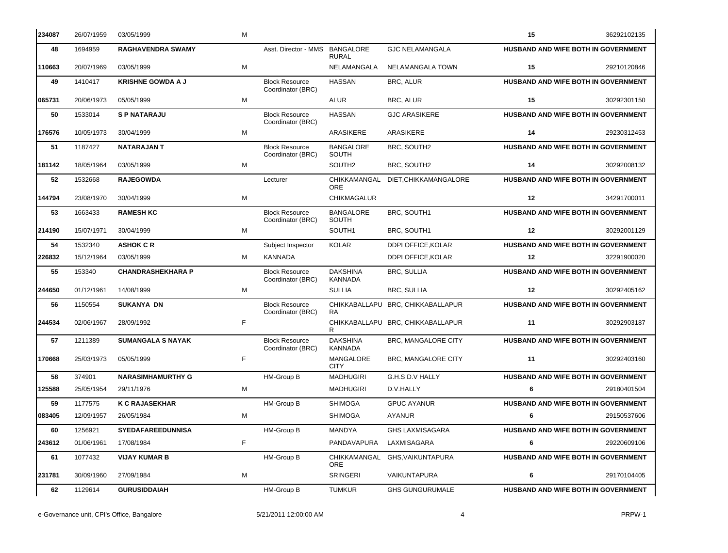| | | | | | | | | |
|---|---|---|---|---|---|---|---|---|
| 234087 | 26/07/1959 | 03/05/1999 | M | | | | 15 | 36292102135 |
| 48 | 1694959 | RAGHAVENDRA SWAMY | | Asst. Director - MMS | BANGALORE RURAL | GJC NELAMANGALA | HUSBAND AND WIFE BOTH IN GOVERNMENT | |
| 110663 | 20/07/1969 | 03/05/1999 | M | | NELAMANGALA | NELAMANGALA TOWN | 15 | 29210120846 |
| 49 | 1410417 | KRISHNE GOWDA A J | | Block Resource Coordinator (BRC) | HASSAN | BRC, ALUR | HUSBAND AND WIFE BOTH IN GOVERNMENT | |
| 065731 | 20/06/1973 | 05/05/1999 | M | | ALUR | BRC, ALUR | 15 | 30292301150 |
| 50 | 1533014 | S P NATARAJU | | Block Resource Coordinator (BRC) | HASSAN | GJC ARASIKERE | HUSBAND AND WIFE BOTH IN GOVERNMENT | |
| 176576 | 10/05/1973 | 30/04/1999 | M | | ARASIKERE | ARASIKERE | 14 | 29230312453 |
| 51 | 1187427 | NATARAJAN T | | Block Resource Coordinator (BRC) | BANGALORE SOUTH | BRC, SOUTH2 | HUSBAND AND WIFE BOTH IN GOVERNMENT | |
| 181142 | 18/05/1964 | 03/05/1999 | M | | SOUTH2 | BRC, SOUTH2 | 14 | 30292008132 |
| 52 | 1532668 | RAJEGOWDA | | Lecturer | CHIKKAMANGALORE | DIET,CHIKKAMANGALORE | HUSBAND AND WIFE BOTH IN GOVERNMENT | |
| 144794 | 23/08/1970 | 30/04/1999 | M | | CHIKMAGALUR | | 12 | 34291700011 |
| 53 | 1663433 | RAMESH KC | | Block Resource Coordinator (BRC) | BANGALORE SOUTH | BRC, SOUTH1 | HUSBAND AND WIFE BOTH IN GOVERNMENT | |
| 214190 | 15/07/1971 | 30/04/1999 | M | | SOUTH1 | BRC, SOUTH1 | 12 | 30292001129 |
| 54 | 1532340 | ASHOK C R | | Subject Inspector | KOLAR | DDPI OFFICE,KOLAR | HUSBAND AND WIFE BOTH IN GOVERNMENT | |
| 226832 | 15/12/1964 | 03/05/1999 | M | KANNADA | | DDPI OFFICE,KOLAR | 12 | 32291900020 |
| 55 | 153340 | CHANDRASHEKHARA P | | Block Resource Coordinator (BRC) | DAKSHINA KANNADA | BRC, SULLIA | HUSBAND AND WIFE BOTH IN GOVERNMENT | |
| 244650 | 01/12/1961 | 14/08/1999 | M | | SULLIA | BRC, SULLIA | 12 | 30292405162 |
| 56 | 1150554 | SUKANYA DN | | Block Resource Coordinator (BRC) | CHIKKABALLAPURA | BRC, CHIKKABALLAPUR | HUSBAND AND WIFE BOTH IN GOVERNMENT | |
| 244534 | 02/06/1967 | 28/09/1992 | F | | CHIKKABALLAPUR | BRC, CHIKKABALLAPUR | 11 | 30292903187 |
| 57 | 1211389 | SUMANGALA S NAYAK | | Block Resource Coordinator (BRC) | DAKSHINA KANNADA | BRC, MANGALORE CITY | HUSBAND AND WIFE BOTH IN GOVERNMENT | |
| 170668 | 25/03/1973 | 05/05/1999 | F | | MANGALORE CITY | BRC, MANGALORE CITY | 11 | 30292403160 |
| 58 | 374901 | NARASIMHAMURTHY G | | HM-Group B | MADHUGIRI | G.H.S D.V HALLY | HUSBAND AND WIFE BOTH IN GOVERNMENT | |
| 125588 | 25/05/1954 | 29/11/1976 | M | | MADHUGIRI | D.V.HALLY | 6 | 29180401504 |
| 59 | 1177575 | K C RAJASEKHAR | | HM-Group B | SHIMOGA | GPUC AYANUR | HUSBAND AND WIFE BOTH IN GOVERNMENT | |
| 083405 | 12/09/1957 | 26/05/1984 | M | | SHIMOGA | AYANUR | 6 | 29150537606 |
| 60 | 1256921 | SYEDAFAREEDUNNISA | | HM-Group B | MANDYA | GHS LAXMISAGARA | HUSBAND AND WIFE BOTH IN GOVERNMENT | |
| 243612 | 01/06/1961 | 17/08/1984 | F | | PANDAVAPURA | LAXMISAGARA | 6 | 29220609106 |
| 61 | 1077432 | VIJAY KUMAR B | | HM-Group B | CHIKKAMANGALORE | GHS,VAIKUNTAPURA | HUSBAND AND WIFE BOTH IN GOVERNMENT | |
| 231781 | 30/09/1960 | 27/09/1984 | M | | SRINGERI | VAIKUNTAPURA | 6 | 29170104405 |
| 62 | 1129614 | GURUSIDDAIAH | | HM-Group B | TUMKUR | GHS GUNGURUMALE | HUSBAND AND WIFE BOTH IN GOVERNMENT | |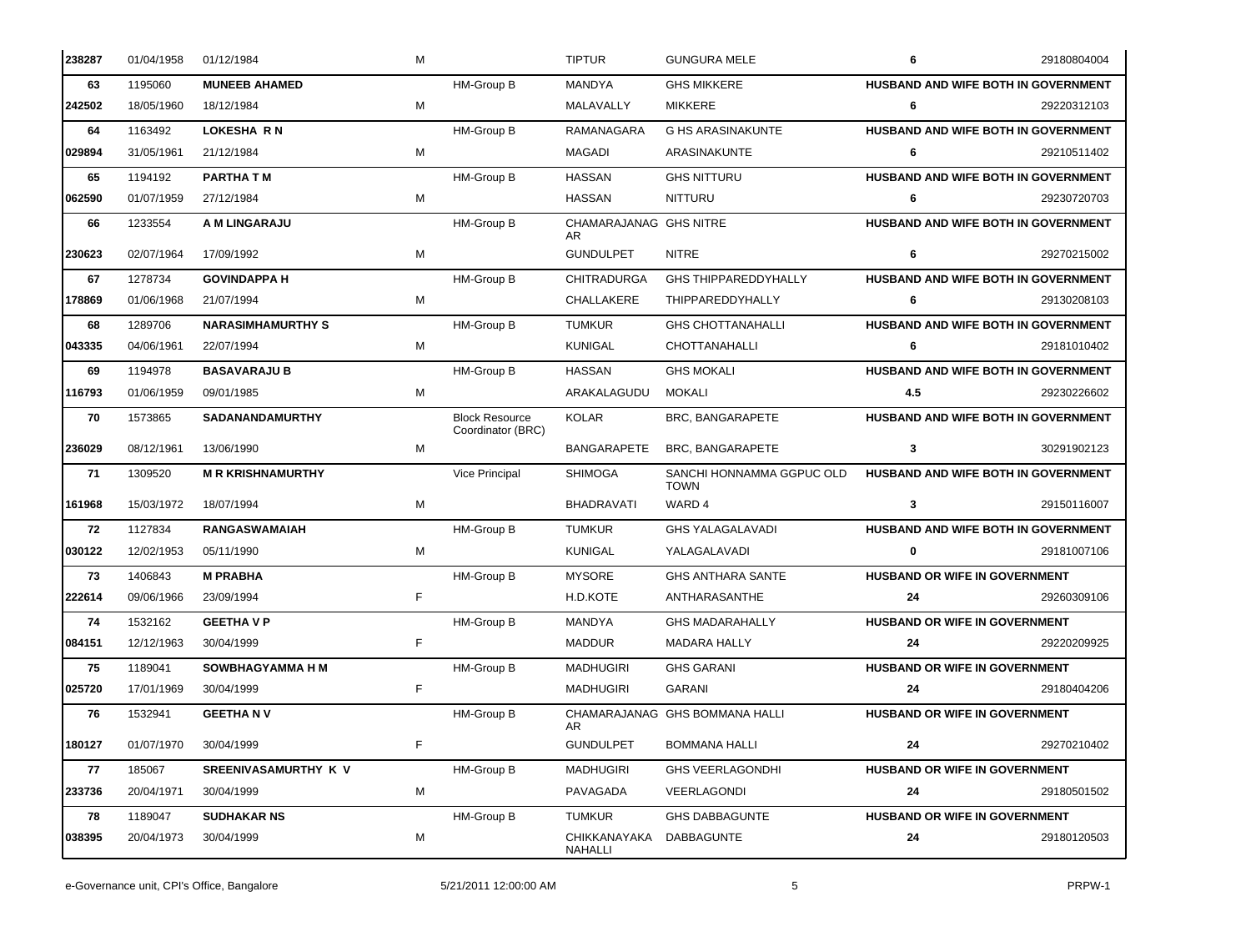| | | | | | | | | |
|---|---|---|---|---|---|---|---|---|
| 238287 | 01/04/1958 | 01/12/1984 | M | | TIPTUR | GUNGURA MELE | 6 | 29180804004 |
| 63 | 1195060 | **MUNEEB AHAMED** | | HM-Group B | MANDYA | GHS MIKKERE | **HUSBAND AND WIFE BOTH IN GOVERNMENT** | |
| 242502 | 18/05/1960 | 18/12/1984 | M | | MALAVALLY | MIKKERE | 6 | 29220312103 |
| 64 | 1163492 | **LOKESHA R N** | | HM-Group B | RAMANAGARA | G HS ARASINAKUNTE | **HUSBAND AND WIFE BOTH IN GOVERNMENT** | |
| 029894 | 31/05/1961 | 21/12/1984 | M | | MAGADI | ARASINAKUNTE | 6 | 29210511402 |
| 65 | 1194192 | **PARTHA T M** | | HM-Group B | HASSAN | GHS NITTURU | **HUSBAND AND WIFE BOTH IN GOVERNMENT** | |
| 062590 | 01/07/1959 | 27/12/1984 | M | | HASSAN | NITTURU | 6 | 29230720703 |
| 66 | 1233554 | **A M LINGARAJU** | | HM-Group B | CHAMARAJANAGAR | GHS NITRE | **HUSBAND AND WIFE BOTH IN GOVERNMENT** | |
| 230623 | 02/07/1964 | 17/09/1992 | M | | GUNDULPET | NITRE | 6 | 29270215002 |
| 67 | 1278734 | **GOVINDAPPA H** | | HM-Group B | CHITRADURGA | GHS THIPPAREDDYHALLY | **HUSBAND AND WIFE BOTH IN GOVERNMENT** | |
| 178869 | 01/06/1968 | 21/07/1994 | M | | CHALLAKERE | THIPPAREDDYHALLY | 6 | 29130208103 |
| 68 | 1289706 | **NARASIMHAMURTHY S** | | HM-Group B | TUMKUR | GHS CHOTTANAHALLI | **HUSBAND AND WIFE BOTH IN GOVERNMENT** | |
| 043335 | 04/06/1961 | 22/07/1994 | M | | KUNIGAL | CHOTTANAHALLI | 6 | 29181010402 |
| 69 | 1194978 | **BASAVARAJU B** | | HM-Group B | HASSAN | GHS MOKALI | **HUSBAND AND WIFE BOTH IN GOVERNMENT** | |
| 116793 | 01/06/1959 | 09/01/1985 | M | | ARAKALAGUDU | MOKALI | 4.5 | 29230226602 |
| 70 | 1573865 | **SADANANDAMURTHY** | | Block Resource Coordinator (BRC) | KOLAR | BRC, BANGARAPETE | **HUSBAND AND WIFE BOTH IN GOVERNMENT** | |
| 236029 | 08/12/1961 | 13/06/1990 | M | | BANGARAPETE | BRC, BANGARAPETE | 3 | 30291902123 |
| 71 | 1309520 | **M R KRISHNAMURTHY** | | Vice Principal | SHIMOGA | SANCHI HONNAMMA GGPUC OLD TOWN | **HUSBAND AND WIFE BOTH IN GOVERNMENT** | |
| 161968 | 15/03/1972 | 18/07/1994 | M | | BHADRAVATI | WARD 4 | 3 | 29150116007 |
| 72 | 1127834 | **RANGASWAMAIAH** | | HM-Group B | TUMKUR | GHS YALAGALAVADI | **HUSBAND AND WIFE BOTH IN GOVERNMENT** | |
| 030122 | 12/02/1953 | 05/11/1990 | M | | KUNIGAL | YALAGALAVADI | 0 | 29181007106 |
| 73 | 1406843 | **M PRABHA** | | HM-Group B | MYSORE | GHS ANTHARA SANTE | **HUSBAND OR WIFE IN GOVERNMENT** | |
| 222614 | 09/06/1966 | 23/09/1994 | F | | H.D.KOTE | ANTHARASANTHE | 24 | 29260309106 |
| 74 | 1532162 | **GEETHA V P** | | HM-Group B | MANDYA | GHS MADARAHALLY | **HUSBAND OR WIFE IN GOVERNMENT** | |
| 084151 | 12/12/1963 | 30/04/1999 | F | | MADDUR | MADARA HALLY | 24 | 29220209925 |
| 75 | 1189041 | **SOWBHAGYAMMA H M** | | HM-Group B | MADHUGIRI | GHS GARANI | **HUSBAND OR WIFE IN GOVERNMENT** | |
| 025720 | 17/01/1969 | 30/04/1999 | F | | MADHUGIRI | GARANI | 24 | 29180404206 |
| 76 | 1532941 | **GEETHA N V** | | HM-Group B | CHAMARAJANAGAR | GHS BOMMANA HALLI | **HUSBAND OR WIFE IN GOVERNMENT** | |
| 180127 | 01/07/1970 | 30/04/1999 | F | | GUNDULPET | BOMMANA HALLI | 24 | 29270210402 |
| 77 | 185067 | **SREENIVASAMURTHY K V** | | HM-Group B | MADHUGIRI | GHS VEERLAGONDHI | **HUSBAND OR WIFE IN GOVERNMENT** | |
| 233736 | 20/04/1971 | 30/04/1999 | M | | PAVAGADA | VEERLAGONDI | 24 | 29180501502 |
| 78 | 1189047 | **SUDHAKAR NS** | | HM-Group B | TUMKUR | GHS DABBAGUNTE | **HUSBAND OR WIFE IN GOVERNMENT** | |
| 038395 | 20/04/1973 | 30/04/1999 | M | | CHIKKANAYAKANAHALLI | DABBAGUNTE | 24 | 29180120503 |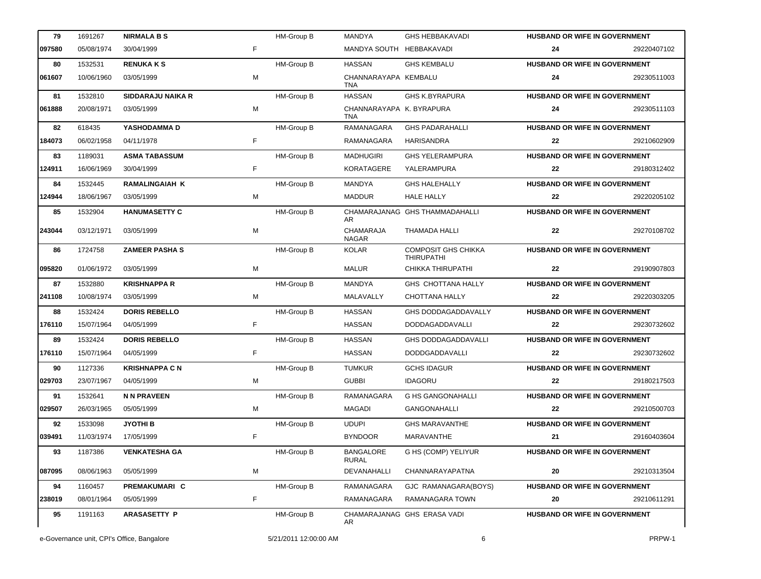| | | | | | | | | |
|---|---|---|---|---|---|---|---|---|
| 79 | 1691267 | **NIRMALA B S** | | HM-Group B | MANDYA | GHS HEBBAKAVADI | **HUSBAND OR WIFE IN GOVERNMENT** | |
| **097580** | 05/08/1974 | 30/04/1999 | F | | MANDYA SOUTH | HEBBAKAVADI | **24** | 29220407102 |
| 80 | 1532531 | **RENUKA K S** | | HM-Group B | HASSAN | GHS KEMBALU | **HUSBAND OR WIFE IN GOVERNMENT** | |
| **061607** | 10/06/1960 | 03/05/1999 | M | | CHANNARAYAPA TNA | KEMBALU | **24** | 29230511003 |
| 81 | 1532810 | **SIDDARAJU NAIKA R** | | HM-Group B | HASSAN | GHS K.BYRAPURA | **HUSBAND OR WIFE IN GOVERNMENT** | |
| **061888** | 20/08/1971 | 03/05/1999 | M | | CHANNARAYAPA TNA | K. BYRAPURA | **24** | 29230511103 |
| 82 | 618435 | **YASHODAMMA D** | | HM-Group B | RAMANAGARA | GHS PADARAHALLI | **HUSBAND OR WIFE IN GOVERNMENT** | |
| **184073** | 06/02/1958 | 04/11/1978 | F | | RAMANAGARA | HARISANDRA | **22** | 29210602909 |
| 83 | 1189031 | **ASMA TABASSUM** | | HM-Group B | MADHUGIRI | GHS YELERAMPURA | **HUSBAND OR WIFE IN GOVERNMENT** | |
| **124911** | 16/06/1969 | 30/04/1999 | F | | KORATAGERE | YALERAMPURA | **22** | 29180312402 |
| 84 | 1532445 | **RAMALINGAIAH K** | | HM-Group B | MANDYA | GHS HALEHALLY | **HUSBAND OR WIFE IN GOVERNMENT** | |
| **124944** | 18/06/1967 | 03/05/1999 | M | | MADDUR | HALE HALLY | **22** | 29220205102 |
| 85 | 1532904 | **HANUMASETTY C** | | HM-Group B | CHAMARAJANAG AR | GHS THAMMADAHALLI | **HUSBAND OR WIFE IN GOVERNMENT** | |
| **243044** | 03/12/1971 | 03/05/1999 | M | | CHAMARAJA NAGAR | THAMADA HALLI | **22** | 29270108702 |
| 86 | 1724758 | **ZAMEER PASHA S** | | HM-Group B | KOLAR | COMPOSIT GHS CHIKKA THIRUPATHI | **HUSBAND OR WIFE IN GOVERNMENT** | |
| **095820** | 01/06/1972 | 03/05/1999 | M | | MALUR | CHIKKA THIRUPATHI | **22** | 29190907803 |
| 87 | 1532880 | **KRISHNAPPA R** | | HM-Group B | MANDYA | GHS CHOTTANA HALLY | **HUSBAND OR WIFE IN GOVERNMENT** | |
| **241108** | 10/08/1974 | 03/05/1999 | M | | MALAVALLY | CHOTTANA HALLY | **22** | 29220303205 |
| 88 | 1532424 | **DORIS REBELLO** | | HM-Group B | HASSAN | GHS DODDAGADDAVALLY | **HUSBAND OR WIFE IN GOVERNMENT** | |
| **176110** | 15/07/1964 | 04/05/1999 | F | | HASSAN | DODDAGADDAVALLI | **22** | 29230732602 |
| 89 | 1532424 | **DORIS REBELLO** | | HM-Group B | HASSAN | GHS DODDAGADDAVALLI | **HUSBAND OR WIFE IN GOVERNMENT** | |
| **176110** | 15/07/1964 | 04/05/1999 | F | | HASSAN | DODDGADDAVALLI | **22** | 29230732602 |
| 90 | 1127336 | **KRISHNAPPA C N** | | HM-Group B | TUMKUR | GCHS IDAGUR | **HUSBAND OR WIFE IN GOVERNMENT** | |
| **029703** | 23/07/1967 | 04/05/1999 | M | | GUBBI | IDAGORU | **22** | 29180217503 |
| 91 | 1532641 | **N N PRAVEEN** | | HM-Group B | RAMANAGARA | G HS GANGONAHALLI | **HUSBAND OR WIFE IN GOVERNMENT** | |
| **029507** | 26/03/1965 | 05/05/1999 | M | | MAGADI | GANGONAHALLI | **22** | 29210500703 |
| 92 | 1533098 | **JYOTHI B** | | HM-Group B | UDUPI | GHS MARAVANTHE | **HUSBAND OR WIFE IN GOVERNMENT** | |
| **039491** | 11/03/1974 | 17/05/1999 | F | | BYNDOOR | MARAVANTHE | **21** | 29160403604 |
| 93 | 1187386 | **VENKATESHA GA** | | HM-Group B | BANGALORE RURAL | G HS (COMP) YELIYUR | **HUSBAND OR WIFE IN GOVERNMENT** | |
| **087095** | 08/06/1963 | 05/05/1999 | M | | DEVANAHALLI | CHANNARAYAPATNA | **20** | 29210313504 |
| 94 | 1160457 | **PREMAKUMARI C** | | HM-Group B | RAMANAGARA | GJC RAMANAGARA(BOYS) | **HUSBAND OR WIFE IN GOVERNMENT** | |
| **238019** | 08/01/1964 | 05/05/1999 | F | | RAMANAGARA | RAMANAGARA TOWN | **20** | 29210611291 |
| 95 | 1191163 | **ARASASETTY P** | | HM-Group B | CHAMARAJANAG AR | GHS ERASA VADI | **HUSBAND OR WIFE IN GOVERNMENT** | |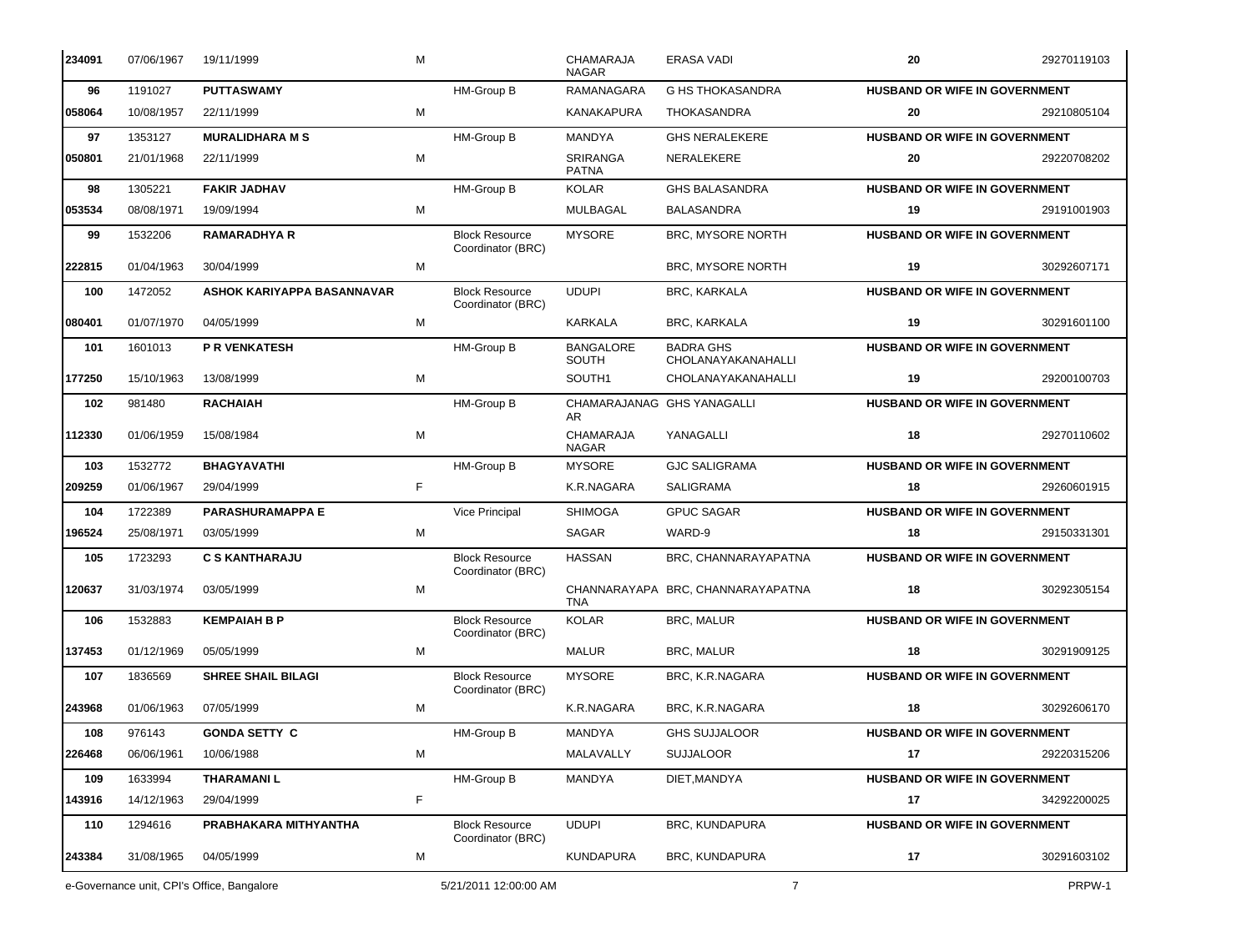| | | | | | | | | | |
|---|---|---|---|---|---|---|---|---|---|
| 234091 | 07/06/1967 | 19/11/1999 | M | | CHAMARAJA NAGAR | ERASA VADI | 20 | | 29270119103 |
| 96 | 1191027 | **PUTTASWAMY** | | HM-Group B | RAMANAGARA | G HS THOKASANDRA | **HUSBAND OR WIFE IN GOVERNMENT** | | |
| 058064 | 10/08/1957 | 22/11/1999 | M | | KANAKAPURA | THOKASANDRA | 20 | | 29210805104 |
| 97 | 1353127 | **MURALIDHARA M S** | | HM-Group B | MANDYA | GHS NERALEKERE | **HUSBAND OR WIFE IN GOVERNMENT** | | |
| 050801 | 21/01/1968 | 22/11/1999 | M | | SRIRANGA PATNA | NERALEKERE | 20 | | 29220708202 |
| 98 | 1305221 | **FAKIR JADHAV** | | HM-Group B | KOLAR | GHS BALASANDRA | **HUSBAND OR WIFE IN GOVERNMENT** | | |
| 053534 | 08/08/1971 | 19/09/1994 | M | | MULBAGAL | BALASANDRA | 19 | | 29191001903 |
| 99 | 1532206 | **RAMARADHYA R** | | Block Resource Coordinator (BRC) | MYSORE | BRC, MYSORE NORTH | **HUSBAND OR WIFE IN GOVERNMENT** | | |
| 222815 | 01/04/1963 | 30/04/1999 | M | | | BRC, MYSORE NORTH | 19 | | 30292607171 |
| 100 | 1472052 | **ASHOK KARIYAPPA BASANNAVAR** | | Block Resource Coordinator (BRC) | UDUPI | BRC, KARKALA | **HUSBAND OR WIFE IN GOVERNMENT** | | |
| 080401 | 01/07/1970 | 04/05/1999 | M | | KARKALA | BRC, KARKALA | 19 | | 30291601100 |
| 101 | 1601013 | **P R VENKATESH** | | HM-Group B | BANGALORE SOUTH | BADRA GHS CHOLANAYAKANAHALLI | **HUSBAND OR WIFE IN GOVERNMENT** | | |
| 177250 | 15/10/1963 | 13/08/1999 | M | | SOUTH1 | CHOLANAYAKANAHALLI | 19 | | 29200100703 |
| 102 | 981480 | **RACHAIAH** | | HM-Group B | CHAMARAJANAG AR | GHS YANAGALLI | **HUSBAND OR WIFE IN GOVERNMENT** | | |
| 112330 | 01/06/1959 | 15/08/1984 | M | | CHAMARAJA NAGAR | YANAGALLI | 18 | | 29270110602 |
| 103 | 1532772 | **BHAGYAVATHI** | | HM-Group B | MYSORE | GJC SALIGRAMA | **HUSBAND OR WIFE IN GOVERNMENT** | | |
| 209259 | 01/06/1967 | 29/04/1999 | F | | K.R.NAGARA | SALIGRAMA | 18 | | 29260601915 |
| 104 | 1722389 | **PARASHURAMAPPA E** | | Vice Principal | SHIMOGA | GPUC SAGAR | **HUSBAND OR WIFE IN GOVERNMENT** | | |
| 196524 | 25/08/1971 | 03/05/1999 | M | | SAGAR | WARD-9 | 18 | | 29150331301 |
| 105 | 1723293 | **C S KANTHARAJU** | | Block Resource Coordinator (BRC) | HASSAN | BRC, CHANNARAYAPATNA | **HUSBAND OR WIFE IN GOVERNMENT** | | |
| 120637 | 31/03/1974 | 03/05/1999 | M | | CHANNARAYAPA TNA | BRC, CHANNARAYAPATNA | 18 | | 30292305154 |
| 106 | 1532883 | **KEMPAIAH B P** | | Block Resource Coordinator (BRC) | KOLAR | BRC, MALUR | **HUSBAND OR WIFE IN GOVERNMENT** | | |
| 137453 | 01/12/1969 | 05/05/1999 | M | | MALUR | BRC, MALUR | 18 | | 30291909125 |
| 107 | 1836569 | **SHREE SHAIL BILAGI** | | Block Resource Coordinator (BRC) | MYSORE | BRC, K.R.NAGARA | **HUSBAND OR WIFE IN GOVERNMENT** | | |
| 243968 | 01/06/1963 | 07/05/1999 | M | | K.R.NAGARA | BRC, K.R.NAGARA | 18 | | 30292606170 |
| 108 | 976143 | **GONDA SETTY C** | | HM-Group B | MANDYA | GHS SUJJALOOR | **HUSBAND OR WIFE IN GOVERNMENT** | | |
| 226468 | 06/06/1961 | 10/06/1988 | M | | MALAVALLY | SUJJALOOR | 17 | | 29220315206 |
| 109 | 1633994 | **THARAMANI L** | | HM-Group B | MANDYA | DIET,MANDYA | **HUSBAND OR WIFE IN GOVERNMENT** | | |
| 143916 | 14/12/1963 | 29/04/1999 | F | | | | 17 | | 34292200025 |
| 110 | 1294616 | **PRABHAKARA MITHYANTHA** | | Block Resource Coordinator (BRC) | UDUPI | BRC, KUNDAPURA | **HUSBAND OR WIFE IN GOVERNMENT** | | |
| 243384 | 31/08/1965 | 04/05/1999 | M | | KUNDAPURA | BRC, KUNDAPURA | 17 | | 30291603102 |

e-Governance unit, CPI's Office, Bangalore 5/21/2011 12:00:00 AM PRPW-1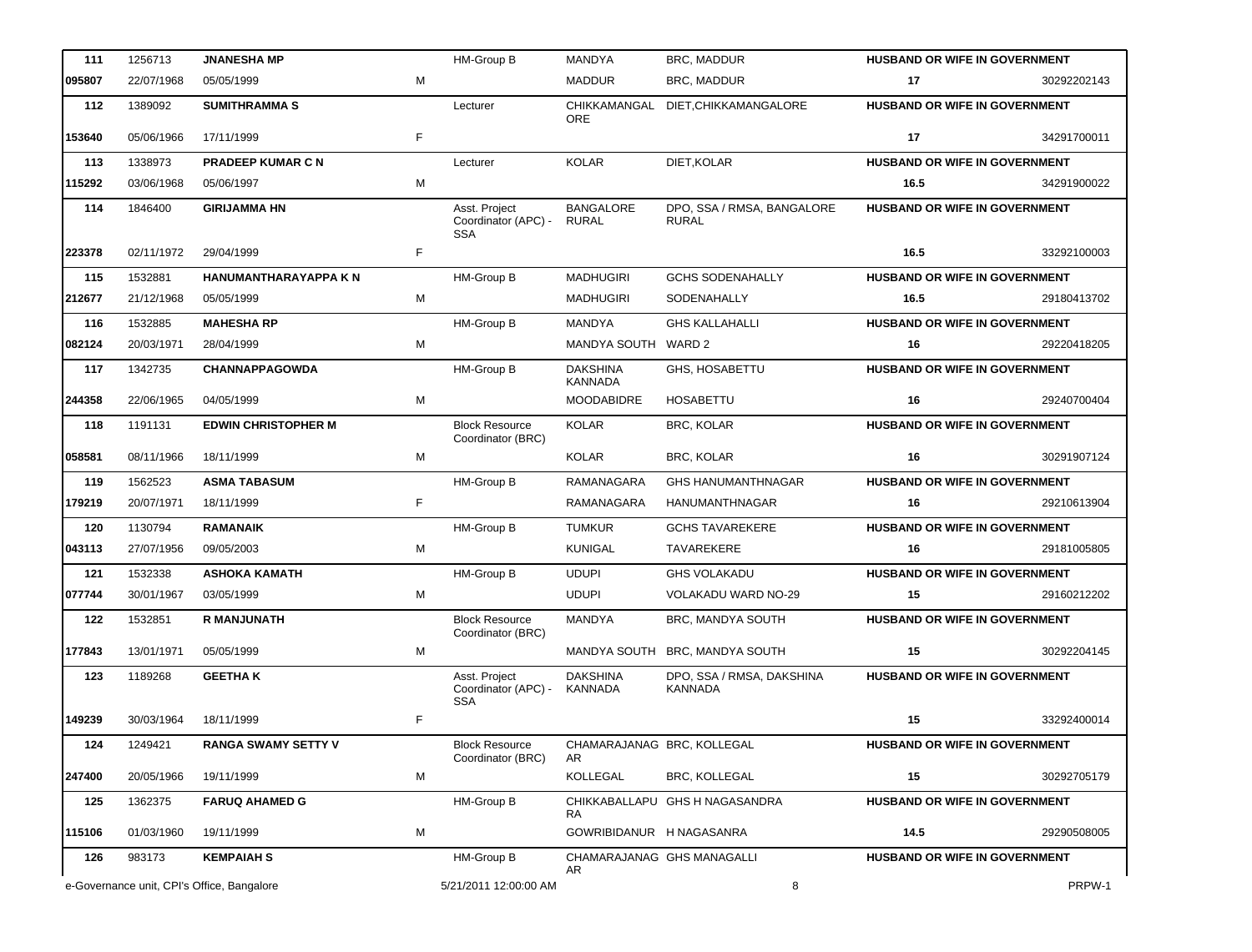| | | | | | | | | |
|---|---|---|---|---|---|---|---|---|
| 111 | 1256713 | **JNANESHA MP** | | HM-Group B | MANDYA | BRC, MADDUR | **HUSBAND OR WIFE IN GOVERNMENT** | |
| 095807 | 22/07/1968 | 05/05/1999 | M | | MADDUR | BRC, MADDUR | **17** | 30292202143 |
| 112 | 1389092 | **SUMITHRAMMA S** | | Lecturer | CHIKKAMANGALORE | DIET,CHIKKAMANGALORE | **HUSBAND OR WIFE IN GOVERNMENT** | |
| 153640 | 05/06/1966 | 17/11/1999 | F | | | | **17** | 34291700011 |
| 113 | 1338973 | **PRADEEP KUMAR C N** | | Lecturer | KOLAR | DIET,KOLAR | **HUSBAND OR WIFE IN GOVERNMENT** | |
| 115292 | 03/06/1968 | 05/06/1997 | M | | | | **16.5** | 34291900022 |
| 114 | 1846400 | **GIRIJAMMA HN** | | Asst. Project Coordinator (APC) - SSA | BANGALORE RURAL | DPO, SSA / RMSA, BANGALORE RURAL | **HUSBAND OR WIFE IN GOVERNMENT** | |
| 223378 | 02/11/1972 | 29/04/1999 | F | | | | **16.5** | 33292100003 |
| 115 | 1532881 | **HANUMANTHARAYAPPA K N** | | HM-Group B | MADHUGIRI | GCHS SODENAHALLY | **HUSBAND OR WIFE IN GOVERNMENT** | |
| 212677 | 21/12/1968 | 05/05/1999 | M | | MADHUGIRI | SODENAHALLY | **16.5** | 29180413702 |
| 116 | 1532885 | **MAHESHA RP** | | HM-Group B | MANDYA | GHS KALLAHALLI | **HUSBAND OR WIFE IN GOVERNMENT** | |
| 082124 | 20/03/1971 | 28/04/1999 | M | | MANDYA SOUTH | WARD 2 | **16** | 29220418205 |
| 117 | 1342735 | **CHANNAPPAGOWDA** | | HM-Group B | DAKSHINA KANNADA | GHS, HOSABETTU | **HUSBAND OR WIFE IN GOVERNMENT** | |
| 244358 | 22/06/1965 | 04/05/1999 | M | | MOODABIDRE | HOSABETTU | **16** | 29240700404 |
| 118 | 1191131 | **EDWIN CHRISTOPHER M** | | Block Resource Coordinator (BRC) | KOLAR | BRC, KOLAR | **HUSBAND OR WIFE IN GOVERNMENT** | |
| 058581 | 08/11/1966 | 18/11/1999 | M | | KOLAR | BRC, KOLAR | **16** | 30291907124 |
| 119 | 1562523 | **ASMA TABASUM** | | HM-Group B | RAMANAGARA | GHS HANUMANTHNAGAR | **HUSBAND OR WIFE IN GOVERNMENT** | |
| 179219 | 20/07/1971 | 18/11/1999 | F | | RAMANAGARA | HANUMANTHNAGAR | **16** | 29210613904 |
| 120 | 1130794 | **RAMANAIK** | | HM-Group B | TUMKUR | GCHS TAVAREKERE | **HUSBAND OR WIFE IN GOVERNMENT** | |
| 043113 | 27/07/1956 | 09/05/2003 | M | | KUNIGAL | TAVAREKERE | **16** | 29181005805 |
| 121 | 1532338 | **ASHOKA KAMATH** | | HM-Group B | UDUPI | GHS VOLAKADU | **HUSBAND OR WIFE IN GOVERNMENT** | |
| 077744 | 30/01/1967 | 03/05/1999 | M | | UDUPI | VOLAKADU WARD NO-29 | **15** | 29160212202 |
| 122 | 1532851 | **R MANJUNATH** | | Block Resource Coordinator (BRC) | MANDYA | BRC, MANDYA SOUTH | **HUSBAND OR WIFE IN GOVERNMENT** | |
| 177843 | 13/01/1971 | 05/05/1999 | M | | MANDYA SOUTH | BRC, MANDYA SOUTH | **15** | 30292204145 |
| 123 | 1189268 | **GEETHA K** | | Asst. Project Coordinator (APC) - SSA | DAKSHINA KANNADA | DPO, SSA / RMSA, DAKSHINA KANNADA | **HUSBAND OR WIFE IN GOVERNMENT** | |
| 149239 | 30/03/1964 | 18/11/1999 | F | | | | **15** | 33292400014 |
| 124 | 1249421 | **RANGA SWAMY SETTY V** | | Block Resource Coordinator (BRC) | CHAMARAJANAGAR | BRC, KOLLEGAL | **HUSBAND OR WIFE IN GOVERNMENT** | |
| 247400 | 20/05/1966 | 19/11/1999 | M | | KOLLEGAL | BRC, KOLLEGAL | **15** | 30292705179 |
| 125 | 1362375 | **FARUQ AHAMED G** | | HM-Group B | CHIKKABALLAPURA | GHS H NAGASANDRA | **HUSBAND OR WIFE IN GOVERNMENT** | |
| 115106 | 01/03/1960 | 19/11/1999 | M | | GOWRIBIDANUR | H NAGASANRA | **14.5** | 29290508005 |
| 126 | 983173 | **KEMPAIAH S** | | HM-Group B | CHAMARAJANAGAR | GHS MANAGALLI | **HUSBAND OR WIFE IN GOVERNMENT** | |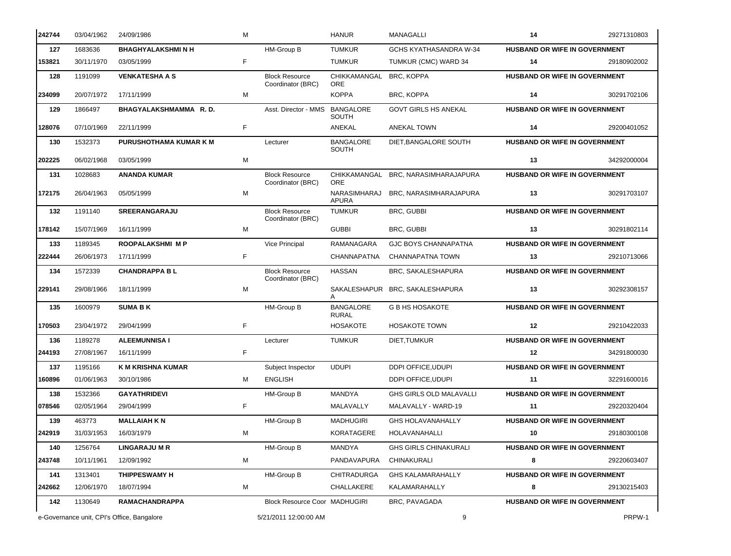| | | | | | | | | |
|---|---|---|---|---|---|---|---|---|
| 242744 | 03/04/1962 | 24/09/1986 | M | | HANUR | MANAGALLI | 14 | 29271310803 |
| 127 | 1683636 | **BHAGHYALAKSHMI N H** | | HM-Group B | TUMKUR | GCHS KYATHASANDRA W-34 | **HUSBAND OR WIFE IN GOVERNMENT** | |
| 153821 | 30/11/1970 | 03/05/1999 | F | | TUMKUR | TUMKUR (CMC) WARD 34 | 14 | 29180902002 |
| 128 | 1191099 | **VENKATESHA A S** | | Block Resource Coordinator (BRC) | CHIKKAMANGALORE | BRC, KOPPA | **HUSBAND OR WIFE IN GOVERNMENT** | |
| 234099 | 20/07/1972 | 17/11/1999 | M | | KOPPA | BRC, KOPPA | 14 | 30291702106 |
| 129 | 1866497 | **BHAGYALAKSHMAMMA R. D.** | | Asst. Director - MMS | BANGALORE SOUTH | GOVT GIRLS HS ANEKAL | **HUSBAND OR WIFE IN GOVERNMENT** | |
| 128076 | 07/10/1969 | 22/11/1999 | F | | ANEKAL | ANEKAL TOWN | 14 | 29200401052 |
| 130 | 1532373 | **PURUSHOTHAMA KUMAR K M** | | Lecturer | BANGALORE SOUTH | DIET,BANGALORE SOUTH | **HUSBAND OR WIFE IN GOVERNMENT** | |
| 202225 | 06/02/1968 | 03/05/1999 | M | | | | 13 | 34292000004 |
| 131 | 1028683 | **ANANDA KUMAR** | | Block Resource Coordinator (BRC) | CHIKKAMANGALORE | BRC, NARASIMHARAJAPURA | **HUSBAND OR WIFE IN GOVERNMENT** | |
| 172175 | 26/04/1963 | 05/05/1999 | M | | NARASIMHARAJAPURA | BRC, NARASIMHARAJAPURA | 13 | 30291703107 |
| 132 | 1191140 | **SREERANGARAJU** | | Block Resource Coordinator (BRC) | TUMKUR | BRC, GUBBI | **HUSBAND OR WIFE IN GOVERNMENT** | |
| 178142 | 15/07/1969 | 16/11/1999 | M | | GUBBI | BRC, GUBBI | 13 | 30291802114 |
| 133 | 1189345 | **ROOPALAKSHMI M P** | | Vice Principal | RAMANAGARA | GJC BOYS CHANNAPATNA | **HUSBAND OR WIFE IN GOVERNMENT** | |
| 222444 | 26/06/1973 | 17/11/1999 | F | | CHANNAPATNA | CHANNAPATNA TOWN | 13 | 29210713066 |
| 134 | 1572339 | **CHANDRAPPA B L** | | Block Resource Coordinator (BRC) | HASSAN | BRC, SAKALESHAPURA | **HUSBAND OR WIFE IN GOVERNMENT** | |
| 229141 | 29/08/1966 | 18/11/1999 | M | | SAKALESHAPURA | BRC, SAKALESHAPURA | 13 | 30292308157 |
| 135 | 1600979 | **SUMA B K** | | HM-Group B | BANGALORE RURAL | G B HS HOSAKOTE | **HUSBAND OR WIFE IN GOVERNMENT** | |
| 170503 | 23/04/1972 | 29/04/1999 | F | | HOSAKOTE | HOSAKOTE TOWN | 12 | 29210422033 |
| 136 | 1189278 | **ALEEMUNNISA I** | | Lecturer | TUMKUR | DIET,TUMKUR | **HUSBAND OR WIFE IN GOVERNMENT** | |
| 244193 | 27/08/1967 | 16/11/1999 | F | | | | 12 | 34291800030 |
| 137 | 1195166 | **K M KRISHNA KUMAR** | | Subject Inspector | UDUPI | DDPI OFFICE,UDUPI | **HUSBAND OR WIFE IN GOVERNMENT** | |
| 160896 | 01/06/1963 | 30/10/1986 | M | ENGLISH | | DDPI OFFICE,UDUPI | 11 | 32291600016 |
| 138 | 1532366 | **GAYATHRIDEVI** | | HM-Group B | MANDYA | GHS GIRLS OLD MALAVALLI | **HUSBAND OR WIFE IN GOVERNMENT** | |
| 078546 | 02/05/1964 | 29/04/1999 | F | | MALAVALLY | MALAVALLY - WARD-19 | 11 | 29220320404 |
| 139 | 463773 | **MALLAIAH K N** | | HM-Group B | MADHUGIRI | GHS HOLAVANAHALLY | **HUSBAND OR WIFE IN GOVERNMENT** | |
| 242919 | 31/03/1953 | 16/03/1979 | M | | KORATAGERE | HOLAVANAHALLI | 10 | 29180300108 |
| 140 | 1256764 | **LINGARAJU M R** | | HM-Group B | MANDYA | GHS GIRLS CHINAKURALI | **HUSBAND OR WIFE IN GOVERNMENT** | |
| 243748 | 10/11/1961 | 12/09/1992 | M | | PANDAVAPURA | CHINAKURALI | 8 | 29220603407 |
| 141 | 1313401 | **THIPPESWAMY H** | | HM-Group B | CHITRADURGA | GHS KALAMARAHALLY | **HUSBAND OR WIFE IN GOVERNMENT** | |
| 242662 | 12/06/1970 | 18/07/1994 | M | | CHALLAKERE | KALAMARAHALLY | 8 | 29130215403 |
| 142 | 1130649 | **RAMACHANDRAPPA** | | Block Resource Coor | MADHUGIRI | BRC, PAVAGADA | **HUSBAND OR WIFE IN GOVERNMENT** | |

e-Governance unit, CPI's Office, Bangalore | 5/21/2011 12:00:00 AM | PRPW-1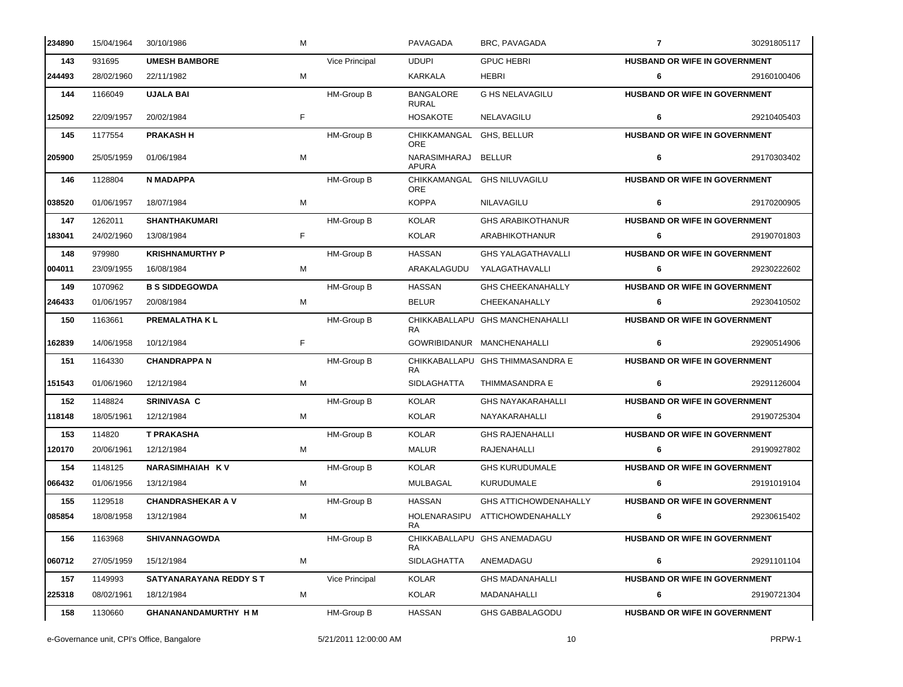| | | | | | | | | |
|---|---|---|---|---|---|---|---|---|
| 234890 | 15/04/1964 | 30/10/1986 | M | | PAVAGADA | BRC, PAVAGADA | 7 | 30291805117 |
| 143 | 931695 | **UMESH BAMBORE** | | Vice Principal | UDUPI | GPUC HEBRI | **HUSBAND OR WIFE IN GOVERNMENT** | |
| 244493 | 28/02/1960 | 22/11/1982 | M | | KARKALA | HEBRI | 6 | 29160100406 |
| 144 | 1166049 | **UJALA BAI** | | HM-Group B | BANGALORE RURAL | G HS NELAVAGILU | **HUSBAND OR WIFE IN GOVERNMENT** | |
| 125092 | 22/09/1957 | 20/02/1984 | F | | HOSAKOTE | NELAVAGILU | 6 | 29210405403 |
| 145 | 1177554 | **PRAKASH H** | | HM-Group B | CHIKKAMANGALORE | GHS, BELLUR | **HUSBAND OR WIFE IN GOVERNMENT** | |
| 205900 | 25/05/1959 | 01/06/1984 | M | | NARASIMHARAJAPURA | BELLUR | 6 | 29170303402 |
| 146 | 1128804 | **N MADAPPA** | | HM-Group B | CHIKKAMANGALORE | GHS NILUVAGILU | **HUSBAND OR WIFE IN GOVERNMENT** | |
| 038520 | 01/06/1957 | 18/07/1984 | M | | KOPPA | NILAVAGILU | 6 | 29170200905 |
| 147 | 1262011 | **SHANTHAKUMARI** | | HM-Group B | KOLAR | GHS ARABIKOTHANUR | **HUSBAND OR WIFE IN GOVERNMENT** | |
| 183041 | 24/02/1960 | 13/08/1984 | F | | KOLAR | ARABHIKOTHANUR | 6 | 29190701803 |
| 148 | 979980 | **KRISHNAMURTHY P** | | HM-Group B | HASSAN | GHS YALAGATHAVALLI | **HUSBAND OR WIFE IN GOVERNMENT** | |
| 004011 | 23/09/1955 | 16/08/1984 | M | | ARAKALAGUDU | YALAGATHAVALLI | 6 | 29230222602 |
| 149 | 1070962 | **B S SIDDEGOWDA** | | HM-Group B | HASSAN | GHS CHEEKANAHALLY | **HUSBAND OR WIFE IN GOVERNMENT** | |
| 246433 | 01/06/1957 | 20/08/1984 | M | | BELUR | CHEEKANAHALLY | 6 | 29230410502 |
| 150 | 1163661 | **PREMALATHA K L** | | HM-Group B | CHIKKABALLAPURA | GHS MANCHENAHALLI | **HUSBAND OR WIFE IN GOVERNMENT** | |
| 162839 | 14/06/1958 | 10/12/1984 | F | | GOWRIBIDANUR | MANCHENAHALLI | 6 | 29290514906 |
| 151 | 1164330 | **CHANDRAPPA N** | | HM-Group B | CHIKKABALLAPURA | GHS THIMMASANDRA E | **HUSBAND OR WIFE IN GOVERNMENT** | |
| 151543 | 01/06/1960 | 12/12/1984 | M | | SIDLAGHATTA | THIMMASANDRA E | 6 | 29291126004 |
| 152 | 1148824 | **SRINIVASA C** | | HM-Group B | KOLAR | GHS NAYAKARAHALLI | **HUSBAND OR WIFE IN GOVERNMENT** | |
| 118148 | 18/05/1961 | 12/12/1984 | M | | KOLAR | NAYAKARAHALLI | 6 | 29190725304 |
| 153 | 114820 | **T PRAKASHA** | | HM-Group B | KOLAR | GHS RAJENAHALLI | **HUSBAND OR WIFE IN GOVERNMENT** | |
| 120170 | 20/06/1961 | 12/12/1984 | M | | MALUR | RAJENAHALLI | 6 | 29190927802 |
| 154 | 1148125 | **NARASIMHAIAH K V** | | HM-Group B | KOLAR | GHS KURUDUMALE | **HUSBAND OR WIFE IN GOVERNMENT** | |
| 066432 | 01/06/1956 | 13/12/1984 | M | | MULBAGAL | KURUDUMALE | 6 | 29191019104 |
| 155 | 1129518 | **CHANDRASHEKAR A V** | | HM-Group B | HASSAN | GHS ATTICHOWDENAHALLY | **HUSBAND OR WIFE IN GOVERNMENT** | |
| 085854 | 18/08/1958 | 13/12/1984 | M | | HOLENARASIPURA | ATTICHOWDENAHALLY | 6 | 29230615402 |
| 156 | 1163968 | **SHIVANNAGOWDA** | | HM-Group B | CHIKKABALLAPURA | GHS ANEMADAGU | **HUSBAND OR WIFE IN GOVERNMENT** | |
| 060712 | 27/05/1959 | 15/12/1984 | M | | SIDLAGHATTA | ANEMADAGU | 6 | 29291101104 |
| 157 | 1149993 | **SATYANARAYANA REDDY S T** | | Vice Principal | KOLAR | GHS MADANAHALLI | **HUSBAND OR WIFE IN GOVERNMENT** | |
| 225318 | 08/02/1961 | 18/12/1984 | M | | KOLAR | MADANAHALLI | 6 | 29190721304 |
| 158 | 1130660 | **GHANANANDAMURTHY H M** | | HM-Group B | HASSAN | GHS GABBALAGODU | **HUSBAND OR WIFE IN GOVERNMENT** | |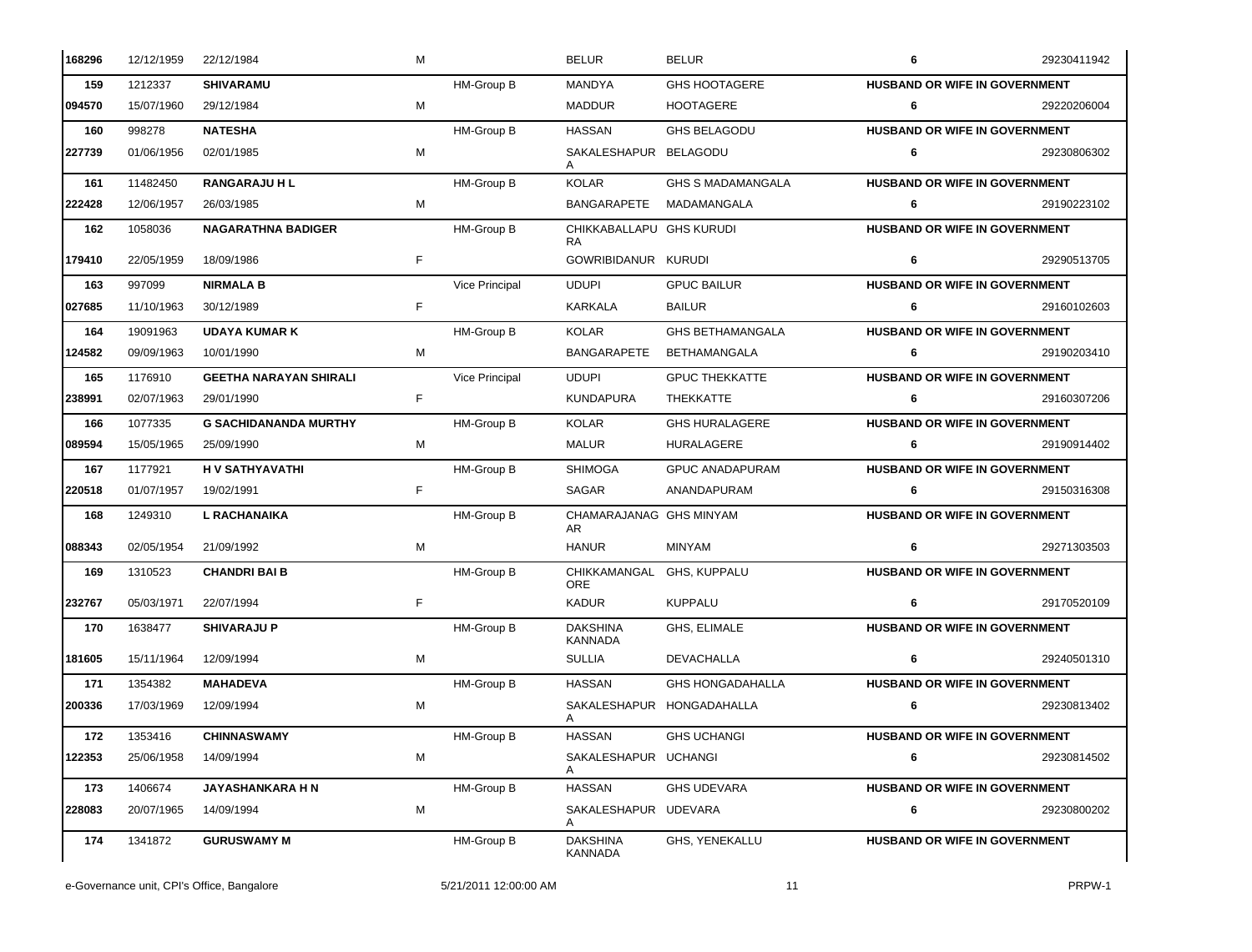| | | | | | | | | |
|---|---|---|---|---|---|---|---|---|
| 168296 | 12/12/1959 | 22/12/1984 | M | | BELUR | BELUR | 6 | 29230411942 |
| 159 | 1212337 | **SHIVARAMU** | | HM-Group B | MANDYA | GHS HOOTAGERE | **HUSBAND OR WIFE IN GOVERNMENT** | |
| 094570 | 15/07/1960 | 29/12/1984 | M | | MADDUR | HOOTAGERE | 6 | 29220206004 |
| 160 | 998278 | **NATESHA** | | HM-Group B | HASSAN | GHS BELAGODU | **HUSBAND OR WIFE IN GOVERNMENT** | |
| 227739 | 01/06/1956 | 02/01/1985 | M | | SAKALESHAPUR A | BELAGODU | 6 | 29230806302 |
| 161 | 11482450 | **RANGARAJU H L** | | HM-Group B | KOLAR | GHS S MADAMANGALA | **HUSBAND OR WIFE IN GOVERNMENT** | |
| 222428 | 12/06/1957 | 26/03/1985 | M | | BANGARAPETE | MADAMANGALA | 6 | 29190223102 |
| 162 | 1058036 | **NAGARATHNA BADIGER** | | HM-Group B | CHIKKABALLAPU RA | GHS KURUDI | **HUSBAND OR WIFE IN GOVERNMENT** | |
| 179410 | 22/05/1959 | 18/09/1986 | F | | GOWRIBIDANUR | KURUDI | 6 | 29290513705 |
| 163 | 997099 | **NIRMALA B** | | Vice Principal | UDUPI | GPUC BAILUR | **HUSBAND OR WIFE IN GOVERNMENT** | |
| 027685 | 11/10/1963 | 30/12/1989 | F | | KARKALA | BAILUR | 6 | 29160102603 |
| 164 | 19091963 | **UDAYA KUMAR K** | | HM-Group B | KOLAR | GHS BETHAMANGALA | **HUSBAND OR WIFE IN GOVERNMENT** | |
| 124582 | 09/09/1963 | 10/01/1990 | M | | BANGARAPETE | BETHAMANGALA | 6 | 29190203410 |
| 165 | 1176910 | **GEETHA NARAYAN SHIRALI** | | Vice Principal | UDUPI | GPUC THEKKATTE | **HUSBAND OR WIFE IN GOVERNMENT** | |
| 238991 | 02/07/1963 | 29/01/1990 | F | | KUNDAPURA | THEKKATTE | 6 | 29160307206 |
| 166 | 1077335 | **G SACHIDANANDA MURTHY** | | HM-Group B | KOLAR | GHS HURALAGERE | **HUSBAND OR WIFE IN GOVERNMENT** | |
| 089594 | 15/05/1965 | 25/09/1990 | M | | MALUR | HURALAGERE | 6 | 29190914402 |
| 167 | 1177921 | **H V SATHYAVATHI** | | HM-Group B | SHIMOGA | GPUC ANADAPURAM | **HUSBAND OR WIFE IN GOVERNMENT** | |
| 220518 | 01/07/1957 | 19/02/1991 | F | | SAGAR | ANANDAPURAM | 6 | 29150316308 |
| 168 | 1249310 | **L RACHANAIKA** | | HM-Group B | CHAMARAJANAG AR | GHS MINYAM | **HUSBAND OR WIFE IN GOVERNMENT** | |
| 088343 | 02/05/1954 | 21/09/1992 | M | | HANUR | MINYAM | 6 | 29271303503 |
| 169 | 1310523 | **CHANDRI BAI B** | | HM-Group B | CHIKKAMANGAL ORE | GHS, KUPPALU | **HUSBAND OR WIFE IN GOVERNMENT** | |
| 232767 | 05/03/1971 | 22/07/1994 | F | | KADUR | KUPPALU | 6 | 29170520109 |
| 170 | 1638477 | **SHIVARAJU P** | | HM-Group B | DAKSHINA KANNADA | GHS, ELIMALE | **HUSBAND OR WIFE IN GOVERNMENT** | |
| 181605 | 15/11/1964 | 12/09/1994 | M | | SULLIA | DEVACHALLA | 6 | 29240501310 |
| 171 | 1354382 | **MAHADEVA** | | HM-Group B | HASSAN | GHS HONGADAHALLA | **HUSBAND OR WIFE IN GOVERNMENT** | |
| 200336 | 17/03/1969 | 12/09/1994 | M | | SAKALESHAPUR A | HONGADAHALLA | 6 | 29230813402 |
| 172 | 1353416 | **CHINNASWAMY** | | HM-Group B | HASSAN | GHS UCHANGI | **HUSBAND OR WIFE IN GOVERNMENT** | |
| 122353 | 25/06/1958 | 14/09/1994 | M | | SAKALESHAPUR A | UCHANGI | 6 | 29230814502 |
| 173 | 1406674 | **JAYASHANKARA H N** | | HM-Group B | HASSAN | GHS UDEVARA | **HUSBAND OR WIFE IN GOVERNMENT** | |
| 228083 | 20/07/1965 | 14/09/1994 | M | | SAKALESHAPUR A | UDEVARA | 6 | 29230800202 |
| 174 | 1341872 | **GURUSWAMY M** | | HM-Group B | DAKSHINA KANNADA | GHS, YENEKALLU | **HUSBAND OR WIFE IN GOVERNMENT** | |

e-Governance unit, CPI's Office, Bangalore 5/21/2011 12:00:00 AM PRPW-1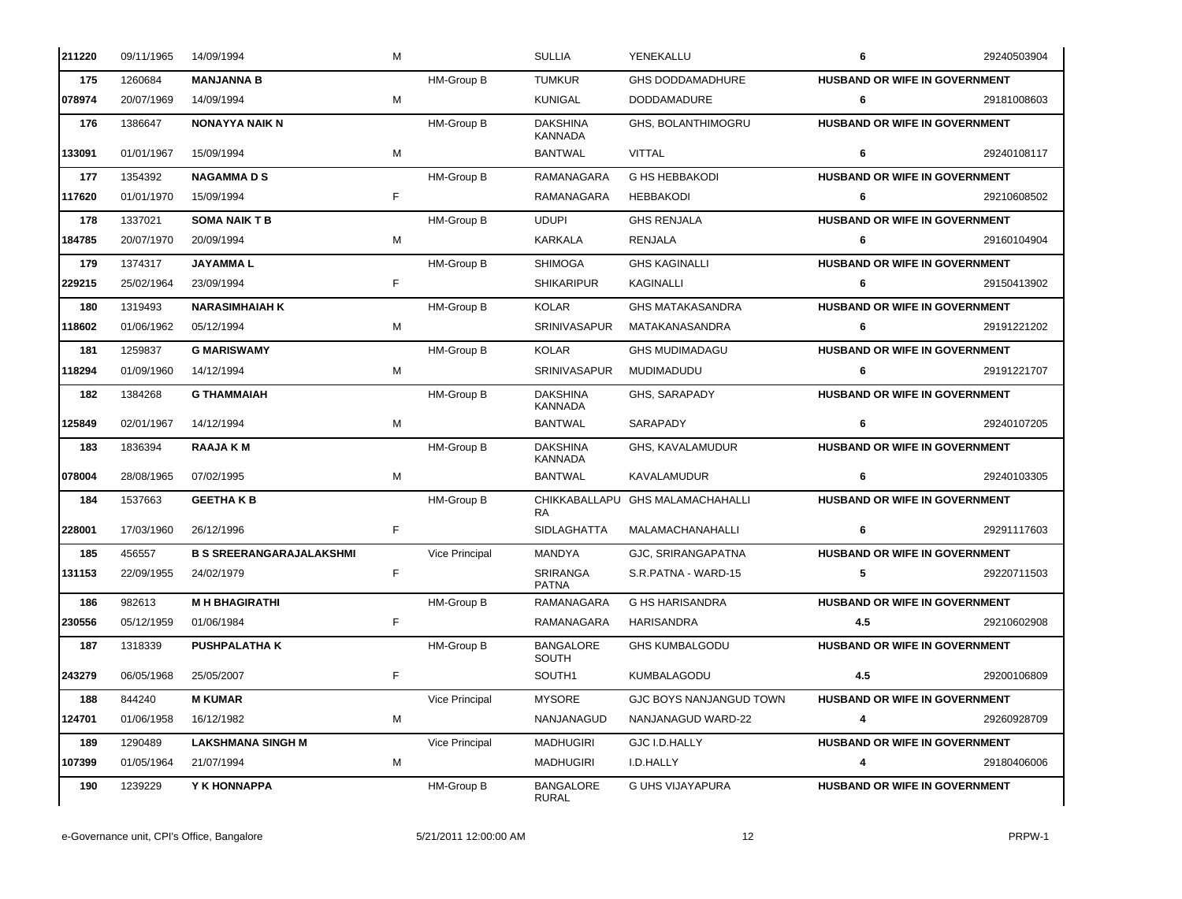| | | | | | | | | |
|---|---|---|---|---|---|---|---|---|
| 211220 | 09/11/1965 | 14/09/1994 | M | | SULLIA | YENEKALLU | 6 | 29240503904 |
| 175 | 1260684 | **MANJANNA B** | | HM-Group B | TUMKUR | GHS DODDAMADHURE | **HUSBAND OR WIFE IN GOVERNMENT** | |
| 078974 | 20/07/1969 | 14/09/1994 | M | | KUNIGAL | DODDAMADURE | 6 | 29181008603 |
| 176 | 1386647 | **NONAYYA NAIK N** | | HM-Group B | DAKSHINA KANNADA | GHS, BOLANTHIMOGRU | **HUSBAND OR WIFE IN GOVERNMENT** | |
| 133091 | 01/01/1967 | 15/09/1994 | M | | BANTWAL | VITTAL | 6 | 29240108117 |
| 177 | 1354392 | **NAGAMMA D S** | | HM-Group B | RAMANAGARA | G HS HEBBAKODI | **HUSBAND OR WIFE IN GOVERNMENT** | |
| 117620 | 01/01/1970 | 15/09/1994 | F | | RAMANAGARA | HEBBAKODI | 6 | 29210608502 |
| 178 | 1337021 | **SOMA NAIK T B** | | HM-Group B | UDUPI | GHS RENJALA | **HUSBAND OR WIFE IN GOVERNMENT** | |
| 184785 | 20/07/1970 | 20/09/1994 | M | | KARKALA | RENJALA | 6 | 29160104904 |
| 179 | 1374317 | **JAYAMMA L** | | HM-Group B | SHIMOGA | GHS KAGINALLI | **HUSBAND OR WIFE IN GOVERNMENT** | |
| 229215 | 25/02/1964 | 23/09/1994 | F | | SHIKARIPUR | KAGINALLI | 6 | 29150413902 |
| 180 | 1319493 | **NARASIMHAIAH K** | | HM-Group B | KOLAR | GHS MATAKASANDRA | **HUSBAND OR WIFE IN GOVERNMENT** | |
| 118602 | 01/06/1962 | 05/12/1994 | M | | SRINIVASAPUR | MATAKANASANDRA | 6 | 29191221202 |
| 181 | 1259837 | **G MARISWAMY** | | HM-Group B | KOLAR | GHS MUDIMADAGU | **HUSBAND OR WIFE IN GOVERNMENT** | |
| 118294 | 01/09/1960 | 14/12/1994 | M | | SRINIVASAPUR | MUDIMADUDU | 6 | 29191221707 |
| 182 | 1384268 | **G THAMMAIAH** | | HM-Group B | DAKSHINA KANNADA | GHS, SARAPADY | **HUSBAND OR WIFE IN GOVERNMENT** | |
| 125849 | 02/01/1967 | 14/12/1994 | M | | BANTWAL | SARAPADY | 6 | 29240107205 |
| 183 | 1836394 | **RAAJA K M** | | HM-Group B | DAKSHINA KANNADA | GHS, KAVALAMUDUR | **HUSBAND OR WIFE IN GOVERNMENT** | |
| 078004 | 28/08/1965 | 07/02/1995 | M | | BANTWAL | KAVALAMUDUR | 6 | 29240103305 |
| 184 | 1537663 | **GEETHA K B** | | HM-Group B | CHIKKABALLAPURA | GHS MALAMACHAHALLI | **HUSBAND OR WIFE IN GOVERNMENT** | |
| 228001 | 17/03/1960 | 26/12/1996 | F | | SIDLAGHATTA | MALAMACHANAHALLI | 6 | 29291117603 |
| 185 | 456557 | **B S SREERANGARAJALAKSHMI** | | Vice Principal | MANDYA | GJC, SRIRANGAPATNA | **HUSBAND OR WIFE IN GOVERNMENT** | |
| 131153 | 22/09/1955 | 24/02/1979 | F | | SRIRANGA PATNA | S.R.PATNA - WARD-15 | 5 | 29220711503 |
| 186 | 982613 | **M H BHAGIRATHI** | | HM-Group B | RAMANAGARA | G HS HARISANDRA | **HUSBAND OR WIFE IN GOVERNMENT** | |
| 230556 | 05/12/1959 | 01/06/1984 | F | | RAMANAGARA | HARISANDRA | 4.5 | 29210602908 |
| 187 | 1318339 | **PUSHPALATHA K** | | HM-Group B | BANGALORE SOUTH | GHS KUMBALGODU | **HUSBAND OR WIFE IN GOVERNMENT** | |
| 243279 | 06/05/1968 | 25/05/2007 | F | | SOUTH1 | KUMBALAGODU | 4.5 | 29200106809 |
| 188 | 844240 | **M KUMAR** | | Vice Principal | MYSORE | GJC BOYS NANJANGUD TOWN | **HUSBAND OR WIFE IN GOVERNMENT** | |
| 124701 | 01/06/1958 | 16/12/1982 | M | | NANJANAGUD | NANJANAGUD WARD-22 | 4 | 29260928709 |
| 189 | 1290489 | **LAKSHMANA SINGH M** | | Vice Principal | MADHUGIRI | GJC I.D.HALLY | **HUSBAND OR WIFE IN GOVERNMENT** | |
| 107399 | 01/05/1964 | 21/07/1994 | M | | MADHUGIRI | I.D.HALLY | 4 | 29180406006 |
| 190 | 1239229 | **Y K HONNAPPA** | | HM-Group B | BANGALORE RURAL | G UHS VIJAYAPURA | **HUSBAND OR WIFE IN GOVERNMENT** | |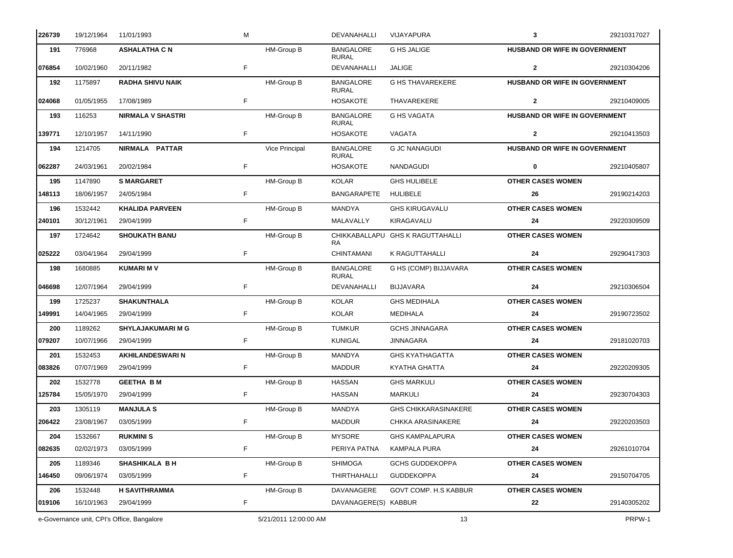| | | | | | | | | |
|---|---|---|---|---|---|---|---|---|
| 226739 | 19/12/1964 | 11/01/1993 | M | | DEVANAHALLI | VIJAYAPURA | 3 | 29210317027 |
| 191 | 776968 | **ASHALATHA C N** | | HM-Group B | BANGALORE RURAL | G HS JALIGE | **HUSBAND OR WIFE IN GOVERNMENT** | |
| 076854 | 10/02/1960 | 20/11/1982 | F | | DEVANAHALLI | JALIGE | **2** | 29210304206 |
| 192 | 1175897 | **RADHA SHIVU NAIK** | | HM-Group B | BANGALORE RURAL | G HS THAVAREKERE | **HUSBAND OR WIFE IN GOVERNMENT** | |
| 024068 | 01/05/1955 | 17/08/1989 | F | | HOSAKOTE | THAVAREKERE | **2** | 29210409005 |
| 193 | 116253 | **NIRMALA V SHASTRI** | | HM-Group B | BANGALORE RURAL | G HS VAGATA | **HUSBAND OR WIFE IN GOVERNMENT** | |
| 139771 | 12/10/1957 | 14/11/1990 | F | | HOSAKOTE | VAGATA | **2** | 29210413503 |
| 194 | 1214705 | **NIRMALA PATTAR** | | Vice Principal | BANGALORE RURAL | G JC NANAGUDI | **HUSBAND OR WIFE IN GOVERNMENT** | |
| 062287 | 24/03/1961 | 20/02/1984 | F | | HOSAKOTE | NANDAGUDI | **0** | 29210405807 |
| 195 | 1147890 | **S MARGARET** | | HM-Group B | KOLAR | GHS HULIBELE | **OTHER CASES WOMEN** | |
| 148113 | 18/06/1957 | 24/05/1984 | F | | BANGARAPETE | HULIBELE | **26** | 29190214203 |
| 196 | 1532442 | **KHALIDA PARVEEN** | | HM-Group B | MANDYA | GHS KIRUGAVALU | **OTHER CASES WOMEN** | |
| 240101 | 30/12/1961 | 29/04/1999 | F | | MALAVALLY | KIRAGAVALU | **24** | 29220309509 |
| 197 | 1724642 | **SHOUKATH BANU** | | HM-Group B | CHIKKABALLAPURA | GHS K RAGUTTAHALLI | **OTHER CASES WOMEN** | |
| 025222 | 03/04/1964 | 29/04/1999 | F | | CHINTAMANI | K RAGUTTAHALLI | **24** | 29290417303 |
| 198 | 1680885 | **KUMARI M V** | | HM-Group B | BANGALORE RURAL | G HS (COMP) BIJJAVARA | **OTHER CASES WOMEN** | |
| 046698 | 12/07/1964 | 29/04/1999 | F | | DEVANAHALLI | BIJJAVARA | **24** | 29210306504 |
| 199 | 1725237 | **SHAKUNTHALA** | | HM-Group B | KOLAR | GHS MEDIHALA | **OTHER CASES WOMEN** | |
| 149991 | 14/04/1965 | 29/04/1999 | F | | KOLAR | MEDIHALA | **24** | 29190723502 |
| 200 | 1189262 | **SHYLAJAKUMARI M G** | | HM-Group B | TUMKUR | GCHS JINNAGARA | **OTHER CASES WOMEN** | |
| 079207 | 10/07/1966 | 29/04/1999 | F | | KUNIGAL | JINNAGARA | **24** | 29181020703 |
| 201 | 1532453 | **AKHILANDESWARI N** | | HM-Group B | MANDYA | GHS KYATHAGATTA | **OTHER CASES WOMEN** | |
| 083826 | 07/07/1969 | 29/04/1999 | F | | MADDUR | KYATHA GHATTA | **24** | 29220209305 |
| 202 | 1532778 | **GEETHA B M** | | HM-Group B | HASSAN | GHS MARKULI | **OTHER CASES WOMEN** | |
| 125784 | 15/05/1970 | 29/04/1999 | F | | HASSAN | MARKULI | **24** | 29230704303 |
| 203 | 1305119 | **MANJULA S** | | HM-Group B | MANDYA | GHS CHIKKARASINAKERE | **OTHER CASES WOMEN** | |
| 206422 | 23/08/1967 | 03/05/1999 | F | | MADDUR | CHKKA ARASINAKERE | **24** | 29220203503 |
| 204 | 1532667 | **RUKMINI S** | | HM-Group B | MYSORE | GHS KAMPALAPURA | **OTHER CASES WOMEN** | |
| 082635 | 02/02/1973 | 03/05/1999 | F | | PERIYA PATNA | KAMPALA PURA | **24** | 29261010704 |
| 205 | 1189346 | **SHASHIKALA B H** | | HM-Group B | SHIMOGA | GCHS GUDDEKOPPA | **OTHER CASES WOMEN** | |
| 146450 | 09/06/1974 | 03/05/1999 | F | | THIRTHAHALLI | GUDDEKOPPA | **24** | 29150704705 |
| 206 | 1532448 | **H SAVITHRAMMA** | | HM-Group B | DAVANAGERE | GOVT COMP. H.S KABBUR | **OTHER CASES WOMEN** | |
| 019106 | 16/10/1963 | 29/04/1999 | F | | DAVANAGERE(S) | KABBUR | **22** | 29140305202 |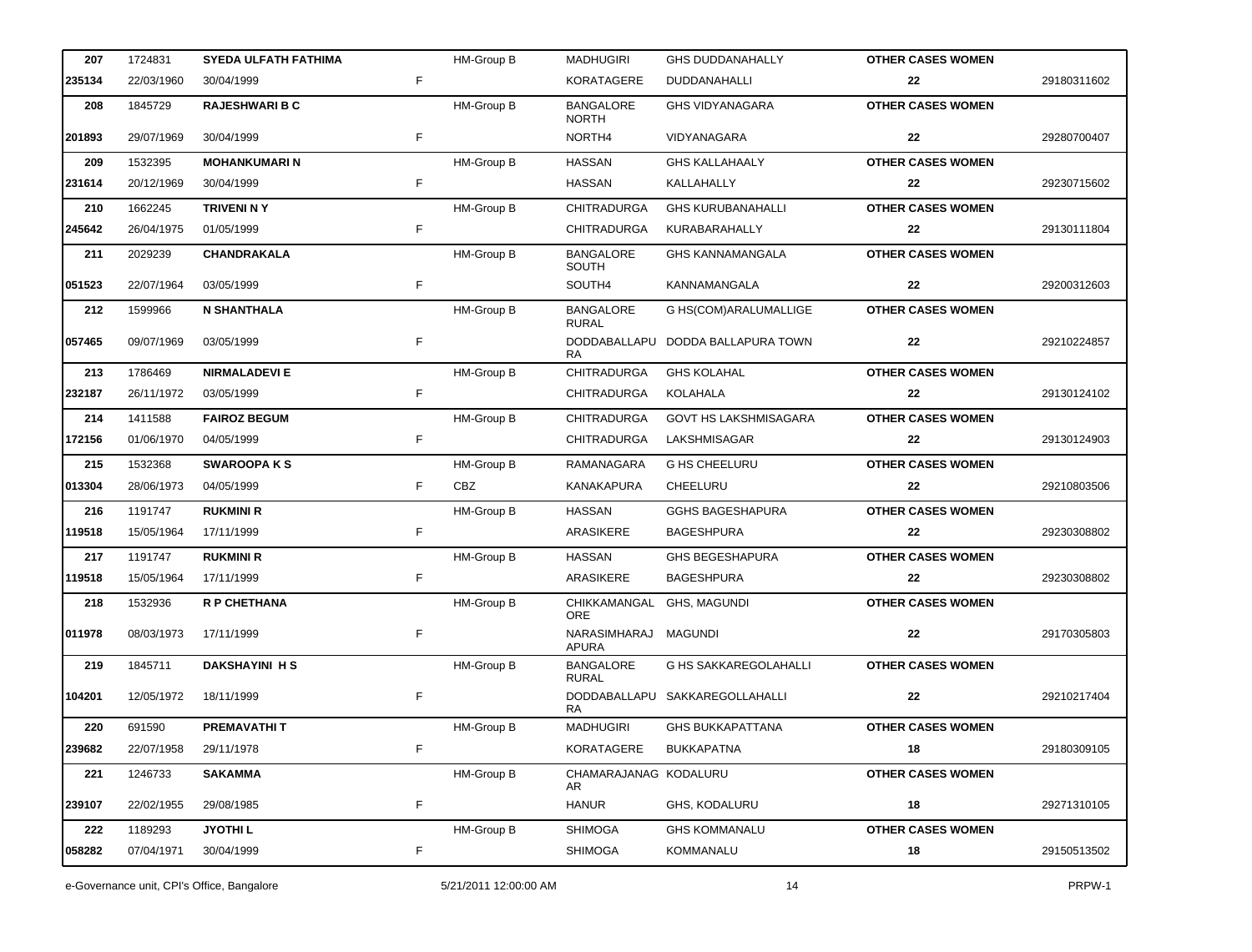| | | | | | | | | |
|---|---|---|---|---|---|---|---|---|
| 207 | 1724831 | **SYEDA ULFATH FATHIMA** | | HM-Group B | MADHUGIRI | GHS DUDDANAHALLY | **OTHER CASES WOMEN** | |
| 235134 | 22/03/1960 | 30/04/1999 | F | | KORATAGERE | DUDDANAHALLI | **22** | 29180311602 |
| 208 | 1845729 | **RAJESHWARI B C** | | HM-Group B | BANGALORE NORTH | GHS VIDYANAGARA | **OTHER CASES WOMEN** | |
| 201893 | 29/07/1969 | 30/04/1999 | F | | NORTH4 | VIDYANAGARA | **22** | 29280700407 |
| 209 | 1532395 | **MOHANKUMARI N** | | HM-Group B | HASSAN | GHS KALLAHAALY | **OTHER CASES WOMEN** | |
| 231614 | 20/12/1969 | 30/04/1999 | F | | HASSAN | KALLAHALLY | **22** | 29230715602 |
| 210 | 1662245 | **TRIVENI N Y** | | HM-Group B | CHITRADURGA | GHS KURUBANAHALLI | **OTHER CASES WOMEN** | |
| 245642 | 26/04/1975 | 01/05/1999 | F | | CHITRADURGA | KURABARAHALLY | **22** | 29130111804 |
| 211 | 2029239 | **CHANDRAKALA** | | HM-Group B | BANGALORE SOUTH | GHS KANNAMANGALA | **OTHER CASES WOMEN** | |
| 051523 | 22/07/1964 | 03/05/1999 | F | | SOUTH4 | KANNAMANGALA | **22** | 29200312603 |
| 212 | 1599966 | **N SHANTHALA** | | HM-Group B | BANGALORE RURAL | G HS(COM)ARALUMALLIGE | **OTHER CASES WOMEN** | |
| 057465 | 09/07/1969 | 03/05/1999 | F | | DODDABALLAPU RA | DODDA BALLAPURA TOWN | **22** | 29210224857 |
| 213 | 1786469 | **NIRMALADEVI E** | | HM-Group B | CHITRADURGA | GHS KOLAHAL | **OTHER CASES WOMEN** | |
| 232187 | 26/11/1972 | 03/05/1999 | F | | CHITRADURGA | KOLAHALA | **22** | 29130124102 |
| 214 | 1411588 | **FAIROZ BEGUM** | | HM-Group B | CHITRADURGA | GOVT HS LAKSHMISAGARA | **OTHER CASES WOMEN** | |
| 172156 | 01/06/1970 | 04/05/1999 | F | | CHITRADURGA | LAKSHMISAGAR | **22** | 29130124903 |
| 215 | 1532368 | **SWAROOPA K S** | | HM-Group B | RAMANAGARA | G HS CHEELURU | **OTHER CASES WOMEN** | |
| 013304 | 28/06/1973 | 04/05/1999 | F | CBZ | KANAKAPURA | CHEELURU | **22** | 29210803506 |
| 216 | 1191747 | **RUKMINI R** | | HM-Group B | HASSAN | GGHS BAGESHAPURA | **OTHER CASES WOMEN** | |
| 119518 | 15/05/1964 | 17/11/1999 | F | | ARASIKERE | BAGESHPURA | **22** | 29230308802 |
| 217 | 1191747 | **RUKMINI R** | | HM-Group B | HASSAN | GHS BEGESHAPURA | **OTHER CASES WOMEN** | |
| 119518 | 15/05/1964 | 17/11/1999 | F | | ARASIKERE | BAGESHPURA | **22** | 29230308802 |
| 218 | 1532936 | **R P CHETHANA** | | HM-Group B | CHIKKAMANGAL ORE | GHS, MAGUNDI | **OTHER CASES WOMEN** | |
| 011978 | 08/03/1973 | 17/11/1999 | F | | NARASIMHARAJ APURA | MAGUNDI | **22** | 29170305803 |
| 219 | 1845711 | **DAKSHAYINI H S** | | HM-Group B | BANGALORE RURAL | G HS SAKKAREGOLAHALLI | **OTHER CASES WOMEN** | |
| 104201 | 12/05/1972 | 18/11/1999 | F | | DODDABALLAPU RA | SAKKAREGOLLAHALLI | **22** | 29210217404 |
| 220 | 691590 | **PREMAVATHI T** | | HM-Group B | MADHUGIRI | GHS BUKKAPATTANA | **OTHER CASES WOMEN** | |
| 239682 | 22/07/1958 | 29/11/1978 | F | | KORATAGERE | BUKKAPATNA | **18** | 29180309105 |
| 221 | 1246733 | **SAKAMMA** | | HM-Group B | CHAMARAJANAG AR | KODALURU | **OTHER CASES WOMEN** | |
| 239107 | 22/02/1955 | 29/08/1985 | F | | HANUR | GHS, KODALURU | **18** | 29271310105 |
| 222 | 1189293 | **JYOTHI L** | | HM-Group B | SHIMOGA | GHS KOMMANALU | **OTHER CASES WOMEN** | |
| 058282 | 07/04/1971 | 30/04/1999 | F | | SHIMOGA | KOMMANALU | **18** | 29150513502 |

e-Governance unit, CPI's Office, Bangalore 5/21/2011 12:00:00 AM PRPW-1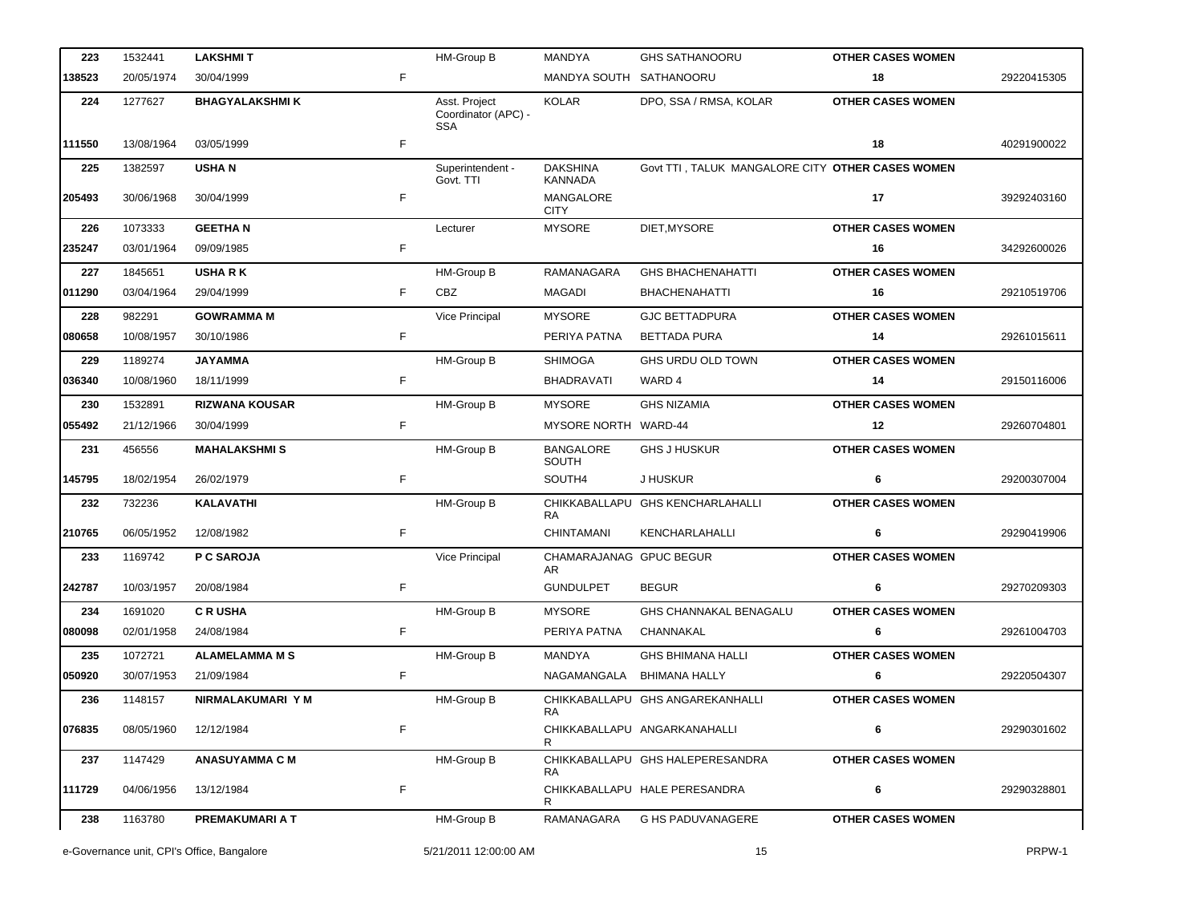| | | | | | | | | |
|---|---|---|---|---|---|---|---|---|
| 223 | 1532441 | **LAKSHMI T** | | HM-Group B | MANDYA | GHS SATHANOORU | **OTHER CASES WOMEN** | |
| 138523 | 20/05/1974 | 30/04/1999 | F | | MANDYA SOUTH | SATHANOORU | 18 | 29220415305 |
| 224 | 1277627 | **BHAGYALAKSHMI K** | | Asst. Project Coordinator (APC) - SSA | KOLAR | DPO, SSA / RMSA, KOLAR | **OTHER CASES WOMEN** | |
| 111550 | 13/08/1964 | 03/05/1999 | F | | | | 18 | 40291900022 |
| 225 | 1382597 | **USHA N** | | Superintendent - Govt. TTI | DAKSHINA KANNADA | Govt TTI , TALUK MANGALORE CITY | **OTHER CASES WOMEN** | |
| 205493 | 30/06/1968 | 30/04/1999 | F | | MANGALORE CITY | | 17 | 39292403160 |
| 226 | 1073333 | **GEETHA N** | | Lecturer | MYSORE | DIET,MYSORE | **OTHER CASES WOMEN** | |
| 235247 | 03/01/1964 | 09/09/1985 | F | | | | 16 | 34292600026 |
| 227 | 1845651 | **USHA R K** | | HM-Group B | RAMANAGARA | GHS BHACHENAHATTI | **OTHER CASES WOMEN** | |
| 011290 | 03/04/1964 | 29/04/1999 | F | CBZ | MAGADI | BHACHENAHATTI | 16 | 29210519706 |
| 228 | 982291 | **GOWRAMMA M** | | Vice Principal | MYSORE | GJC BETTADPURA | **OTHER CASES WOMEN** | |
| 080658 | 10/08/1957 | 30/10/1986 | F | | PERIYA PATNA | BETTADA PURA | 14 | 29261015611 |
| 229 | 1189274 | **JAYAMMA** | | HM-Group B | SHIMOGA | GHS URDU OLD TOWN | **OTHER CASES WOMEN** | |
| 036340 | 10/08/1960 | 18/11/1999 | F | | BHADRAVATI | WARD 4 | 14 | 29150116006 |
| 230 | 1532891 | **RIZWANA KOUSAR** | | HM-Group B | MYSORE | GHS NIZAMIA | **OTHER CASES WOMEN** | |
| 055492 | 21/12/1966 | 30/04/1999 | F | | MYSORE NORTH | WARD-44 | 12 | 29260704801 |
| 231 | 456556 | **MAHALAKSHMI S** | | HM-Group B | BANGALORE SOUTH | GHS J HUSKUR | **OTHER CASES WOMEN** | |
| 145795 | 18/02/1954 | 26/02/1979 | F | | SOUTH4 | J HUSKUR | 6 | 29200307004 |
| 232 | 732236 | **KALAVATHI** | | HM-Group B | CHIKKABALLAPURA | GHS KENCHARLAHALLI | **OTHER CASES WOMEN** | |
| 210765 | 06/05/1952 | 12/08/1982 | F | | CHINTAMANI | KENCHARLAHALLI | 6 | 29290419906 |
| 233 | 1169742 | **P C SAROJA** | | Vice Principal | CHAMARAJANAGAR | GPUC BEGUR | **OTHER CASES WOMEN** | |
| 242787 | 10/03/1957 | 20/08/1984 | F | | GUNDULPET | BEGUR | 6 | 29270209303 |
| 234 | 1691020 | **C R USHA** | | HM-Group B | MYSORE | GHS CHANNAKAL BENAGALU | **OTHER CASES WOMEN** | |
| 080098 | 02/01/1958 | 24/08/1984 | F | | PERIYA PATNA | CHANNAKAL | 6 | 29261004703 |
| 235 | 1072721 | **ALAMELAMMA M S** | | HM-Group B | MANDYA | GHS BHIMANA HALLI | **OTHER CASES WOMEN** | |
| 050920 | 30/07/1953 | 21/09/1984 | F | | NAGAMANGALA | BHIMANA HALLY | 6 | 29220504307 |
| 236 | 1148157 | **NIRMALAKUMARI Y M** | | HM-Group B | CHIKKABALLAPURA | GHS ANGAREKANHALLI | **OTHER CASES WOMEN** | |
| 076835 | 08/05/1960 | 12/12/1984 | F | | CHIKKABALLAPUR | ANGARKANAHALLI | 6 | 29290301602 |
| 237 | 1147429 | **ANASUYAMMA C M** | | HM-Group B | CHIKKABALLAPURA | GHS HALEPERESANDRA | **OTHER CASES WOMEN** | |
| 111729 | 04/06/1956 | 13/12/1984 | F | | CHIKKABALLAPUR | HALE PERESANDRA | 6 | 29290328801 |
| 238 | 1163780 | **PREMAKUMARI A T** | | HM-Group B | RAMANAGARA | G HS PADUVANAGERE | **OTHER CASES WOMEN** | |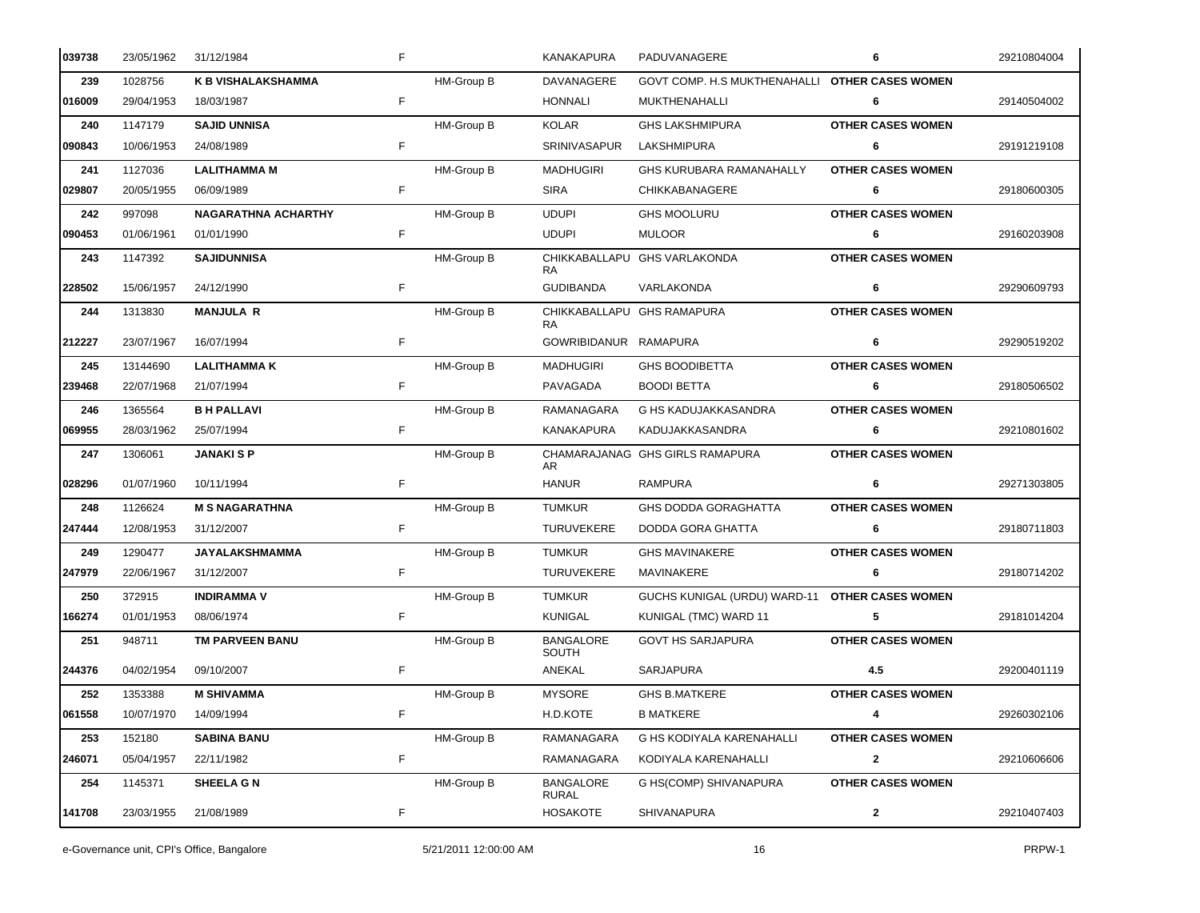| | | | | | | | | |
|---|---|---|---|---|---|---|---|---|
| 039738 | 23/05/1962 | 31/12/1984 | F | | KANAKAPURA | PADUVANAGERE | 6 | 29210804004 |
| 239 | 1028756 | **K B VISHALAKSHAMMA** | | HM-Group B | DAVANAGERE | GOVT COMP. H.S MUKTHENAHALLI | **OTHER CASES WOMEN** | |
| 016009 | 29/04/1953 | 18/03/1987 | F | | HONNALI | MUKTHENAHALLI | 6 | 29140504002 |
| 240 | 1147179 | **SAJID UNNISA** | | HM-Group B | KOLAR | GHS LAKSHMIPURA | **OTHER CASES WOMEN** | |
| 090843 | 10/06/1953 | 24/08/1989 | F | | SRINIVASAPUR | LAKSHMIPURA | 6 | 29191219108 |
| 241 | 1127036 | **LALITHAMMA M** | | HM-Group B | MADHUGIRI | GHS KURUBARA RAMANAHALLY | **OTHER CASES WOMEN** | |
| 029807 | 20/05/1955 | 06/09/1989 | F | | SIRA | CHIKKABANAGERE | 6 | 29180600305 |
| 242 | 997098 | **NAGARATHNA ACHARTHY** | | HM-Group B | UDUPI | GHS MOOLURU | **OTHER CASES WOMEN** | |
| 090453 | 01/06/1961 | 01/01/1990 | F | | UDUPI | MULOOR | 6 | 29160203908 |
| 243 | 1147392 | **SAJIDUNNISA** | | HM-Group B | CHIKKABALLAPURA | GHS VARLAKONDA | **OTHER CASES WOMEN** | |
| 228502 | 15/06/1957 | 24/12/1990 | F | | GUDIBANDA | VARLAKONDA | 6 | 29290609793 |
| 244 | 1313830 | **MANJULA R** | | HM-Group B | CHIKKABALLAPURA | GHS RAMAPURA | **OTHER CASES WOMEN** | |
| 212227 | 23/07/1967 | 16/07/1994 | F | | GOWRIBIDANUR | RAMAPURA | 6 | 29290519202 |
| 245 | 13144690 | **LALITHAMMA K** | | HM-Group B | MADHUGIRI | GHS BOODIBETTA | **OTHER CASES WOMEN** | |
| 239468 | 22/07/1968 | 21/07/1994 | F | | PAVAGADA | BOODI BETTA | 6 | 29180506502 |
| 246 | 1365564 | **B H PALLAVI** | | HM-Group B | RAMANAGARA | G HS KADUJAKKASANDRA | **OTHER CASES WOMEN** | |
| 069955 | 28/03/1962 | 25/07/1994 | F | | KANAKAPURA | KADUJAKKASANDRA | 6 | 29210801602 |
| 247 | 1306061 | **JANAKI S P** | | HM-Group B | CHAMARAJANAGAR | GHS GIRLS RAMPURA | **OTHER CASES WOMEN** | |
| 028296 | 01/07/1960 | 10/11/1994 | F | | HANUR | RAMPURA | 6 | 29271303805 |
| 248 | 1126624 | **M S NAGARATHNA** | | HM-Group B | TUMKUR | GHS DODDA GORAGHATTA | **OTHER CASES WOMEN** | |
| 247444 | 12/08/1953 | 31/12/2007 | F | | TURUVEKERE | DODDA GORA GHATTA | 6 | 29180711803 |
| 249 | 1290477 | **JAYALAKSHMAMMA** | | HM-Group B | TUMKUR | GHS MAVINAKERE | **OTHER CASES WOMEN** | |
| 247979 | 22/06/1967 | 31/12/2007 | F | | TURUVEKERE | MAVINAKERE | 6 | 29180714202 |
| 250 | 372915 | **INDIRAMMA V** | | HM-Group B | TUMKUR | GUCHS KUNIGAL (URDU) WARD-11 | **OTHER CASES WOMEN** | |
| 166274 | 01/01/1953 | 08/06/1974 | F | | KUNIGAL | KUNIGAL (TMC) WARD 11 | 5 | 29181014204 |
| 251 | 948711 | **TM PARVEEN BANU** | | HM-Group B | BANGALORE SOUTH | GOVT HS SARJAPURA | **OTHER CASES WOMEN** | |
| 244376 | 04/02/1954 | 09/10/2007 | F | | ANEKAL | SARJAPURA | 4.5 | 29200401119 |
| 252 | 1353388 | **M SHIVAMMA** | | HM-Group B | MYSORE | GHS B.MATKERE | **OTHER CASES WOMEN** | |
| 061558 | 10/07/1970 | 14/09/1994 | F | | H.D.KOTE | B MATKERE | 4 | 29260302106 |
| 253 | 152180 | **SABINA BANU** | | HM-Group B | RAMANAGARA | G HS KODIYALA KARENAHALLI | **OTHER CASES WOMEN** | |
| 246071 | 05/04/1957 | 22/11/1982 | F | | RAMANAGARA | KODIYALA KARENAHALLI | 2 | 29210606606 |
| 254 | 1145371 | **SHEELA G N** | | HM-Group B | BANGALORE RURAL | G HS(COMP) SHIVANAPURA | **OTHER CASES WOMEN** | |
| 141708 | 23/03/1955 | 21/08/1989 | F | | HOSAKOTE | SHIVANAPURA | 2 | 29210407403 |

e-Governance unit, CPI's Office, Bangalore    5/21/2011 12:00:00 AM    PRPW-1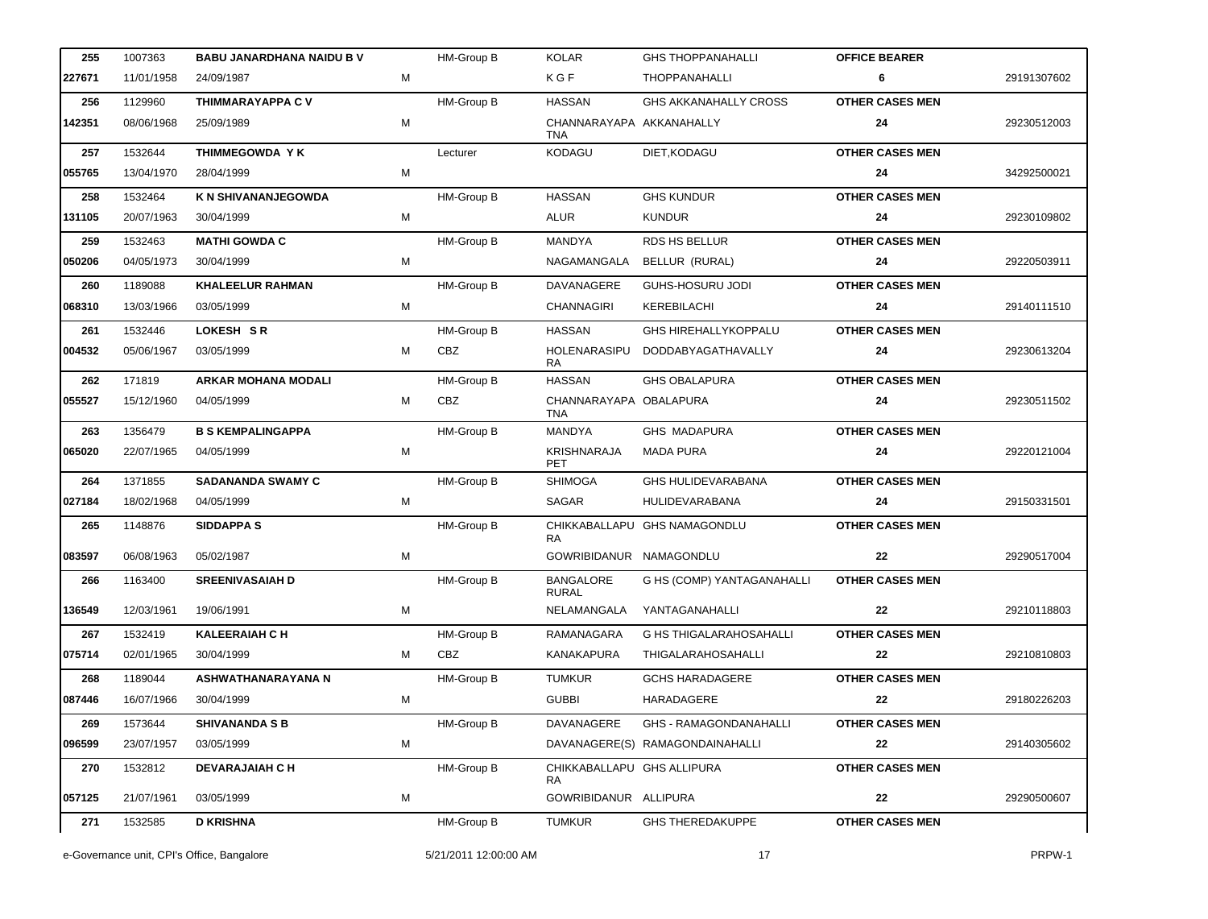| | | | | | | | | |
|---|---|---|---|---|---|---|---|---|
| **255** | 1007363 | **BABU JANARDHANA NAIDU B V** | | HM-Group B | KOLAR | GHS THOPPANAHALLI | **OFFICE BEARER** | |
| **227671** | 11/01/1958 | 24/09/1987 | M | | K G F | THOPPANAHALLI | **6** | 29191307602 |
| **256** | 1129960 | **THIMMARAYAPPA C V** | | HM-Group B | HASSAN | GHS AKKANAHALLY CROSS | **OTHER CASES MEN** | |
| **142351** | 08/06/1968 | 25/09/1989 | M | | CHANNARAYAPA TNA | AKKANAHALLY | **24** | 29230512003 |
| **257** | 1532644 | **THIMMEGOWDA Y K** | | Lecturer | KODAGU | DIET,KODAGU | **OTHER CASES MEN** | |
| **055765** | 13/04/1970 | 28/04/1999 | M | | | | **24** | 34292500021 |
| **258** | 1532464 | **K N SHIVANANJEGOWDA** | | HM-Group B | HASSAN | GHS KUNDUR | **OTHER CASES MEN** | |
| **131105** | 20/07/1963 | 30/04/1999 | M | | ALUR | KUNDUR | **24** | 29230109802 |
| **259** | 1532463 | **MATHI GOWDA C** | | HM-Group B | MANDYA | RDS HS BELLUR | **OTHER CASES MEN** | |
| **050206** | 04/05/1973 | 30/04/1999 | M | | NAGAMANGALA | BELLUR (RURAL) | **24** | 29220503911 |
| **260** | 1189088 | **KHALEELUR RAHMAN** | | HM-Group B | DAVANAGERE | GUHS-HOSURU JODI | **OTHER CASES MEN** | |
| **068310** | 13/03/1966 | 03/05/1999 | M | | CHANNAGIRI | KEREBILACHI | **24** | 29140111510 |
| **261** | 1532446 | **LOKESH S R** | | HM-Group B | HASSAN | GHS HIREHALLYKOPPALU | **OTHER CASES MEN** | |
| **004532** | 05/06/1967 | 03/05/1999 | M | CBZ | HOLENARASIPU RA | DODDABYAGATHAVALLY | **24** | 29230613204 |
| **262** | 171819 | **ARKAR MOHANA MODALI** | | HM-Group B | HASSAN | GHS OBALAPURA | **OTHER CASES MEN** | |
| **055527** | 15/12/1960 | 04/05/1999 | M | CBZ | CHANNARAYAPA TNA | OBALAPURA | **24** | 29230511502 |
| **263** | 1356479 | **B S KEMPALINGAPPA** | | HM-Group B | MANDYA | GHS MADAPURA | **OTHER CASES MEN** | |
| **065020** | 22/07/1965 | 04/05/1999 | M | | KRISHNARAJA PET | MADA PURA | **24** | 29220121004 |
| **264** | 1371855 | **SADANANDA SWAMY C** | | HM-Group B | SHIMOGA | GHS HULIDEVARABANA | **OTHER CASES MEN** | |
| **027184** | 18/02/1968 | 04/05/1999 | M | | SAGAR | HULIDEVARABANA | **24** | 29150331501 |
| **265** | 1148876 | **SIDDAPPA S** | | HM-Group B | CHIKKABALLAPU RA | GHS NAMAGONDLU | **OTHER CASES MEN** | |
| **083597** | 06/08/1963 | 05/02/1987 | M | | GOWRIBIDANUR | NAMAGONDLU | **22** | 29290517004 |
| **266** | 1163400 | **SREENIVASAIAH D** | | HM-Group B | BANGALORE RURAL | G HS (COMP) YANTAGANAHALLI | **OTHER CASES MEN** | |
| **136549** | 12/03/1961 | 19/06/1991 | M | | NELAMANGALA | YANTAGANAHALLI | **22** | 29210118803 |
| **267** | 1532419 | **KALEERAIAH C H** | | HM-Group B | RAMANAGARA | G HS THIGALARAHOSAHALLI | **OTHER CASES MEN** | |
| **075714** | 02/01/1965 | 30/04/1999 | M | CBZ | KANAKAPURA | THIGALARAHOSAHALLI | **22** | 29210810803 |
| **268** | 1189044 | **ASHWATHANARAYANA N** | | HM-Group B | TUMKUR | GCHS HARADAGERE | **OTHER CASES MEN** | |
| **087446** | 16/07/1966 | 30/04/1999 | M | | GUBBI | HARADAGERE | **22** | 29180226203 |
| **269** | 1573644 | **SHIVANANDA S B** | | HM-Group B | DAVANAGERE | GHS - RAMAGONDANAHALLI | **OTHER CASES MEN** | |
| **096599** | 23/07/1957 | 03/05/1999 | M | | DAVANAGERE(S) | RAMAGONDAINAHALLI | **22** | 29140305602 |
| **270** | 1532812 | **DEVARAJAIAH C H** | | HM-Group B | CHIKKABALLAPU RA | GHS ALLIPURA | **OTHER CASES MEN** | |
| **057125** | 21/07/1961 | 03/05/1999 | M | | GOWRIBIDANUR | ALLIPURA | **22** | 29290500607 |
| **271** | 1532585 | **D KRISHNA** | | HM-Group B | TUMKUR | GHS THEREDAKUPPE | **OTHER CASES MEN** | |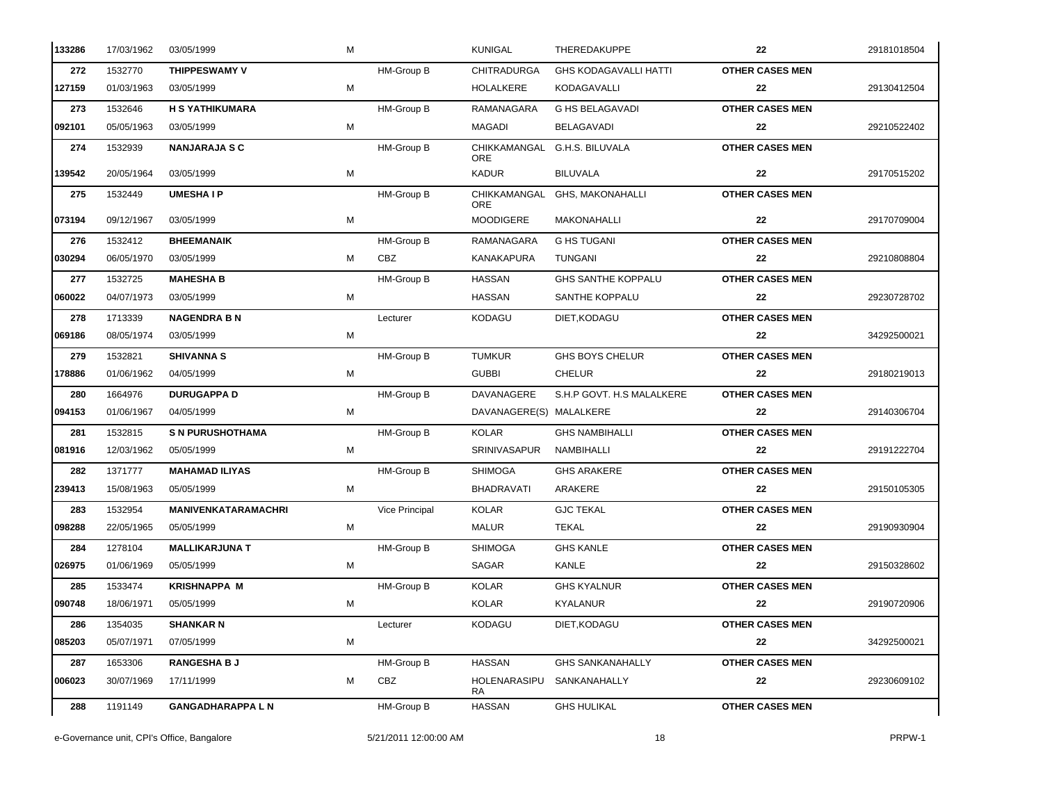| | | | | | | | | |
|---|---|---|---|---|---|---|---|---|
| 133286 | 17/03/1962 | 03/05/1999 | M | | KUNIGAL | THEREDAKUPPE | 22 | 29181018504 |
| 272 | 1532770 | **THIPPESWAMY V** | | HM-Group B | CHITRADURGA | GHS KODAGAVALLI HATTI | **OTHER CASES MEN** | |
| 127159 | 01/03/1963 | 03/05/1999 | M | | HOLALKERE | KODAGAVALLI | 22 | 29130412504 |
| 273 | 1532646 | **H S YATHIKUMARA** | | HM-Group B | RAMANAGARA | G HS BELAGAVADI | **OTHER CASES MEN** | |
| 092101 | 05/05/1963 | 03/05/1999 | M | | MAGADI | BELAGAVADI | 22 | 29210522402 |
| 274 | 1532939 | **NANJARAJA S C** | | HM-Group B | CHIKKAMANGAL ORE | G.H.S. BILUVALA | **OTHER CASES MEN** | |
| 139542 | 20/05/1964 | 03/05/1999 | M | | KADUR | BILUVALA | 22 | 29170515202 |
| 275 | 1532449 | **UMESHA I P** | | HM-Group B | CHIKKAMANGAL ORE | GHS, MAKONAHALLI | **OTHER CASES MEN** | |
| 073194 | 09/12/1967 | 03/05/1999 | M | | MOODIGERE | MAKONAHALLI | 22 | 29170709004 |
| 276 | 1532412 | **BHEEMANAIK** | | HM-Group B | RAMANAGARA | G HS TUGANI | **OTHER CASES MEN** | |
| 030294 | 06/05/1970 | 03/05/1999 | M | CBZ | KANAKAPURA | TUNGANI | 22 | 29210808804 |
| 277 | 1532725 | **MAHESHA B** | | HM-Group B | HASSAN | GHS SANTHE KOPPALU | **OTHER CASES MEN** | |
| 060022 | 04/07/1973 | 03/05/1999 | M | | HASSAN | SANTHE KOPPALU | 22 | 29230728702 |
| 278 | 1713339 | **NAGENDRA B N** | | Lecturer | KODAGU | DIET,KODAGU | **OTHER CASES MEN** | |
| 069186 | 08/05/1974 | 03/05/1999 | M | | | | 22 | 34292500021 |
| 279 | 1532821 | **SHIVANNA S** | | HM-Group B | TUMKUR | GHS BOYS CHELUR | **OTHER CASES MEN** | |
| 178886 | 01/06/1962 | 04/05/1999 | M | | GUBBI | CHELUR | 22 | 29180219013 |
| 280 | 1664976 | **DURUGAPPA D** | | HM-Group B | DAVANAGERE | S.H.P GOVT. H.S MALALKERE | **OTHER CASES MEN** | |
| 094153 | 01/06/1967 | 04/05/1999 | M | | DAVANAGERE(S) | MALALKERE | 22 | 29140306704 |
| 281 | 1532815 | **S N PURUSHOTHAMA** | | HM-Group B | KOLAR | GHS NAMBIHALLI | **OTHER CASES MEN** | |
| 081916 | 12/03/1962 | 05/05/1999 | M | | SRINIVASAPUR | NAMBIHALLI | 22 | 29191222704 |
| 282 | 1371777 | **MAHAMAD ILIYAS** | | HM-Group B | SHIMOGA | GHS ARAKERE | **OTHER CASES MEN** | |
| 239413 | 15/08/1963 | 05/05/1999 | M | | BHADRAVATI | ARAKERE | 22 | 29150105305 |
| 283 | 1532954 | **MANIVENKATARAMACHRI** | | Vice Principal | KOLAR | GJC TEKAL | **OTHER CASES MEN** | |
| 098288 | 22/05/1965 | 05/05/1999 | M | | MALUR | TEKAL | 22 | 29190930904 |
| 284 | 1278104 | **MALLIKARJUNA T** | | HM-Group B | SHIMOGA | GHS KANLE | **OTHER CASES MEN** | |
| 026975 | 01/06/1969 | 05/05/1999 | M | | SAGAR | KANLE | 22 | 29150328602 |
| 285 | 1533474 | **KRISHNAPPA M** | | HM-Group B | KOLAR | GHS KYALNUR | **OTHER CASES MEN** | |
| 090748 | 18/06/1971 | 05/05/1999 | M | | KOLAR | KYALANUR | 22 | 29190720906 |
| 286 | 1354035 | **SHANKAR N** | | Lecturer | KODAGU | DIET,KODAGU | **OTHER CASES MEN** | |
| 085203 | 05/07/1971 | 07/05/1999 | M | | | | 22 | 34292500021 |
| 287 | 1653306 | **RANGESHA B J** | | HM-Group B | HASSAN | GHS SANKANAHALLY | **OTHER CASES MEN** | |
| 006023 | 30/07/1969 | 17/11/1999 | M | CBZ | HOLENARASIPU RA | SANKANAHALLY | 22 | 29230609102 |
| 288 | 1191149 | **GANGADHARAPPA L N** | | HM-Group B | HASSAN | GHS HULIKAL | **OTHER CASES MEN** | |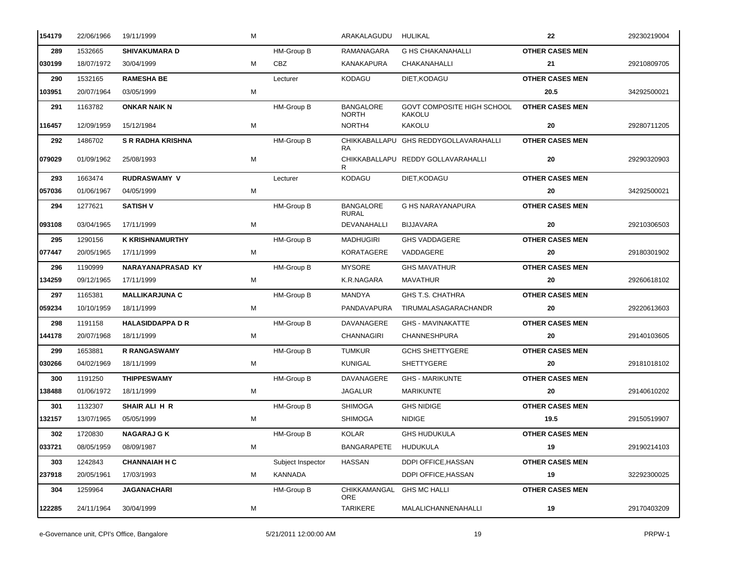| | | | | | | | | |
|---|---|---|---|---|---|---|---|---|
| 154179 | 22/06/1966 | 19/11/1999 | M | | ARAKALAGUDU | HULIKAL | 22 | 29230219004 |
| 289 | 1532665 | **SHIVAKUMARA D** | | HM-Group B | RAMANAGARA | G HS CHAKANAHALLI | **OTHER CASES MEN** | |
| 030199 | 18/07/1972 | 30/04/1999 | M | CBZ | KANAKAPURA | CHAKANAHALLI | 21 | 29210809705 |
| 290 | 1532165 | **RAMESHA BE** | | Lecturer | KODAGU | DIET,KODAGU | **OTHER CASES MEN** | |
| 103951 | 20/07/1964 | 03/05/1999 | M | | | | 20.5 | 34292500021 |
| 291 | 1163782 | **ONKAR NAIK N** | | HM-Group B | BANGALORE NORTH | GOVT COMPOSITE HIGH SCHOOL KAKOLU | **OTHER CASES MEN** | |
| 116457 | 12/09/1959 | 15/12/1984 | M | | NORTH4 | KAKOLU | 20 | 29280711205 |
| 292 | 1486702 | **S R RADHA KRISHNA** | | HM-Group B | CHIKKABALLAPURA | GHS REDDYGOLLAVARAHALLI | **OTHER CASES MEN** | |
| 079029 | 01/09/1962 | 25/08/1993 | M | | CHIKKABALLAPUR | REDDY GOLLAVARAHALLI | 20 | 29290320903 |
| 293 | 1663474 | **RUDRASWAMY V** | | Lecturer | KODAGU | DIET,KODAGU | **OTHER CASES MEN** | |
| 057036 | 01/06/1967 | 04/05/1999 | M | | | | 20 | 34292500021 |
| 294 | 1277621 | **SATISH V** | | HM-Group B | BANGALORE RURAL | G HS NARAYANAPURA | **OTHER CASES MEN** | |
| 093108 | 03/04/1965 | 17/11/1999 | M | | DEVANAHALLI | BIJJAVARA | 20 | 29210306503 |
| 295 | 1290156 | **K KRISHNAMURTHY** | | HM-Group B | MADHUGIRI | GHS VADDAGERE | **OTHER CASES MEN** | |
| 077447 | 20/05/1965 | 17/11/1999 | M | | KORATAGERE | VADDAGERE | 20 | 29180301902 |
| 296 | 1190999 | **NARAYANAPRASAD KY** | | HM-Group B | MYSORE | GHS MAVATHUR | **OTHER CASES MEN** | |
| 134259 | 09/12/1965 | 17/11/1999 | M | | K.R.NAGARA | MAVATHUR | 20 | 29260618102 |
| 297 | 1165381 | **MALLIKARJUNA C** | | HM-Group B | MANDYA | GHS T.S. CHATHRA | **OTHER CASES MEN** | |
| 059234 | 10/10/1959 | 18/11/1999 | M | | PANDAVAPURA | TIRUMALASAGARACHANDR | 20 | 29220613603 |
| 298 | 1191158 | **HALASIDDAPPA D R** | | HM-Group B | DAVANAGERE | GHS - MAVINAKATTE | **OTHER CASES MEN** | |
| 144178 | 20/07/1968 | 18/11/1999 | M | | CHANNAGIRI | CHANNESHPURA | 20 | 29140103605 |
| 299 | 1653881 | **R RANGASWAMY** | | HM-Group B | TUMKUR | GCHS SHETTYGERE | **OTHER CASES MEN** | |
| 030266 | 04/02/1969 | 18/11/1999 | M | | KUNIGAL | SHETTYGERE | 20 | 29181018102 |
| 300 | 1191250 | **THIPPESWAMY** | | HM-Group B | DAVANAGERE | GHS - MARIKUNTE | **OTHER CASES MEN** | |
| 138488 | 01/06/1972 | 18/11/1999 | M | | JAGALUR | MARIKUNTE | 20 | 29140610202 |
| 301 | 1132307 | **SHAIR ALI H R** | | HM-Group B | SHIMOGA | GHS NIDIGE | **OTHER CASES MEN** | |
| 132157 | 13/07/1965 | 05/05/1999 | M | | SHIMOGA | NIDIGE | 19.5 | 29150519907 |
| 302 | 1720830 | **NAGARAJ G K** | | HM-Group B | KOLAR | GHS HUDUKULA | **OTHER CASES MEN** | |
| 033721 | 08/05/1959 | 08/09/1987 | M | | BANGARAPETE | HUDUKULA | 19 | 29190214103 |
| 303 | 1242843 | **CHANNAIAH H C** | | Subject Inspector | HASSAN | DDPI OFFICE,HASSAN | **OTHER CASES MEN** | |
| 237918 | 20/05/1961 | 17/03/1993 | M | KANNADA | | DDPI OFFICE,HASSAN | 19 | 32292300025 |
| 304 | 1259964 | **JAGANACHARI** | | HM-Group B | CHIKKAMANGALORE | GHS MC HALLI | **OTHER CASES MEN** | |
| 122285 | 24/11/1964 | 30/04/1999 | M | | TARIKERE | MALALICHANNENAHALLI | 19 | 29170403209 |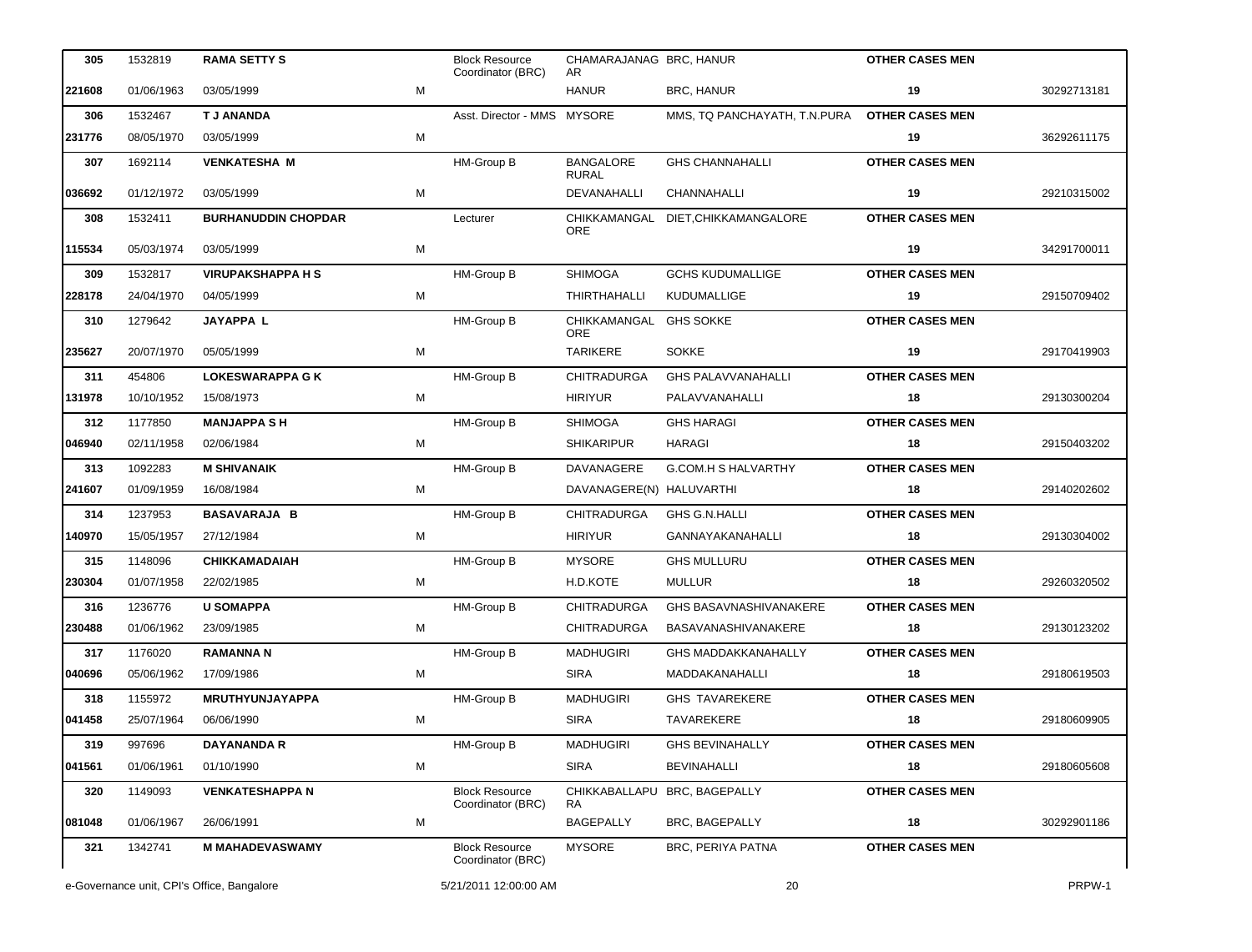| | | | | | | | | |
|---|---|---|---|---|---|---|---|---|
| 305 | 1532819 | **RAMA SETTY S** | | Block Resource Coordinator (BRC) | CHAMARAJANAGAR | BRC, HANUR | **OTHER CASES MEN** | |
| **221608** | 01/06/1963 | 03/05/1999 | M | | HANUR | BRC, HANUR | **19** | 30292713181 |
| 306 | 1532467 | **T J ANANDA** | | Asst. Director - MMS | MYSORE | MMS, TQ PANCHAYATH, T.N.PURA | **OTHER CASES MEN** | |
| **231776** | 08/05/1970 | 03/05/1999 | M | | | | **19** | 36292611175 |
| 307 | 1692114 | **VENKATESHA M** | | HM-Group B | BANGALORE RURAL | GHS CHANNAHALLI | **OTHER CASES MEN** | |
| **036692** | 01/12/1972 | 03/05/1999 | M | | DEVANAHALLI | CHANNAHALLI | **19** | 29210315002 |
| 308 | 1532411 | **BURHANUDDIN CHOPDAR** | | Lecturer | CHIKKAMANGALORE | DIET,CHIKKAMANGALORE | **OTHER CASES MEN** | |
| **115534** | 05/03/1974 | 03/05/1999 | M | | | | **19** | 34291700011 |
| 309 | 1532817 | **VIRUPAKSHAPPA H S** | | HM-Group B | SHIMOGA | GCHS KUDUMALLIGE | **OTHER CASES MEN** | |
| **228178** | 24/04/1970 | 04/05/1999 | M | | THIRTHAHALLI | KUDUMALLIGE | **19** | 29150709402 |
| 310 | 1279642 | **JAYAPPA L** | | HM-Group B | CHIKKAMANGALORE | GHS SOKKE | **OTHER CASES MEN** | |
| **235627** | 20/07/1970 | 05/05/1999 | M | | TARIKERE | SOKKE | **19** | 29170419903 |
| 311 | 454806 | **LOKESWARAPPA G K** | | HM-Group B | CHITRADURGA | GHS PALAVVANAHALLI | **OTHER CASES MEN** | |
| **131978** | 10/10/1952 | 15/08/1973 | M | | HIRIYUR | PALAVVANAHALLI | **18** | 29130300204 |
| 312 | 1177850 | **MANJAPPA S H** | | HM-Group B | SHIMOGA | GHS HARAGI | **OTHER CASES MEN** | |
| **046940** | 02/11/1958 | 02/06/1984 | M | | SHIKARIPUR | HARAGI | **18** | 29150403202 |
| 313 | 1092283 | **M SHIVANAIK** | | HM-Group B | DAVANAGERE | G.COM.H S HALVARTHY | **OTHER CASES MEN** | |
| **241607** | 01/09/1959 | 16/08/1984 | M | | DAVANAGERE(N) | HALUVARTHI | **18** | 29140202602 |
| 314 | 1237953 | **BASAVARAJA B** | | HM-Group B | CHITRADURGA | GHS G.N.HALLI | **OTHER CASES MEN** | |
| **140970** | 15/05/1957 | 27/12/1984 | M | | HIRIYUR | GANNAYAKANAHALLI | **18** | 29130304002 |
| 315 | 1148096 | **CHIKKAMADAIAH** | | HM-Group B | MYSORE | GHS MULLURU | **OTHER CASES MEN** | |
| **230304** | 01/07/1958 | 22/02/1985 | M | | H.D.KOTE | MULLUR | **18** | 29260320502 |
| 316 | 1236776 | **U SOMAPPA** | | HM-Group B | CHITRADURGA | GHS BASAVNASHIVANAKERE | **OTHER CASES MEN** | |
| **230488** | 01/06/1962 | 23/09/1985 | M | | CHITRADURGA | BASAVANASHIVANAKERE | **18** | 29130123202 |
| 317 | 1176020 | **RAMANNA N** | | HM-Group B | MADHUGIRI | GHS MADDAKKANAHALLY | **OTHER CASES MEN** | |
| **040696** | 05/06/1962 | 17/09/1986 | M | | SIRA | MADDAKANAHALLI | **18** | 29180619503 |
| 318 | 1155972 | **MRUTHYUNJAYAPPA** | | HM-Group B | MADHUGIRI | GHS TAVAREKERE | **OTHER CASES MEN** | |
| **041458** | 25/07/1964 | 06/06/1990 | M | | SIRA | TAVAREKERE | **18** | 29180609905 |
| 319 | 997696 | **DAYANANDA R** | | HM-Group B | MADHUGIRI | GHS BEVINAHALLY | **OTHER CASES MEN** | |
| **041561** | 01/06/1961 | 01/10/1990 | M | | SIRA | BEVINAHALLI | **18** | 29180605608 |
| 320 | 1149093 | **VENKATESHAPPA N** | | Block Resource Coordinator (BRC) | CHIKKABALLAPURA | BRC, BAGEPALLY | **OTHER CASES MEN** | |
| **081048** | 01/06/1967 | 26/06/1991 | M | | BAGEPALLY | BRC, BAGEPALLY | **18** | 30292901186 |
| 321 | 1342741 | **M MAHADEVASWAMY** | | Block Resource Coordinator (BRC) | MYSORE | BRC, PERIYA PATNA | **OTHER CASES MEN** | |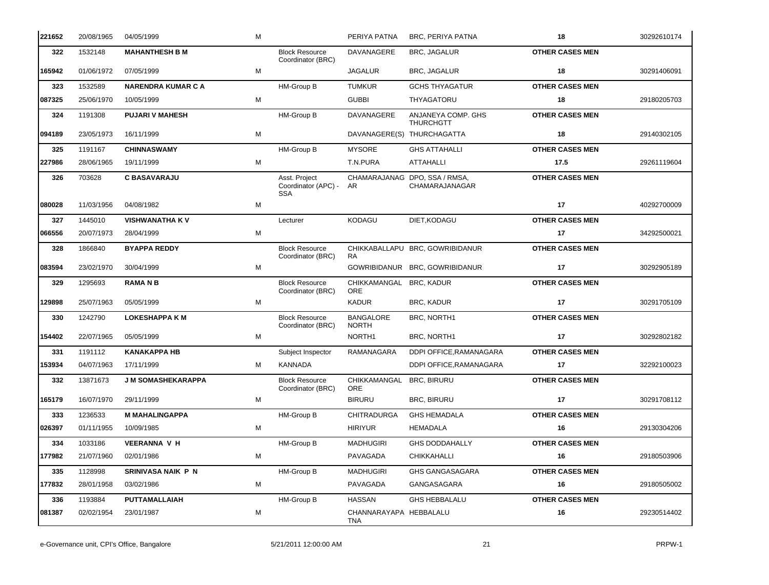| | | | | | | | | |
|---|---|---|---|---|---|---|---|---|
| 221652 | 20/08/1965 | 04/05/1999 | M | | PERIYA PATNA | BRC, PERIYA PATNA | 18 | 30292610174 |
| 322 | 1532148 | **MAHANTHESH B M** | | Block Resource Coordinator (BRC) | DAVANAGERE | BRC, JAGALUR | **OTHER CASES MEN** | |
| 165942 | 01/06/1972 | 07/05/1999 | M | | JAGALUR | BRC, JAGALUR | 18 | 30291406091 |
| 323 | 1532589 | **NARENDRA KUMAR C A** | | HM-Group B | TUMKUR | GCHS THYAGATUR | **OTHER CASES MEN** | |
| 087325 | 25/06/1970 | 10/05/1999 | M | | GUBBI | THYAGATORU | 18 | 29180205703 |
| 324 | 1191308 | **PUJARI V MAHESH** | | HM-Group B | DAVANAGERE | ANJANEYA COMP. GHS THURCHGTT | **OTHER CASES MEN** | |
| 094189 | 23/05/1973 | 16/11/1999 | M | | DAVANAGERE(S) | THURCHAGATTA | 18 | 29140302105 |
| 325 | 1191167 | **CHINNASWAMY** | | HM-Group B | MYSORE | GHS ATTAHALLI | **OTHER CASES MEN** | |
| 227986 | 28/06/1965 | 19/11/1999 | M | | T.N.PURA | ATTAHALLI | 17.5 | 29261119604 |
| 326 | 703628 | **C BASAVARAJU** | | Asst. Project Coordinator (APC) - SSA | CHAMARAJANAGAR | DPO, SSA / RMSA, CHAMARAJANAGAR | **OTHER CASES MEN** | |
| 080028 | 11/03/1956 | 04/08/1982 | M | | | | 17 | 40292700009 |
| 327 | 1445010 | **VISHWANATHA K V** | | Lecturer | KODAGU | DIET,KODAGU | **OTHER CASES MEN** | |
| 066556 | 20/07/1973 | 28/04/1999 | M | | | | 17 | 34292500021 |
| 328 | 1866840 | **BYAPPA REDDY** | | Block Resource Coordinator (BRC) | CHIKKABALLAPURA | BRC, GOWRIBIDANUR | **OTHER CASES MEN** | |
| 083594 | 23/02/1970 | 30/04/1999 | M | | GOWRIBIDANUR | BRC, GOWRIBIDANUR | 17 | 30292905189 |
| 329 | 1295693 | **RAMA N B** | | Block Resource Coordinator (BRC) | CHIKKAMANGALORE | BRC, KADUR | **OTHER CASES MEN** | |
| 129898 | 25/07/1963 | 05/05/1999 | M | | KADUR | BRC, KADUR | 17 | 30291705109 |
| 330 | 1242790 | **LOKESHAPPA K M** | | Block Resource Coordinator (BRC) | BANGALORE NORTH | BRC, NORTH1 | **OTHER CASES MEN** | |
| 154402 | 22/07/1965 | 05/05/1999 | M | | NORTH1 | BRC, NORTH1 | 17 | 30292802182 |
| 331 | 1191112 | **KANAKAPPA HB** | | Subject Inspector | RAMANAGARA | DDPI OFFICE,RAMANAGARA | **OTHER CASES MEN** | |
| 153934 | 04/07/1963 | 17/11/1999 | M | KANNADA | | DDPI OFFICE,RAMANAGARA | 17 | 32292100023 |
| 332 | 13871673 | **J M SOMASHEKARAPPA** | | Block Resource Coordinator (BRC) | CHIKKAMANGALORE | BRC, BIRURU | **OTHER CASES MEN** | |
| 165179 | 16/07/1970 | 29/11/1999 | M | | BIRURU | BRC, BIRURU | 17 | 30291708112 |
| 333 | 1236533 | **M MAHALINGAPPA** | | HM-Group B | CHITRADURGA | GHS HEMADALA | **OTHER CASES MEN** | |
| 026397 | 01/11/1955 | 10/09/1985 | M | | HIRIYUR | HEMADALA | 16 | 29130304206 |
| 334 | 1033186 | **VEERANNA V H** | | HM-Group B | MADHUGIRI | GHS DODDAHALLY | **OTHER CASES MEN** | |
| 177982 | 21/07/1960 | 02/01/1986 | M | | PAVAGADA | CHIKKAHALLI | 16 | 29180503906 |
| 335 | 1128998 | **SRINIVASA NAIK P N** | | HM-Group B | MADHUGIRI | GHS GANGASAGARA | **OTHER CASES MEN** | |
| 177832 | 28/01/1958 | 03/02/1986 | M | | PAVAGADA | GANGASAGARA | 16 | 29180505002 |
| 336 | 1193884 | **PUTTAMALLAIAH** | | HM-Group B | HASSAN | GHS HEBBALALU | **OTHER CASES MEN** | |
| 081387 | 02/02/1954 | 23/01/1987 | M | | CHANNARAYAPATNA | HEBBALALU | 16 | 29230514402 |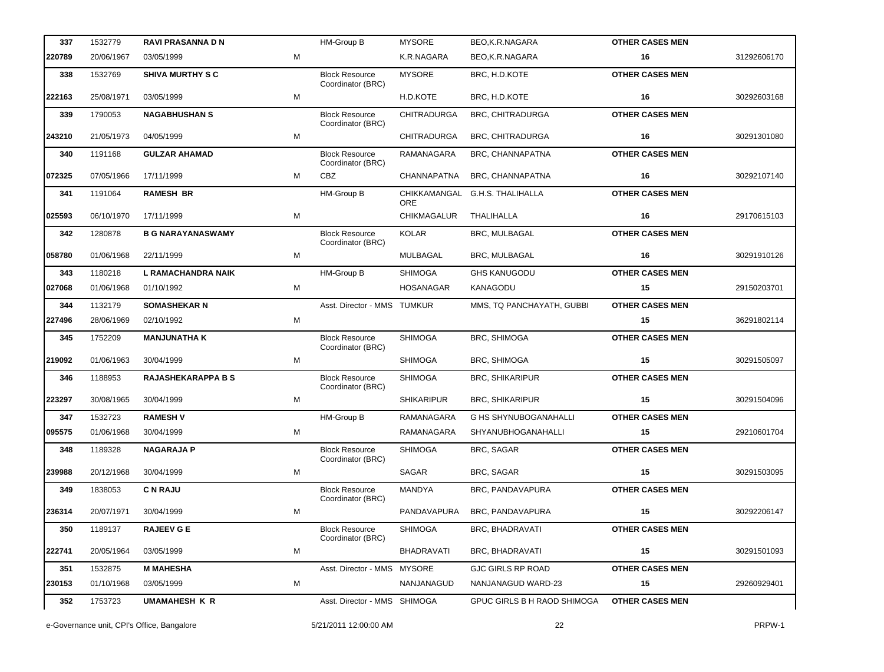| | | | | | | | | |
|---|---|---|---|---|---|---|---|---|
| 337 | 1532779 | **RAVI PRASANNA D N** | | HM-Group B | MYSORE | BEO,K.R.NAGARA | **OTHER CASES MEN** | |
| **220789** | 20/06/1967 | 03/05/1999 | M | | K.R.NAGARA | BEO,K.R.NAGARA | **16** | 31292606170 |
| 338 | 1532769 | **SHIVA MURTHY S C** | | Block Resource Coordinator (BRC) | MYSORE | BRC, H.D.KOTE | **OTHER CASES MEN** | |
| **222163** | 25/08/1971 | 03/05/1999 | M | | H.D.KOTE | BRC, H.D.KOTE | **16** | 30292603168 |
| 339 | 1790053 | **NAGABHUSHAN S** | | Block Resource Coordinator (BRC) | CHITRADURGA | BRC, CHITRADURGA | **OTHER CASES MEN** | |
| **243210** | 21/05/1973 | 04/05/1999 | M | | CHITRADURGA | BRC, CHITRADURGA | **16** | 30291301080 |
| 340 | 1191168 | **GULZAR AHAMAD** | | Block Resource Coordinator (BRC) | RAMANAGARA | BRC, CHANNAPATNA | **OTHER CASES MEN** | |
| **072325** | 07/05/1966 | 17/11/1999 | M | CBZ | CHANNAPATNA | BRC, CHANNAPATNA | **16** | 30292107140 |
| 341 | 1191064 | **RAMESH BR** | | HM-Group B | CHIKKAMANGALORE | G.H.S. THALIHALLA | **OTHER CASES MEN** | |
| **025593** | 06/10/1970 | 17/11/1999 | M | | CHIKMAGALUR | THALIHALLA | **16** | 29170615103 |
| 342 | 1280878 | **B G NARAYANASWAMY** | | Block Resource Coordinator (BRC) | KOLAR | BRC, MULBAGAL | **OTHER CASES MEN** | |
| **058780** | 01/06/1968 | 22/11/1999 | M | | MULBAGAL | BRC, MULBAGAL | **16** | 30291910126 |
| 343 | 1180218 | **L RAMACHANDRA NAIK** | | HM-Group B | SHIMOGA | GHS KANUGODU | **OTHER CASES MEN** | |
| **027068** | 01/06/1968 | 01/10/1992 | M | | HOSANAGAR | KANAGODU | **15** | 29150203701 |
| 344 | 1132179 | **SOMASHEKAR N** | | Asst. Director - MMS | TUMKUR | MMS, TQ PANCHAYATH, GUBBI | **OTHER CASES MEN** | |
| **227496** | 28/06/1969 | 02/10/1992 | M | | | | **15** | 36291802114 |
| 345 | 1752209 | **MANJUNATHA K** | | Block Resource Coordinator (BRC) | SHIMOGA | BRC, SHIMOGA | **OTHER CASES MEN** | |
| **219092** | 01/06/1963 | 30/04/1999 | M | | SHIMOGA | BRC, SHIMOGA | **15** | 30291505097 |
| 346 | 1188953 | **RAJASHEKARAPPA B S** | | Block Resource Coordinator (BRC) | SHIMOGA | BRC, SHIKARIPUR | **OTHER CASES MEN** | |
| **223297** | 30/08/1965 | 30/04/1999 | M | | SHIKARIPUR | BRC, SHIKARIPUR | **15** | 30291504096 |
| 347 | 1532723 | **RAMESH V** | | HM-Group B | RAMANAGARA | G HS SHYNUBOGANAHALLI | **OTHER CASES MEN** | |
| **095575** | 01/06/1968 | 30/04/1999 | M | | RAMANAGARA | SHYANUBHOGANAHALLI | **15** | 29210601704 |
| 348 | 1189328 | **NAGARAJA P** | | Block Resource Coordinator (BRC) | SHIMOGA | BRC, SAGAR | **OTHER CASES MEN** | |
| **239988** | 20/12/1968 | 30/04/1999 | M | | SAGAR | BRC, SAGAR | **15** | 30291503095 |
| 349 | 1838053 | **C N RAJU** | | Block Resource Coordinator (BRC) | MANDYA | BRC, PANDAVAPURA | **OTHER CASES MEN** | |
| **236314** | 20/07/1971 | 30/04/1999 | M | | PANDAVAPURA | BRC, PANDAVAPURA | **15** | 30292206147 |
| 350 | 1189137 | **RAJEEV G E** | | Block Resource Coordinator (BRC) | SHIMOGA | BRC, BHADRAVATI | **OTHER CASES MEN** | |
| **222741** | 20/05/1964 | 03/05/1999 | M | | BHADRAVATI | BRC, BHADRAVATI | **15** | 30291501093 |
| 351 | 1532875 | **M MAHESHA** | | Asst. Director - MMS | MYSORE | GJC GIRLS RP ROAD | **OTHER CASES MEN** | |
| **230153** | 01/10/1968 | 03/05/1999 | M | | NANJANAGUD | NANJANAGUD WARD-23 | **15** | 29260929401 |
| 352 | 1753723 | **UMAMAHESH K R** | | Asst. Director - MMS | SHIMOGA | GPUC GIRLS B H RAOD SHIMOGA | **OTHER CASES MEN** | |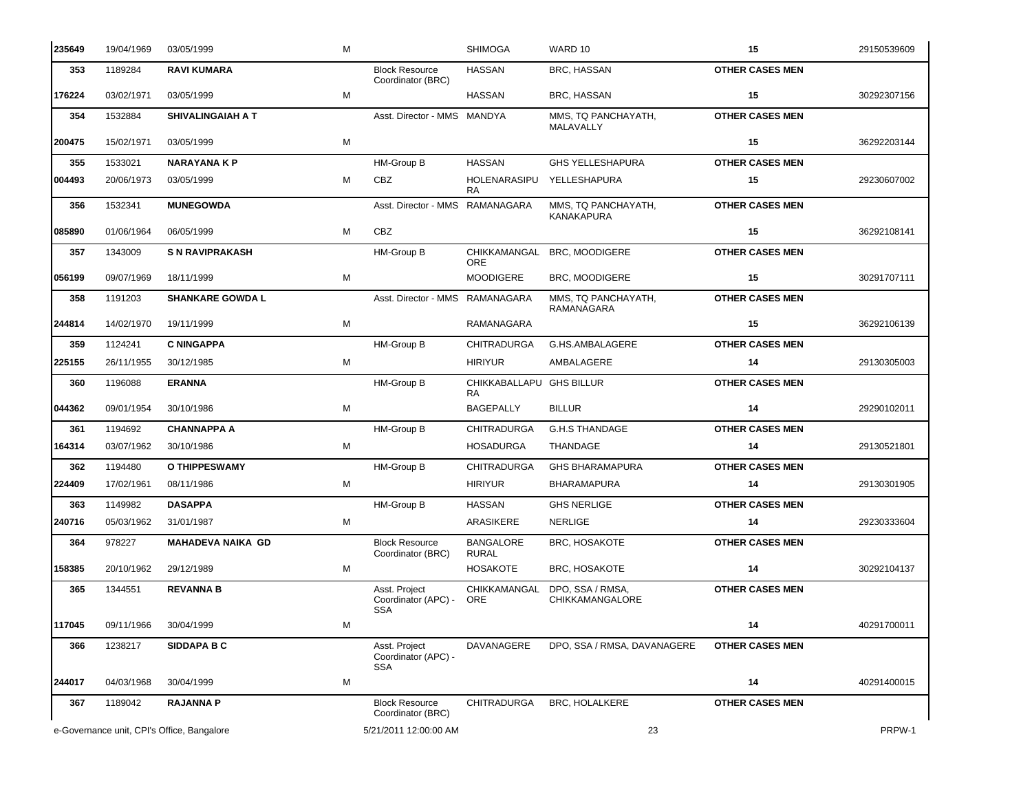| | | | | | | | | |
|---|---|---|---|---|---|---|---|---|
| 235649 | 19/04/1969 | 03/05/1999 | M | | SHIMOGA | WARD 10 | 15 | 29150539609 |
| 353 | 1189284 | **RAVI KUMARA** | | Block Resource Coordinator (BRC) | HASSAN | BRC, HASSAN | **OTHER CASES MEN** | |
| 176224 | 03/02/1971 | 03/05/1999 | M | | HASSAN | BRC, HASSAN | 15 | 30292307156 |
| 354 | 1532884 | **SHIVALINGAIAH A T** | | Asst. Director - MMS | MANDYA | MMS, TQ PANCHAYATH, MALAVALLY | **OTHER CASES MEN** | |
| 200475 | 15/02/1971 | 03/05/1999 | M | | | | 15 | 36292203144 |
| 355 | 1533021 | **NARAYANA K P** | | HM-Group B | HASSAN | GHS YELLESHAPURA | **OTHER CASES MEN** | |
| 004493 | 20/06/1973 | 03/05/1999 | M | CBZ | HOLENARASIPURA | YELLESHAPURA | 15 | 29230607002 |
| 356 | 1532341 | **MUNEGOWDA** | | Asst. Director - MMS | RAMANAGARA | MMS, TQ PANCHAYATH, KANAKAPURA | **OTHER CASES MEN** | |
| 085890 | 01/06/1964 | 06/05/1999 | M | CBZ | | | 15 | 36292108141 |
| 357 | 1343009 | **S N RAVIPRAKASH** | | HM-Group B | CHIKKAMANGALORE | BRC, MOODIGERE | **OTHER CASES MEN** | |
| 056199 | 09/07/1969 | 18/11/1999 | M | | MOODIGERE | BRC, MOODIGERE | 15 | 30291707111 |
| 358 | 1191203 | **SHANKARE GOWDA L** | | Asst. Director - MMS | RAMANAGARA | MMS, TQ PANCHAYATH, RAMANAGARA | **OTHER CASES MEN** | |
| 244814 | 14/02/1970 | 19/11/1999 | M | | RAMANAGARA | | 15 | 36292106139 |
| 359 | 1124241 | **C NINGAPPA** | | HM-Group B | CHITRADURGA | G.HS.AMBALAGERE | **OTHER CASES MEN** | |
| 225155 | 26/11/1955 | 30/12/1985 | M | | HIRIYUR | AMBALAGERE | 14 | 29130305003 |
| 360 | 1196088 | **ERANNA** | | HM-Group B | CHIKKABALLAPURA | GHS BILLUR | **OTHER CASES MEN** | |
| 044362 | 09/01/1954 | 30/10/1986 | M | | BAGEPALLY | BILLUR | 14 | 29290102011 |
| 361 | 1194692 | **CHANNAPPA A** | | HM-Group B | CHITRADURGA | G.H.S THANDAGE | **OTHER CASES MEN** | |
| 164314 | 03/07/1962 | 30/10/1986 | M | | HOSADURGA | THANDAGE | 14 | 29130521801 |
| 362 | 1194480 | **O THIPPESWAMY** | | HM-Group B | CHITRADURGA | GHS BHARAMAPURA | **OTHER CASES MEN** | |
| 224409 | 17/02/1961 | 08/11/1986 | M | | HIRIYUR | BHARAMAPURA | 14 | 29130301905 |
| 363 | 1149982 | **DASAPPA** | | HM-Group B | HASSAN | GHS NERLIGE | **OTHER CASES MEN** | |
| 240716 | 05/03/1962 | 31/01/1987 | M | | ARASIKERE | NERLIGE | 14 | 29230333604 |
| 364 | 978227 | **MAHADEVA NAIKA GD** | | Block Resource Coordinator (BRC) | BANGALORE RURAL | BRC, HOSAKOTE | **OTHER CASES MEN** | |
| 158385 | 20/10/1962 | 29/12/1989 | M | | HOSAKOTE | BRC, HOSAKOTE | 14 | 30292104137 |
| 365 | 1344551 | **REVANNA B** | | Asst. Project Coordinator (APC) - SSA | CHIKKAMANGALORE | DPO, SSA / RMSA, CHIKKAMANGALORE | **OTHER CASES MEN** | |
| 117045 | 09/11/1966 | 30/04/1999 | M | | | | 14 | 40291700011 |
| 366 | 1238217 | **SIDDAPA B C** | | Asst. Project Coordinator (APC) - SSA | DAVANAGERE | DPO, SSA / RMSA, DAVANAGERE | **OTHER CASES MEN** | |
| 244017 | 04/03/1968 | 30/04/1999 | M | | | | 14 | 40291400015 |
| 367 | 1189042 | **RAJANNA P** | | Block Resource Coordinator (BRC) | CHITRADURGA | BRC, HOLALKERE | **OTHER CASES MEN** | |

e-Governance unit, CPI's Office, Bangalore 5/21/2011 12:00:00 AM PRPW-1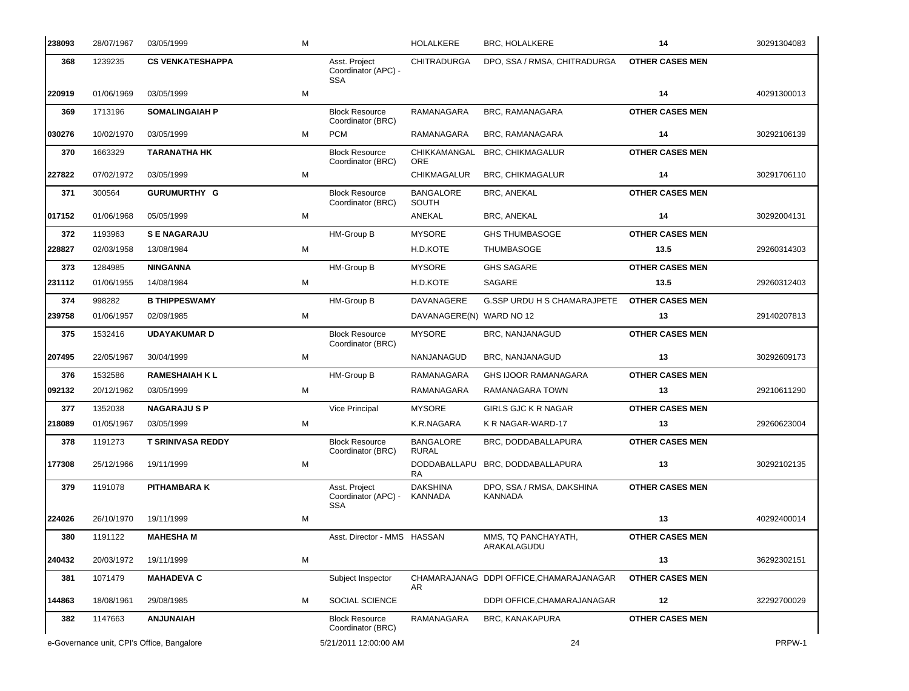| | | | | | | | | |
|---|---|---|---|---|---|---|---|---|
| 238093 | 28/07/1967 | 03/05/1999 | M | | HOLALKERE | BRC, HOLALKERE | **14** | 30291304083 |
| **368** | 1239235 | **CS VENKATESHAPPA** | | Asst. Project Coordinator (APC) - SSA | CHITRADURGA | DPO, SSA / RMSA, CHITRADURGA | **OTHER CASES MEN** | |
| 220919 | 01/06/1969 | 03/05/1999 | M | | | | **14** | 40291300013 |
| **369** | 1713196 | **SOMALINGAIAH P** | | Block Resource Coordinator (BRC) | RAMANAGARA | BRC, RAMANAGARA | **OTHER CASES MEN** | |
| 030276 | 10/02/1970 | 03/05/1999 | M | PCM | RAMANAGARA | BRC, RAMANAGARA | **14** | 30292106139 |
| **370** | 1663329 | **TARANATHA HK** | | Block Resource Coordinator (BRC) | CHIKKAMANGALORE | BRC, CHIKMAGALUR | **OTHER CASES MEN** | |
| 227822 | 07/02/1972 | 03/05/1999 | M | | CHIKMAGALUR | BRC, CHIKMAGALUR | **14** | 30291706110 |
| **371** | 300564 | **GURUMURTHY G** | | Block Resource Coordinator (BRC) | BANGALORE SOUTH | BRC, ANEKAL | **OTHER CASES MEN** | |
| 017152 | 01/06/1968 | 05/05/1999 | M | | ANEKAL | BRC, ANEKAL | **14** | 30292004131 |
| **372** | 1193963 | **S E NAGARAJU** | | HM-Group B | MYSORE | GHS THUMBASOGE | **OTHER CASES MEN** | |
| 228827 | 02/03/1958 | 13/08/1984 | M | | H.D.KOTE | THUMBASOGE | **13.5** | 29260314303 |
| **373** | 1284985 | **NINGANNA** | | HM-Group B | MYSORE | GHS SAGARE | **OTHER CASES MEN** | |
| 231112 | 01/06/1955 | 14/08/1984 | M | | H.D.KOTE | SAGARE | **13.5** | 29260312403 |
| **374** | 998282 | **B THIPPESWAMY** | | HM-Group B | DAVANAGERE | G.SSP URDU H S CHAMARAJPETE | **OTHER CASES MEN** | |
| 239758 | 01/06/1957 | 02/09/1985 | M | | DAVANAGERE(N) | WARD NO 12 | **13** | 29140207813 |
| **375** | 1532416 | **UDAYAKUMAR D** | | Block Resource Coordinator (BRC) | MYSORE | BRC, NANJANAGUD | **OTHER CASES MEN** | |
| 207495 | 22/05/1967 | 30/04/1999 | M | | NANJANAGUD | BRC, NANJANAGUD | **13** | 30292609173 |
| **376** | 1532586 | **RAMESHAIAH K L** | | HM-Group B | RAMANAGARA | GHS IJOOR RAMANAGARA | **OTHER CASES MEN** | |
| 092132 | 20/12/1962 | 03/05/1999 | M | | RAMANAGARA | RAMANAGARA TOWN | **13** | 29210611290 |
| **377** | 1352038 | **NAGARAJU S P** | | Vice Principal | MYSORE | GIRLS GJC K R NAGAR | **OTHER CASES MEN** | |
| 218089 | 01/05/1967 | 03/05/1999 | M | | K.R.NAGARA | K R NAGAR-WARD-17 | **13** | 29260623004 |
| **378** | 1191273 | **T SRINIVASA REDDY** | | Block Resource Coordinator (BRC) | BANGALORE RURAL | BRC, DODDABALLAPURA | **OTHER CASES MEN** | |
| 177308 | 25/12/1966 | 19/11/1999 | M | | DODDABALLAPURA | BRC, DODDABALLAPURA | **13** | 30292102135 |
| **379** | 1191078 | **PITHAMBARA K** | | Asst. Project Coordinator (APC) - SSA | DAKSHINA KANNADA | DPO, SSA / RMSA, DAKSHINA KANNADA | **OTHER CASES MEN** | |
| 224026 | 26/10/1970 | 19/11/1999 | M | | | | **13** | 40292400014 |
| **380** | 1191122 | **MAHESHA M** | | Asst. Director - MMS | HASSAN | MMS, TQ PANCHAYATH, ARAKALAGUDU | **OTHER CASES MEN** | |
| 240432 | 20/03/1972 | 19/11/1999 | M | | | | **13** | 36292302151 |
| **381** | 1071479 | **MAHADEVA C** | | Subject Inspector | CHAMARAJANAGAR | DDPI OFFICE,CHAMARAJANAGAR | **OTHER CASES MEN** | |
| 144863 | 18/08/1961 | 29/08/1985 | M | SOCIAL SCIENCE | | DDPI OFFICE,CHAMARAJANAGAR | **12** | 32292700029 |
| **382** | 1147663 | **ANJUNAIAH** | | Block Resource Coordinator (BRC) | RAMANAGARA | BRC, KANAKAPURA | **OTHER CASES MEN** | |

e-Governance unit, CPI's Office, Bangalore    5/21/2011 12:00:00 AM    PRPW-1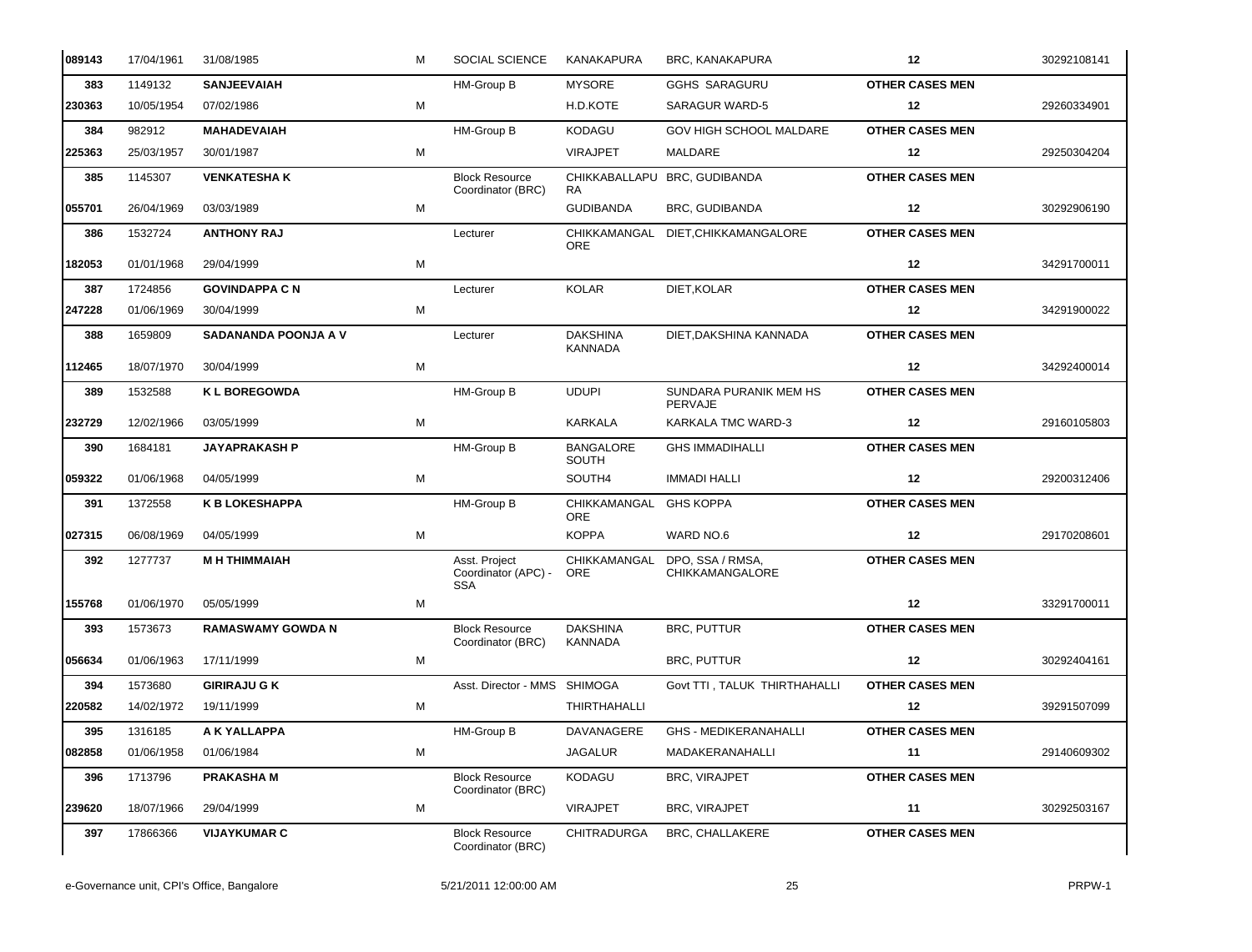| | | | | | | | | |
|---|---|---|---|---|---|---|---|---|
| 089143 | 17/04/1961 | 31/08/1985 | M | SOCIAL SCIENCE | KANAKAPURA | BRC, KANAKAPURA | 12 | 30292108141 |
| 383 | 1149132 | **SANJEEVAIAH** | | HM-Group B | MYSORE | GGHS SARAGURU | **OTHER CASES MEN** | |
| 230363 | 10/05/1954 | 07/02/1986 | M | | H.D.KOTE | SARAGUR WARD-5 | 12 | 29260334901 |
| 384 | 982912 | **MAHADEVAIAH** | | HM-Group B | KODAGU | GOV HIGH SCHOOL MALDARE | **OTHER CASES MEN** | |
| 225363 | 25/03/1957 | 30/01/1987 | M | | VIRAJPET | MALDARE | 12 | 29250304204 |
| 385 | 1145307 | **VENKATESHA K** | | Block Resource Coordinator (BRC) | CHIKKABALLAPURA | BRC, GUDIBANDA | **OTHER CASES MEN** | |
| 055701 | 26/04/1969 | 03/03/1989 | M | | GUDIBANDA | BRC, GUDIBANDA | 12 | 30292906190 |
| 386 | 1532724 | **ANTHONY RAJ** | | Lecturer | CHIKKAMANGALORE | DIET,CHIKKAMANGALORE | **OTHER CASES MEN** | |
| 182053 | 01/01/1968 | 29/04/1999 | M | | | | 12 | 34291700011 |
| 387 | 1724856 | **GOVINDAPPA C N** | | Lecturer | KOLAR | DIET,KOLAR | **OTHER CASES MEN** | |
| 247228 | 01/06/1969 | 30/04/1999 | M | | | | 12 | 34291900022 |
| 388 | 1659809 | **SADANANDA POONJA A V** | | Lecturer | DAKSHINA KANNADA | DIET,DAKSHINA KANNADA | **OTHER CASES MEN** | |
| 112465 | 18/07/1970 | 30/04/1999 | M | | | | 12 | 34292400014 |
| 389 | 1532588 | **K L BOREGOWDA** | | HM-Group B | UDUPI | SUNDARA PURANIK MEM HS PERVAJE | **OTHER CASES MEN** | |
| 232729 | 12/02/1966 | 03/05/1999 | M | | KARKALA | KARKALA TMC WARD-3 | 12 | 29160105803 |
| 390 | 1684181 | **JAYAPRAKASH P** | | HM-Group B | BANGALORE SOUTH | GHS IMMADIHALLI | **OTHER CASES MEN** | |
| 059322 | 01/06/1968 | 04/05/1999 | M | | SOUTH4 | IMMADI HALLI | 12 | 29200312406 |
| 391 | 1372558 | **K B LOKESHAPPA** | | HM-Group B | CHIKKAMANGALORE | GHS KOPPA | **OTHER CASES MEN** | |
| 027315 | 06/08/1969 | 04/05/1999 | M | | KOPPA | WARD NO.6 | 12 | 29170208601 |
| 392 | 1277737 | **M H THIMMAIAH** | | Asst. Project Coordinator (APC) - SSA | CHIKKAMANGALORE | DPO, SSA / RMSA, CHIKKAMANGALORE | **OTHER CASES MEN** | |
| 155768 | 01/06/1970 | 05/05/1999 | M | | | | 12 | 33291700011 |
| 393 | 1573673 | **RAMASWAMY GOWDA N** | | Block Resource Coordinator (BRC) | DAKSHINA KANNADA | BRC, PUTTUR | **OTHER CASES MEN** | |
| 056634 | 01/06/1963 | 17/11/1999 | M | | | BRC, PUTTUR | 12 | 30292404161 |
| 394 | 1573680 | **GIRIRAJU G K** | | Asst. Director - MMS | SHIMOGA | Govt TTI , TALUK THIRTHAHALLI | **OTHER CASES MEN** | |
| 220582 | 14/02/1972 | 19/11/1999 | M | | THIRTHAHALLI | | 12 | 39291507099 |
| 395 | 1316185 | **A K YALLAPPA** | | HM-Group B | DAVANAGERE | GHS - MEDIKERANAHALLI | **OTHER CASES MEN** | |
| 082858 | 01/06/1958 | 01/06/1984 | M | | JAGALUR | MADAKERANAHALLI | 11 | 29140609302 |
| 396 | 1713796 | **PRAKASHA M** | | Block Resource Coordinator (BRC) | KODAGU | BRC, VIRAJPET | **OTHER CASES MEN** | |
| 239620 | 18/07/1966 | 29/04/1999 | M | | VIRAJPET | BRC, VIRAJPET | 11 | 30292503167 |
| 397 | 17866366 | **VIJAYKUMAR C** | | Block Resource Coordinator (BRC) | CHITRADURGA | BRC, CHALLAKERE | **OTHER CASES MEN** | |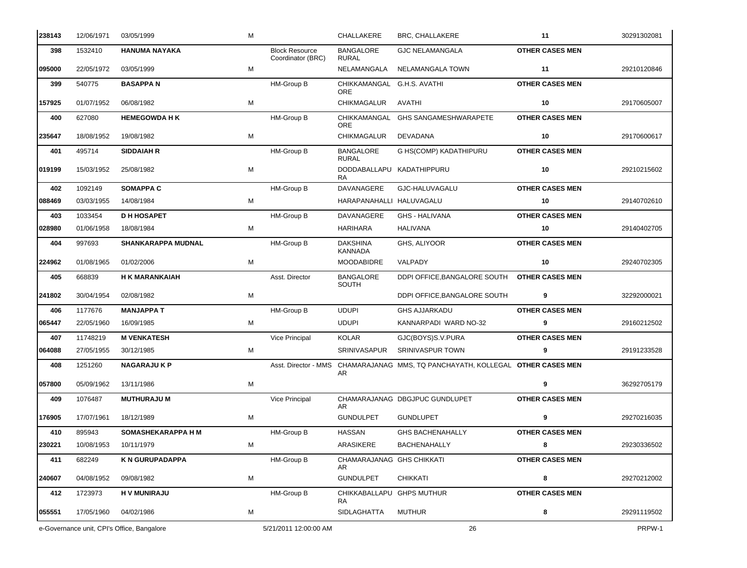| | | | | | | | | |
|---|---|---|---|---|---|---|---|---|
| 238143 | 12/06/1971 | 03/05/1999 | M | | CHALLAKERE | BRC, CHALLAKERE | 11 | 30291302081 |
| 398 | 1532410 | HANUMA NAYAKA | | Block Resource Coordinator (BRC) | BANGALORE RURAL | GJC NELAMANGALA | OTHER CASES MEN | |
| 095000 | 22/05/1972 | 03/05/1999 | M | | NELAMANGALA | NELAMANGALA TOWN | 11 | 29210120846 |
| 399 | 540775 | BASAPPA N | | HM-Group B | CHIKKAMANGALORE | G.H.S. AVATHI | OTHER CASES MEN | |
| 157925 | 01/07/1952 | 06/08/1982 | M | | CHIKMAGALUR | AVATHI | 10 | 29170605007 |
| 400 | 627080 | HEMEGOWDA H K | | HM-Group B | CHIKKAMANGALORE | GHS SANGAMESHWARAPETE | OTHER CASES MEN | |
| 235647 | 18/08/1952 | 19/08/1982 | M | | CHIKMAGALUR | DEVADANA | 10 | 29170600617 |
| 401 | 495714 | SIDDAIAH R | | HM-Group B | BANGALORE RURAL | G HS(COMP) KADATHIPURU | OTHER CASES MEN | |
| 019199 | 15/03/1952 | 25/08/1982 | M | | DODDABALLAPURA | KADATHIPPURU | 10 | 29210215602 |
| 402 | 1092149 | SOMAPPA C | | HM-Group B | DAVANAGERE | GJC-HALUVAGALU | OTHER CASES MEN | |
| 088469 | 03/03/1955 | 14/08/1984 | M | | HARAPANAHALLI | HALUVAGALU | 10 | 29140702610 |
| 403 | 1033454 | D H HOSAPET | | HM-Group B | DAVANAGERE | GHS - HALIVANA | OTHER CASES MEN | |
| 028980 | 01/06/1958 | 18/08/1984 | M | | HARIHARA | HALIVANA | 10 | 29140402705 |
| 404 | 997693 | SHANKARAPPA MUDNAL | | HM-Group B | DAKSHINA KANNADA | GHS, ALIYOOR | OTHER CASES MEN | |
| 224962 | 01/08/1965 | 01/02/2006 | M | | MOODABIDRE | VALPADY | 10 | 29240702305 |
| 405 | 668839 | H K MARANKAIAH | | Asst. Director | BANGALORE SOUTH | DDPI OFFICE,BANGALORE SOUTH | OTHER CASES MEN | |
| 241802 | 30/04/1954 | 02/08/1982 | M | | | DDPI OFFICE,BANGALORE SOUTH | 9 | 32292000021 |
| 406 | 1177676 | MANJAPPA T | | HM-Group B | UDUPI | GHS AJJARKADU | OTHER CASES MEN | |
| 065447 | 22/05/1960 | 16/09/1985 | M | | UDUPI | KANNARPADI WARD NO-32 | 9 | 29160212502 |
| 407 | 11748219 | M VENKATESH | | Vice Principal | KOLAR | GJC(BOYS)S.V.PURA | OTHER CASES MEN | |
| 064088 | 27/05/1955 | 30/12/1985 | M | | SRINIVASAPUR | SRINIVASPUR TOWN | 9 | 29191233528 |
| 408 | 1251260 | NAGARAJU K P | | Asst. Director - MMS | CHAMARAJANAGAR | MMS, TQ PANCHAYATH, KOLLEGAL | OTHER CASES MEN | |
| 057800 | 05/09/1962 | 13/11/1986 | M | | | | 9 | 36292705179 |
| 409 | 1076487 | MUTHURAJU M | | Vice Principal | CHAMARAJANAGAR | DBGJPUC GUNDLUPET | OTHER CASES MEN | |
| 176905 | 17/07/1961 | 18/12/1989 | M | | GUNDULPET | GUNDLUPET | 9 | 29270216035 |
| 410 | 895943 | SOMASHEKARAPPA H M | | HM-Group B | HASSAN | GHS BACHENAHALLY | OTHER CASES MEN | |
| 230221 | 10/08/1953 | 10/11/1979 | M | | ARASIKERE | BACHENAHALLY | 8 | 29230336502 |
| 411 | 682249 | K N GURUPADAPPA | | HM-Group B | CHAMARAJANAGAR | GHS CHIKKATI | OTHER CASES MEN | |
| 240607 | 04/08/1952 | 09/08/1982 | M | | GUNDULPET | CHIKKATI | 8 | 29270212002 |
| 412 | 1723973 | H V MUNIRAJU | | HM-Group B | CHIKKABALLAPURA | GHPS MUTHUR | OTHER CASES MEN | |
| 055551 | 17/05/1960 | 04/02/1986 | M | | SIDLAGHATTA | MUTHUR | 8 | 29291119502 |

e-Governance unit, CPI's Office, Bangalore 5/21/2011 12:00:00 AM PRPW-1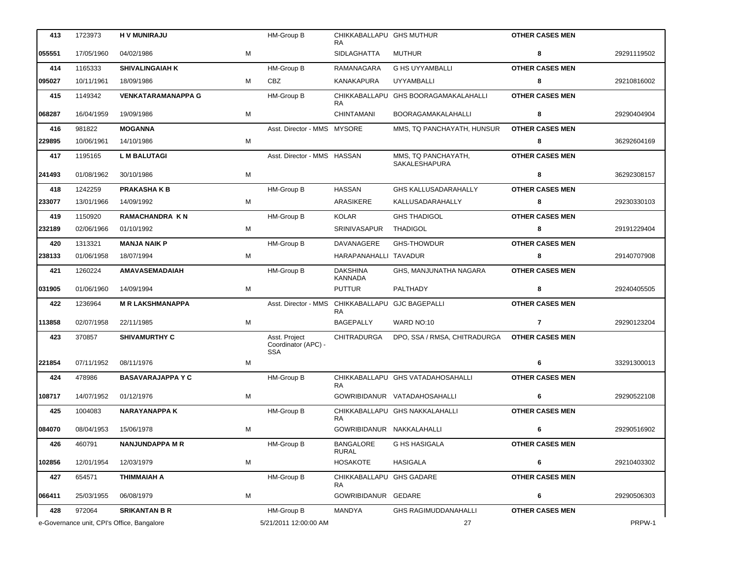| | | | | | | | | |
|---|---|---|---|---|---|---|---|---|
| 413 | 1723973 | **H V MUNIRAJU** | | HM-Group B | CHIKKABALLAPURA | GHS MUTHUR | **OTHER CASES MEN** | |
| 055551 | 17/05/1960 | 04/02/1986 | M | | SIDLAGHATTA | MUTHUR | **8** | 29291119502 |
| 414 | 1165333 | **SHIVALINGAIAH K** | | HM-Group B | RAMANAGARA | G HS UYYAMBALLI | **OTHER CASES MEN** | |
| 095027 | 10/11/1961 | 18/09/1986 | M | CBZ | KANAKAPURA | UYYAMBALLI | **8** | 29210816002 |
| 415 | 1149342 | **VENKATARAMANAPPA G** | | HM-Group B | CHIKKABALLAPURA | GHS BOORAGAMAKALAHALLI | **OTHER CASES MEN** | |
| 068287 | 16/04/1959 | 19/09/1986 | M | | CHINTAMANI | BOORAGAMAKALAHALLI | **8** | 29290404904 |
| 416 | 981822 | **MOGANNA** | | Asst. Director - MMS | MYSORE | MMS, TQ PANCHAYATH, HUNSUR | **OTHER CASES MEN** | |
| 229895 | 10/06/1961 | 14/10/1986 | M | | | | **8** | 36292604169 |
| 417 | 1195165 | **L M BALUTAGI** | | Asst. Director - MMS | HASSAN | MMS, TQ PANCHAYATH, SAKALESHAPURA | **OTHER CASES MEN** | |
| 241493 | 01/08/1962 | 30/10/1986 | M | | | | **8** | 36292308157 |
| 418 | 1242259 | **PRAKASHA K B** | | HM-Group B | HASSAN | GHS KALLUSADARAHALLY | **OTHER CASES MEN** | |
| 233077 | 13/01/1966 | 14/09/1992 | M | | ARASIKERE | KALLUSADARAHALLY | **8** | 29230330103 |
| 419 | 1150920 | **RAMACHANDRA K N** | | HM-Group B | KOLAR | GHS THADIGOL | **OTHER CASES MEN** | |
| 232189 | 02/06/1966 | 01/10/1992 | M | | SRINIVASAPUR | THADIGOL | **8** | 29191229404 |
| 420 | 1313321 | **MANJA NAIK P** | | HM-Group B | DAVANAGERE | GHS-THOWDUR | **OTHER CASES MEN** | |
| 238133 | 01/06/1958 | 18/07/1994 | M | | HARAPANAHALLI | TAVADUR | **8** | 29140707908 |
| 421 | 1260224 | **AMAVASEMADAIAH** | | HM-Group B | DAKSHINA KANNADA | GHS, MANJUNATHA NAGARA | **OTHER CASES MEN** | |
| 031905 | 01/06/1960 | 14/09/1994 | M | | PUTTUR | PALTHADY | **8** | 29240405505 |
| 422 | 1236964 | **M R LAKSHMANAPPA** | | Asst. Director - MMS | CHIKKABALLAPURA | GJC BAGEPALLI | **OTHER CASES MEN** | |
| 113858 | 02/07/1958 | 22/11/1985 | M | | BAGEPALLY | WARD NO:10 | **7** | 29290123204 |
| 423 | 370857 | **SHIVAMURTHY C** | | Asst. Project Coordinator (APC) - SSA | CHITRADURGA | DPO, SSA / RMSA, CHITRADURGA | **OTHER CASES MEN** | |
| 221854 | 07/11/1952 | 08/11/1976 | M | | | | **6** | 33291300013 |
| 424 | 478986 | **BASAVARAJAPPA Y C** | | HM-Group B | CHIKKABALLAPURA | GHS VATADAHOSAHALLI | **OTHER CASES MEN** | |
| 108717 | 14/07/1952 | 01/12/1976 | M | | GOWRIBIDANUR | VATADAHOSAHALLI | **6** | 29290522108 |
| 425 | 1004083 | **NARAYANAPPA K** | | HM-Group B | CHIKKABALLAPURA | GHS NAKKALAHALLI | **OTHER CASES MEN** | |
| 084070 | 08/04/1953 | 15/06/1978 | M | | GOWRIBIDANUR | NAKKALAHALLI | **6** | 29290516902 |
| 426 | 460791 | **NANJUNDAPPA M R** | | HM-Group B | BANGALORE RURAL | G HS HASIGALA | **OTHER CASES MEN** | |
| 102856 | 12/01/1954 | 12/03/1979 | M | | HOSAKOTE | HASIGALA | **6** | 29210403302 |
| 427 | 654571 | **THIMMAIAH A** | | HM-Group B | CHIKKABALLAPURA | GHS GADARE | **OTHER CASES MEN** | |
| 066411 | 25/03/1955 | 06/08/1979 | M | | GOWRIBIDANUR | GEDARE | **6** | 29290506303 |
| 428 | 972064 | **SRIKANTAN B R** | | HM-Group B | MANDYA | GHS RAGIMUDDANAHALLI | **OTHER CASES MEN** | |

e-Governance unit, CPI's Office, Bangalore &nbsp;&nbsp;&nbsp; 5/21/2011 12:00:00 AM &nbsp;&nbsp;&nbsp; PRPW-1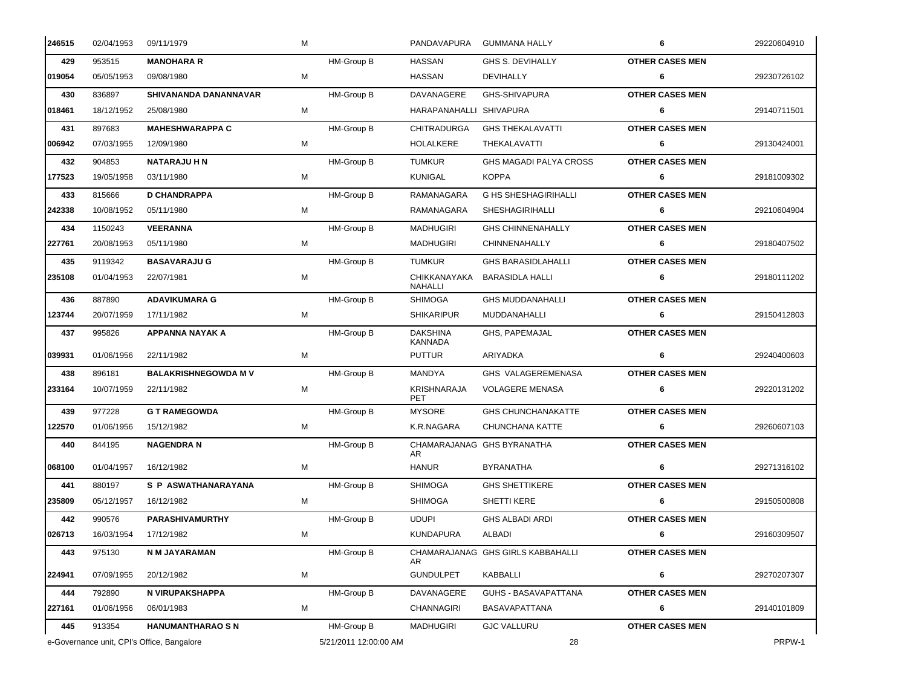| | | | | | | | | |
|---|---|---|---|---|---|---|---|---|
| 246515 | 02/04/1953 | 09/11/1979 | M | | PANDAVAPURA | GUMMANA HALLY | 6 | 29220604910 |
| 429 | 953515 | **MANOHARA R** | | HM-Group B | HASSAN | GHS S. DEVIHALLY | **OTHER CASES MEN** | |
| 019054 | 05/05/1953 | 09/08/1980 | M | | HASSAN | DEVIHALLY | 6 | 29230726102 |
| 430 | 836897 | **SHIVANANDA DANANNAVAR** | | HM-Group B | DAVANAGERE | GHS-SHIVAPURA | **OTHER CASES MEN** | |
| 018461 | 18/12/1952 | 25/08/1980 | M | | HARAPANAHALLI | SHIVAPURA | 6 | 29140711501 |
| 431 | 897683 | **MAHESHWARAPPA C** | | HM-Group B | CHITRADURGA | GHS THEKALAVATTI | **OTHER CASES MEN** | |
| 006942 | 07/03/1955 | 12/09/1980 | M | | HOLALKERE | THEKALAVATTI | 6 | 29130424001 |
| 432 | 904853 | **NATARAJU H N** | | HM-Group B | TUMKUR | GHS MAGADI PALYA CROSS | **OTHER CASES MEN** | |
| 177523 | 19/05/1958 | 03/11/1980 | M | | KUNIGAL | KOPPA | 6 | 29181009302 |
| 433 | 815666 | **D CHANDRAPPA** | | HM-Group B | RAMANAGARA | G HS SHESHAGIRIHALLI | **OTHER CASES MEN** | |
| 242338 | 10/08/1952 | 05/11/1980 | M | | RAMANAGARA | SHESHAGIRIHALLI | 6 | 29210604904 |
| 434 | 1150243 | **VEERANNA** | | HM-Group B | MADHUGIRI | GHS CHINNENAHALLY | **OTHER CASES MEN** | |
| 227761 | 20/08/1953 | 05/11/1980 | M | | MADHUGIRI | CHINNENAHALLY | 6 | 29180407502 |
| 435 | 9119342 | **BASAVARAJU G** | | HM-Group B | TUMKUR | GHS BARASIDLAHALLI | **OTHER CASES MEN** | |
| 235108 | 01/04/1953 | 22/07/1981 | M | | CHIKKANAYAKA NAHALLI | BARASIDLA HALLI | 6 | 29180111202 |
| 436 | 887890 | **ADAVIKUMARA G** | | HM-Group B | SHIMOGA | GHS MUDDANAHALLI | **OTHER CASES MEN** | |
| 123744 | 20/07/1959 | 17/11/1982 | M | | SHIKARIPUR | MUDDANAHALLI | 6 | 29150412803 |
| 437 | 995826 | **APPANNA NAYAK A** | | HM-Group B | DAKSHINA KANNADA | GHS, PAPEMAJAL | **OTHER CASES MEN** | |
| 039931 | 01/06/1956 | 22/11/1982 | M | | PUTTUR | ARIYADKA | 6 | 29240400603 |
| 438 | 896181 | **BALAKRISHNEGOWDA M V** | | HM-Group B | MANDYA | GHS VALAGEREMENASA | **OTHER CASES MEN** | |
| 233164 | 10/07/1959 | 22/11/1982 | M | | KRISHNARAJA PET | VOLAGERE MENASA | 6 | 29220131202 |
| 439 | 977228 | **G T RAMEGOWDA** | | HM-Group B | MYSORE | GHS CHUNCHANAKATTE | **OTHER CASES MEN** | |
| 122570 | 01/06/1956 | 15/12/1982 | M | | K.R.NAGARA | CHUNCHANA KATTE | 6 | 29260607103 |
| 440 | 844195 | **NAGENDRA N** | | HM-Group B | CHAMARAJANAGAR | GHS BYRANATHA | **OTHER CASES MEN** | |
| 068100 | 01/04/1957 | 16/12/1982 | M | | HANUR | BYRANATHA | 6 | 29271316102 |
| 441 | 880197 | **S P ASWATHANARAYANA** | | HM-Group B | SHIMOGA | GHS SHETTIKERE | **OTHER CASES MEN** | |
| 235809 | 05/12/1957 | 16/12/1982 | M | | SHIMOGA | SHETTI KERE | 6 | 29150500808 |
| 442 | 990576 | **PARASHIVAMURTHY** | | HM-Group B | UDUPI | GHS ALBADI ARDI | **OTHER CASES MEN** | |
| 026713 | 16/03/1954 | 17/12/1982 | M | | KUNDAPURA | ALBADI | 6 | 29160309507 |
| 443 | 975130 | **N M JAYARAMAN** | | HM-Group B | CHAMARAJANAGAR | GHS GIRLS KABBAHALLI | **OTHER CASES MEN** | |
| 224941 | 07/09/1955 | 20/12/1982 | M | | GUNDULPET | KABBALLI | 6 | 29270207307 |
| 444 | 792890 | **N VIRUPAKSHAPPA** | | HM-Group B | DAVANAGERE | GUHS - BASAVAPATTANA | **OTHER CASES MEN** | |
| 227161 | 01/06/1956 | 06/01/1983 | M | | CHANNAGIRI | BASAVAPATTANA | 6 | 29140101809 |
| 445 | 913354 | **HANUMANTHARAO S N** | | HM-Group B | MADHUGIRI | GJC VALLURU | **OTHER CASES MEN** | |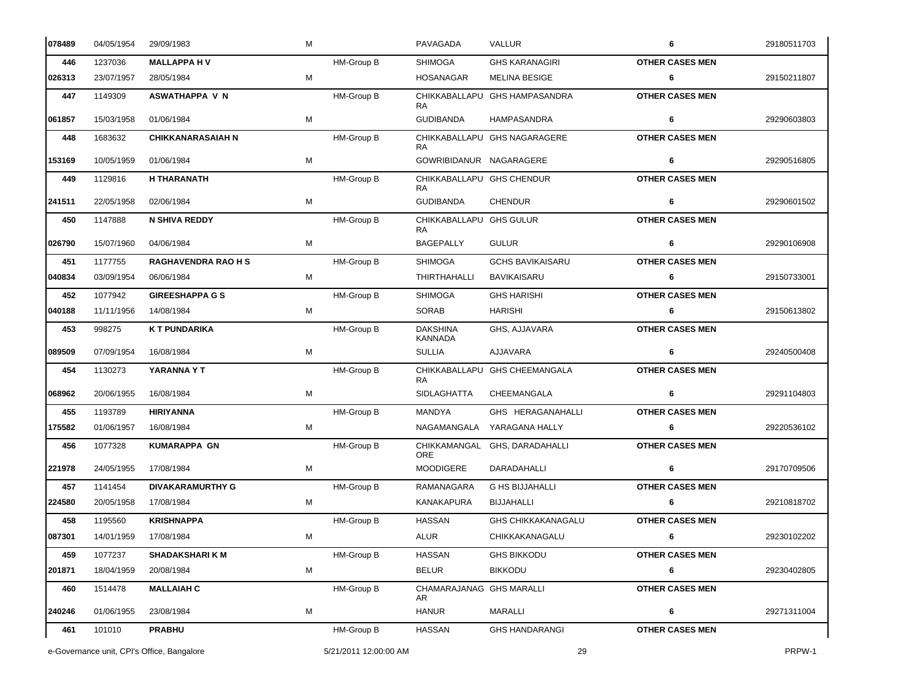| | | | | | | | | |
|---|---|---|---|---|---|---|---|---|
| 078489 | 04/05/1954 | 29/09/1983 | M | | PAVAGADA | VALLUR | 6 | 29180511703 |
| 446 | 1237036 | **MALLAPPA H V** | | HM-Group B | SHIMOGA | GHS KARANAGIRI | **OTHER CASES MEN** | |
| 026313 | 23/07/1957 | 28/05/1984 | M | | HOSANAGAR | MELINA BESIGE | 6 | 29150211807 |
| 447 | 1149309 | **ASWATHAPPA V N** | | HM-Group B | CHIKKABALLAPURA | GHS HAMPASANDRA | **OTHER CASES MEN** | |
| 061857 | 15/03/1958 | 01/06/1984 | M | | GUDIBANDA | HAMPASANDRA | 6 | 29290603803 |
| 448 | 1683632 | **CHIKKANARASAIAH N** | | HM-Group B | CHIKKABALLAPURA | GHS NAGARAGERE | **OTHER CASES MEN** | |
| 153169 | 10/05/1959 | 01/06/1984 | M | | GOWRIBIDANUR | NAGARAGERE | 6 | 29290516805 |
| 449 | 1129816 | **H THARANATH** | | HM-Group B | CHIKKABALLAPURA | GHS CHENDUR | **OTHER CASES MEN** | |
| 241511 | 22/05/1958 | 02/06/1984 | M | | GUDIBANDA | CHENDUR | 6 | 29290601502 |
| 450 | 1147888 | **N SHIVA REDDY** | | HM-Group B | CHIKKABALLAPURA | GHS GULUR | **OTHER CASES MEN** | |
| 026790 | 15/07/1960 | 04/06/1984 | M | | BAGEPALLY | GULUR | 6 | 29290106908 |
| 451 | 1177755 | **RAGHAVENDRA RAO H S** | | HM-Group B | SHIMOGA | GCHS BAVIKAISARU | **OTHER CASES MEN** | |
| 040834 | 03/09/1954 | 06/06/1984 | M | | THIRTHAHALLI | BAVIKAISARU | 6 | 29150733001 |
| 452 | 1077942 | **GIREESHAPPA G S** | | HM-Group B | SHIMOGA | GHS HARISHI | **OTHER CASES MEN** | |
| 040188 | 11/11/1956 | 14/08/1984 | M | | SORAB | HARISHI | 6 | 29150613802 |
| 453 | 998275 | **K T PUNDARIKA** | | HM-Group B | DAKSHINA KANNADA | GHS, AJJAVARA | **OTHER CASES MEN** | |
| 089509 | 07/09/1954 | 16/08/1984 | M | | SULLIA | AJJAVARA | 6 | 29240500408 |
| 454 | 1130273 | **YARANNA Y T** | | HM-Group B | CHIKKABALLAPURA | GHS CHEEMANGALA | **OTHER CASES MEN** | |
| 068962 | 20/06/1955 | 16/08/1984 | M | | SIDLAGHATTA | CHEEMANGALA | 6 | 29291104803 |
| 455 | 1193789 | **HIRIYANNA** | | HM-Group B | MANDYA | GHS HERAGANAHALLI | **OTHER CASES MEN** | |
| 175582 | 01/06/1957 | 16/08/1984 | M | | NAGAMANGALA | YARAGANA HALLY | 6 | 29220536102 |
| 456 | 1077328 | **KUMARAPPA GN** | | HM-Group B | CHIKKAMANGALORE | GHS, DARADAHALLI | **OTHER CASES MEN** | |
| 221978 | 24/05/1955 | 17/08/1984 | M | | MOODIGERE | DARADAHALLI | 6 | 29170709506 |
| 457 | 1141454 | **DIVAKARAMURTHY G** | | HM-Group B | RAMANAGARA | G HS BIJJAHALLI | **OTHER CASES MEN** | |
| 224580 | 20/05/1958 | 17/08/1984 | M | | KANAKAPURA | BIJJAHALLI | 6 | 29210818702 |
| 458 | 1195560 | **KRISHNAPPA** | | HM-Group B | HASSAN | GHS CHIKKAKANAGALU | **OTHER CASES MEN** | |
| 087301 | 14/01/1959 | 17/08/1984 | M | | ALUR | CHIKKAKANAGALU | 6 | 29230102202 |
| 459 | 1077237 | **SHADAKSHARI K M** | | HM-Group B | HASSAN | GHS BIKKODU | **OTHER CASES MEN** | |
| 201871 | 18/04/1959 | 20/08/1984 | M | | BELUR | BIKKODU | 6 | 29230402805 |
| 460 | 1514478 | **MALLAIAH C** | | HM-Group B | CHAMARAJANAGAR | GHS MARALLI | **OTHER CASES MEN** | |
| 240246 | 01/06/1955 | 23/08/1984 | M | | HANUR | MARALLI | 6 | 29271311004 |
| 461 | 101010 | **PRABHU** | | HM-Group B | HASSAN | GHS HANDARANGI | **OTHER CASES MEN** | |

e-Governance unit, CPI's Office, Bangalore 5/21/2011 12:00:00 AM PRPW-1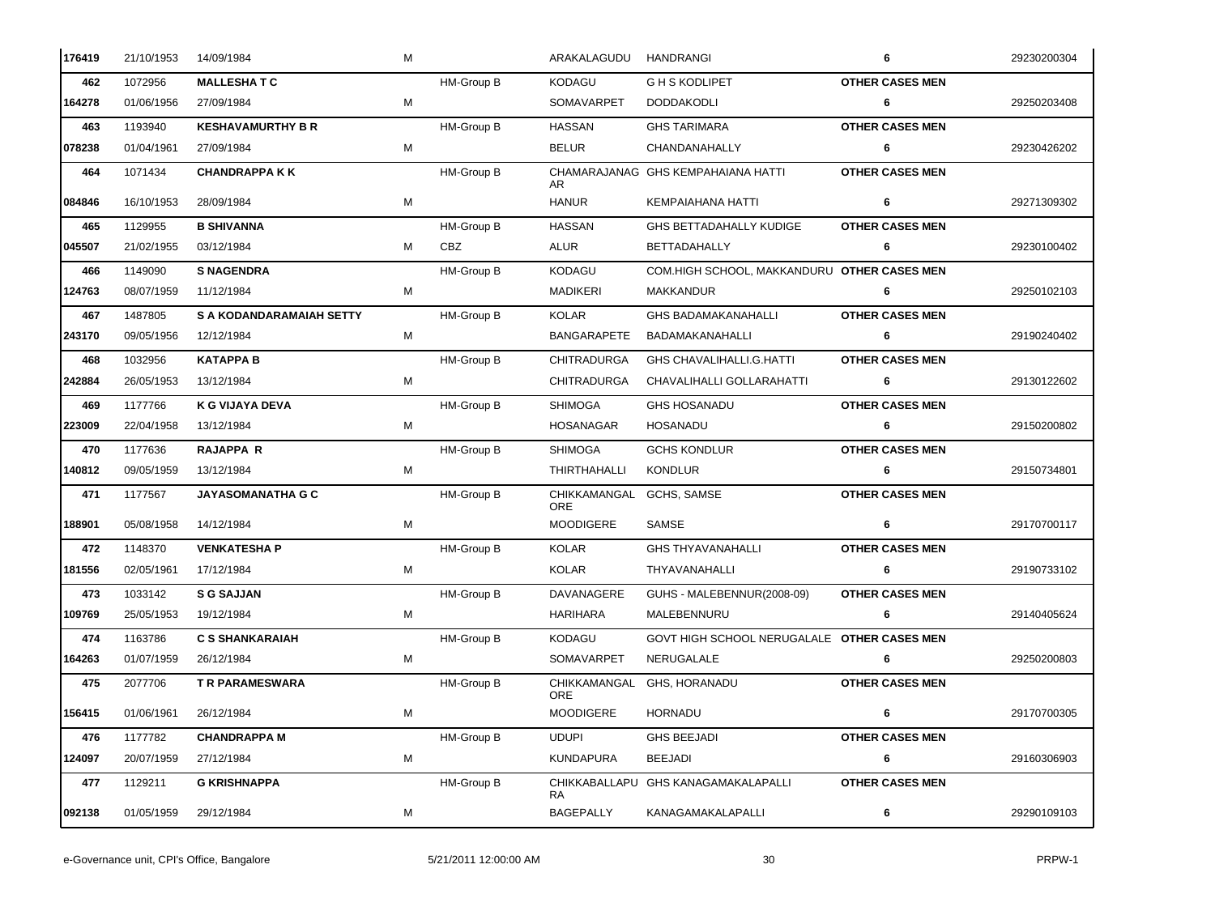| | | | | | | | | |
|---|---|---|---|---|---|---|---|---|
| 176419 | 21/10/1953 | 14/09/1984 | M | | ARAKALAGUDU | HANDRANGI | 6 | 29230200304 |
| 462 | 1072956 | **MALLESHA T C** | | HM-Group B | KODAGU | G H S KODLIPET | **OTHER CASES MEN** | |
| 164278 | 01/06/1956 | 27/09/1984 | M | | SOMAVARPET | DODDAKODLI | 6 | 29250203408 |
| 463 | 1193940 | **KESHAVAMURTHY B R** | | HM-Group B | HASSAN | GHS TARIMARA | **OTHER CASES MEN** | |
| 078238 | 01/04/1961 | 27/09/1984 | M | | BELUR | CHANDANAHALLY | 6 | 29230426202 |
| 464 | 1071434 | **CHANDRAPPA K K** | | HM-Group B | CHAMARAJANAG AR | GHS KEMPAHAIANA HATTI | **OTHER CASES MEN** | |
| 084846 | 16/10/1953 | 28/09/1984 | M | | HANUR | KEMPAIAHANA HATTI | 6 | 29271309302 |
| 465 | 1129955 | **B SHIVANNA** | | HM-Group B | HASSAN | GHS BETTADAHALLY KUDIGE | **OTHER CASES MEN** | |
| 045507 | 21/02/1955 | 03/12/1984 | M | CBZ | ALUR | BETTADAHALLY | 6 | 29230100402 |
| 466 | 1149090 | **S NAGENDRA** | | HM-Group B | KODAGU | COM.HIGH SCHOOL, MAKKANDURU | **OTHER CASES MEN** | |
| 124763 | 08/07/1959 | 11/12/1984 | M | | MADIKERI | MAKKANDUR | 6 | 29250102103 |
| 467 | 1487805 | **S A KODANDARAMAIAH SETTY** | | HM-Group B | KOLAR | GHS BADAMAKANAHALLI | **OTHER CASES MEN** | |
| 243170 | 09/05/1956 | 12/12/1984 | M | | BANGARAPETE | BADAMAKANAHALLI | 6 | 29190240402 |
| 468 | 1032956 | **KATAPPA B** | | HM-Group B | CHITRADURGA | GHS CHAVALIHALLI.G.HATTI | **OTHER CASES MEN** | |
| 242884 | 26/05/1953 | 13/12/1984 | M | | CHITRADURGA | CHAVALIHALLI GOLLARAHATTI | 6 | 29130122602 |
| 469 | 1177766 | **K G VIJAYA DEVA** | | HM-Group B | SHIMOGA | GHS HOSANADU | **OTHER CASES MEN** | |
| 223009 | 22/04/1958 | 13/12/1984 | M | | HOSANAGAR | HOSANADU | 6 | 29150200802 |
| 470 | 1177636 | **RAJAPPA R** | | HM-Group B | SHIMOGA | GCHS KONDLUR | **OTHER CASES MEN** | |
| 140812 | 09/05/1959 | 13/12/1984 | M | | THIRTHAHALLI | KONDLUR | 6 | 29150734801 |
| 471 | 1177567 | **JAYASOMANATHA G C** | | HM-Group B | CHIKKAMANGAL ORE | GCHS, SAMSE | **OTHER CASES MEN** | |
| 188901 | 05/08/1958 | 14/12/1984 | M | | MOODIGERE | SAMSE | 6 | 29170700117 |
| 472 | 1148370 | **VENKATESHA P** | | HM-Group B | KOLAR | GHS THYAVANAHALLI | **OTHER CASES MEN** | |
| 181556 | 02/05/1961 | 17/12/1984 | M | | KOLAR | THYAVANAHALLI | 6 | 29190733102 |
| 473 | 1033142 | **S G SAJJAN** | | HM-Group B | DAVANAGERE | GUHS - MALEBENNUR(2008-09) | **OTHER CASES MEN** | |
| 109769 | 25/05/1953 | 19/12/1984 | M | | HARIHARA | MALEBENNURU | 6 | 29140405624 |
| 474 | 1163786 | **C S SHANKARAIAH** | | HM-Group B | KODAGU | GOVT HIGH SCHOOL NERUGALALE | **OTHER CASES MEN** | |
| 164263 | 01/07/1959 | 26/12/1984 | M | | SOMAVARPET | NERUGALALE | 6 | 29250200803 |
| 475 | 2077706 | **T R PARAMESWARA** | | HM-Group B | CHIKKAMANGAL ORE | GHS, HORANADU | **OTHER CASES MEN** | |
| 156415 | 01/06/1961 | 26/12/1984 | M | | MOODIGERE | HORNADU | 6 | 29170700305 |
| 476 | 1177782 | **CHANDRAPPA M** | | HM-Group B | UDUPI | GHS BEEJADI | **OTHER CASES MEN** | |
| 124097 | 20/07/1959 | 27/12/1984 | M | | KUNDAPURA | BEEJADI | 6 | 29160306903 |
| 477 | 1129211 | **G KRISHNAPPA** | | HM-Group B | CHIKKABALLAPU RA | GHS KANAGAMAKALAPALLI | **OTHER CASES MEN** | |
| 092138 | 01/05/1959 | 29/12/1984 | M | | BAGEPALLY | KANAGAMAKALAPALLI | 6 | 29290109103 |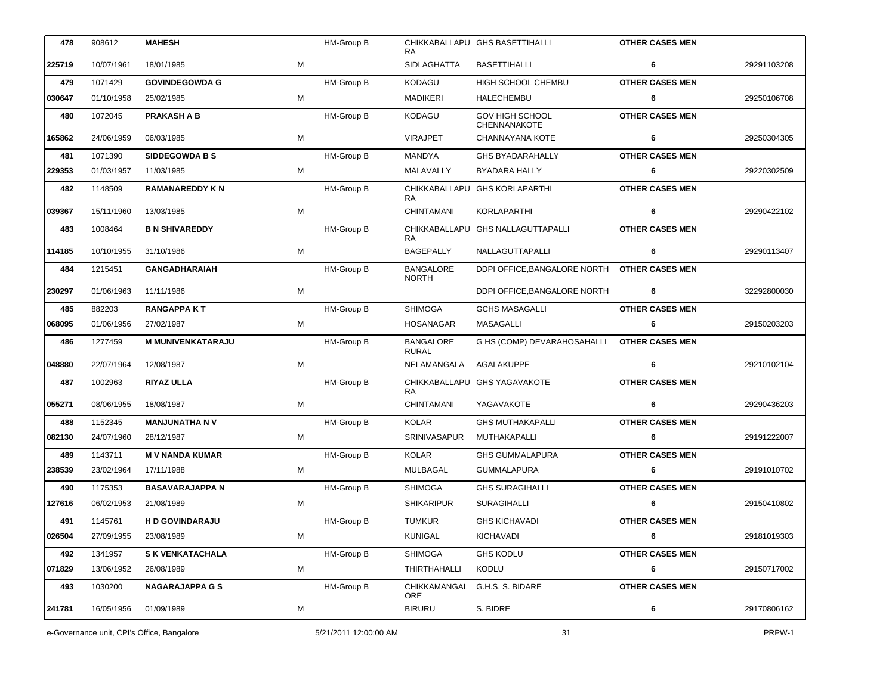| | | | | | | | | |
|---|---|---|---|---|---|---|---|---|
| 478 | 908612 | **MAHESH** | | HM-Group B | CHIKKABALLAPURA | GHS BASETTIHALLI | **OTHER CASES MEN** | |
| **225719** | 10/07/1961 | 18/01/1985 | M | | SIDLAGHATTA | BASETTIHALLI | **6** | 29291103208 |
| 479 | 1071429 | **GOVINDEGOWDA G** | | HM-Group B | KODAGU | HIGH SCHOOL CHEMBU | **OTHER CASES MEN** | |
| **030647** | 01/10/1958 | 25/02/1985 | M | | MADIKERI | HALECHEMBU | **6** | 29250106708 |
| 480 | 1072045 | **PRAKASH A B** | | HM-Group B | KODAGU | GOV HIGH SCHOOL CHENNANAKOTE | **OTHER CASES MEN** | |
| **165862** | 24/06/1959 | 06/03/1985 | M | | VIRAJPET | CHANNAYANA KOTE | **6** | 29250304305 |
| 481 | 1071390 | **SIDDEGOWDA B S** | | HM-Group B | MANDYA | GHS BYADARAHALLY | **OTHER CASES MEN** | |
| **229353** | 01/03/1957 | 11/03/1985 | M | | MALAVALLY | BYADARA HALLY | **6** | 29220302509 |
| 482 | 1148509 | **RAMANAREDDY K N** | | HM-Group B | CHIKKABALLAPURA | GHS KORLAPARTHI | **OTHER CASES MEN** | |
| **039367** | 15/11/1960 | 13/03/1985 | M | | CHINTAMANI | KORLAPARTHI | **6** | 29290422102 |
| 483 | 1008464 | **B N SHIVAREDDY** | | HM-Group B | CHIKKABALLAPURA | GHS NALLAGUTTAPALLI | **OTHER CASES MEN** | |
| **114185** | 10/10/1955 | 31/10/1986 | M | | BAGEPALLY | NALLAGUTTAPALLI | **6** | 29290113407 |
| 484 | 1215451 | **GANGADHARAIAH** | | HM-Group B | BANGALORE NORTH | DDPI OFFICE,BANGALORE NORTH | **OTHER CASES MEN** | |
| **230297** | 01/06/1963 | 11/11/1986 | M | | | DDPI OFFICE,BANGALORE NORTH | **6** | 32292800030 |
| 485 | 882203 | **RANGAPPA K T** | | HM-Group B | SHIMOGA | GCHS MASAGALLI | **OTHER CASES MEN** | |
| **068095** | 01/06/1956 | 27/02/1987 | M | | HOSANAGAR | MASAGALLI | **6** | 29150203203 |
| 486 | 1277459 | **M MUNIVENKATARAJU** | | HM-Group B | BANGALORE RURAL | G HS (COMP) DEVARAHOSAHALLI | **OTHER CASES MEN** | |
| **048880** | 22/07/1964 | 12/08/1987 | M | | NELAMANGALA | AGALAKUPPE | **6** | 29210102104 |
| 487 | 1002963 | **RIYAZ ULLA** | | HM-Group B | CHIKKABALLAPURA | GHS YAGAVAKOTE | **OTHER CASES MEN** | |
| **055271** | 08/06/1955 | 18/08/1987 | M | | CHINTAMANI | YAGAVAKOTE | **6** | 29290436203 |
| 488 | 1152345 | **MANJUNATHA N V** | | HM-Group B | KOLAR | GHS MUTHAKAPALLI | **OTHER CASES MEN** | |
| **082130** | 24/07/1960 | 28/12/1987 | M | | SRINIVASAPUR | MUTHAKAPALLI | **6** | 29191222007 |
| 489 | 1143711 | **M V NANDA KUMAR** | | HM-Group B | KOLAR | GHS GUMMALAPURA | **OTHER CASES MEN** | |
| **238539** | 23/02/1964 | 17/11/1988 | M | | MULBAGAL | GUMMALAPURA | **6** | 29191010702 |
| 490 | 1175353 | **BASAVARAJAPPA N** | | HM-Group B | SHIMOGA | GHS SURAGIHALLI | **OTHER CASES MEN** | |
| **127616** | 06/02/1953 | 21/08/1989 | M | | SHIKARIPUR | SURAGIHALLI | **6** | 29150410802 |
| 491 | 1145761 | **H D GOVINDARAJU** | | HM-Group B | TUMKUR | GHS KICHAVADI | **OTHER CASES MEN** | |
| **026504** | 27/09/1955 | 23/08/1989 | M | | KUNIGAL | KICHAVADI | **6** | 29181019303 |
| 492 | 1341957 | **S K VENKATACHALA** | | HM-Group B | SHIMOGA | GHS KODLU | **OTHER CASES MEN** | |
| **071829** | 13/06/1952 | 26/08/1989 | M | | THIRTHAHALLI | KODLU | **6** | 29150717002 |
| 493 | 1030200 | **NAGARAJAPPA G S** | | HM-Group B | CHIKKAMANGALORE | G.H.S. S. BIDARE | **OTHER CASES MEN** | |
| **241781** | 16/05/1956 | 01/09/1989 | M | | BIRURU | S. BIDRE | **6** | 29170806162 |

e-Governance unit, CPI's Office, Bangalore | 5/21/2011 12:00:00 AM | PRPW-1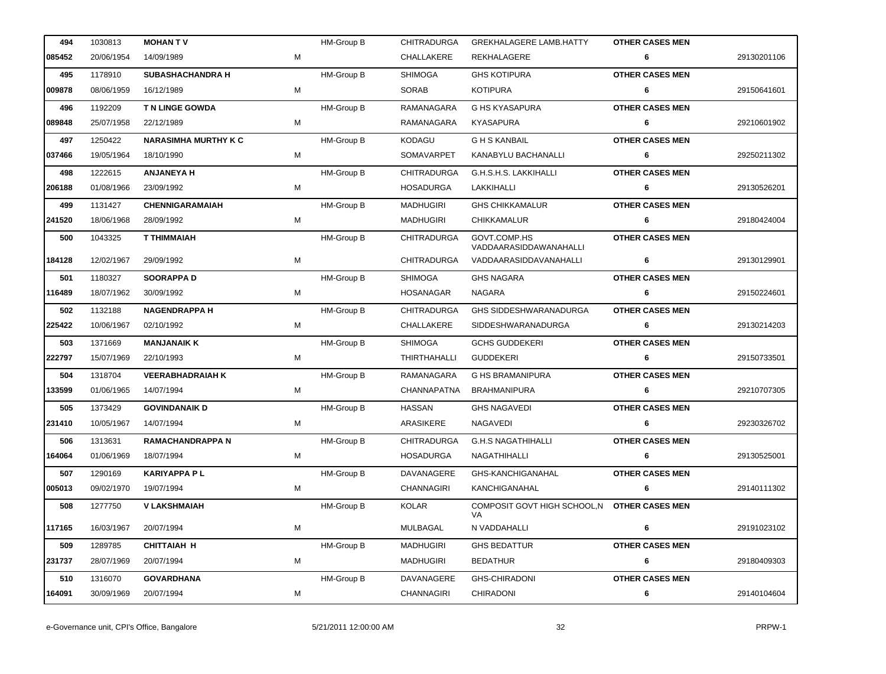| | | | | | | | | |
|---|---|---|---|---|---|---|---|---|
| **494** | 1030813 | **MOHAN T V** | | HM-Group B | CHITRADURGA | GREKHALAGERE LAMB.HATTY | **OTHER CASES MEN** | |
| **085452** | 20/06/1954 | 14/09/1989 | M | | CHALLAKERE | REKHALAGERE | **6** | 29130201106 |
| **495** | 1178910 | **SUBASHACHANDRA H** | | HM-Group B | SHIMOGA | GHS KOTIPURA | **OTHER CASES MEN** | |
| **009878** | 08/06/1959 | 16/12/1989 | M | | SORAB | KOTIPURA | **6** | 29150641601 |
| **496** | 1192209 | **T N LINGE GOWDA** | | HM-Group B | RAMANAGARA | G HS KYASAPURA | **OTHER CASES MEN** | |
| **089848** | 25/07/1958 | 22/12/1989 | M | | RAMANAGARA | KYASAPURA | **6** | 29210601902 |
| **497** | 1250422 | **NARASIMHA MURTHY K C** | | HM-Group B | KODAGU | G H S KANBAIL | **OTHER CASES MEN** | |
| **037466** | 19/05/1964 | 18/10/1990 | M | | SOMAVARPET | KANABYLU BACHANALLI | **6** | 29250211302 |
| **498** | 1222615 | **ANJANEYA H** | | HM-Group B | CHITRADURGA | G.H.S.H.S. LAKKIHALLI | **OTHER CASES MEN** | |
| **206188** | 01/08/1966 | 23/09/1992 | M | | HOSADURGA | LAKKIHALLI | **6** | 29130526201 |
| **499** | 1131427 | **CHENNIGARAMAIAH** | | HM-Group B | MADHUGIRI | GHS CHIKKAMALUR | **OTHER CASES MEN** | |
| **241520** | 18/06/1968 | 28/09/1992 | M | | MADHUGIRI | CHIKKAMALUR | **6** | 29180424004 |
| **500** | 1043325 | **T THIMMAIAH** | | HM-Group B | CHITRADURGA | GOVT.COMP.HS VADDAARASIDDAWANAHALLI | **OTHER CASES MEN** | |
| **184128** | 12/02/1967 | 29/09/1992 | M | | CHITRADURGA | VADDAARASIDDAVANAHALLI | **6** | 29130129901 |
| **501** | 1180327 | **SOORAPPA D** | | HM-Group B | SHIMOGA | GHS NAGARA | **OTHER CASES MEN** | |
| **116489** | 18/07/1962 | 30/09/1992 | M | | HOSANAGAR | NAGARA | **6** | 29150224601 |
| **502** | 1132188 | **NAGENDRAPPA H** | | HM-Group B | CHITRADURGA | GHS SIDDESHWARANADURGA | **OTHER CASES MEN** | |
| **225422** | 10/06/1967 | 02/10/1992 | M | | CHALLAKERE | SIDDESHWARANADURGA | **6** | 29130214203 |
| **503** | 1371669 | **MANJANAIK K** | | HM-Group B | SHIMOGA | GCHS GUDDEKERI | **OTHER CASES MEN** | |
| **222797** | 15/07/1969 | 22/10/1993 | M | | THIRTHAHALLI | GUDDEKERI | **6** | 29150733501 |
| **504** | 1318704 | **VEERABHADRAIAH K** | | HM-Group B | RAMANAGARA | G HS BRAMANIPURA | **OTHER CASES MEN** | |
| **133599** | 01/06/1965 | 14/07/1994 | M | | CHANNAPATNA | BRAHMANIPURA | **6** | 29210707305 |
| **505** | 1373429 | **GOVINDANAIK D** | | HM-Group B | HASSAN | GHS NAGAVEDI | **OTHER CASES MEN** | |
| **231410** | 10/05/1967 | 14/07/1994 | M | | ARASIKERE | NAGAVEDI | **6** | 29230326702 |
| **506** | 1313631 | **RAMACHANDRAPPA N** | | HM-Group B | CHITRADURGA | G.H.S NAGATHIHALLI | **OTHER CASES MEN** | |
| **164064** | 01/06/1969 | 18/07/1994 | M | | HOSADURGA | NAGATHIHALLI | **6** | 29130525001 |
| **507** | 1290169 | **KARIYAPPA P L** | | HM-Group B | DAVANAGERE | GHS-KANCHIGANAHAL | **OTHER CASES MEN** | |
| **005013** | 09/02/1970 | 19/07/1994 | M | | CHANNAGIRI | KANCHIGANAHAL | **6** | 29140111302 |
| **508** | 1277750 | **V LAKSHMAIAH** | | HM-Group B | KOLAR | COMPOSIT GOVT HIGH SCHOOL,N VA | **OTHER CASES MEN** | |
| **117165** | 16/03/1967 | 20/07/1994 | M | | MULBAGAL | N VADDAHALLI | **6** | 29191023102 |
| **509** | 1289785 | **CHITTAIAH H** | | HM-Group B | MADHUGIRI | GHS BEDATTUR | **OTHER CASES MEN** | |
| **231737** | 28/07/1969 | 20/07/1994 | M | | MADHUGIRI | BEDATHUR | **6** | 29180409303 |
| **510** | 1316070 | **GOVARDHANA** | | HM-Group B | DAVANAGERE | GHS-CHIRADONI | **OTHER CASES MEN** | |
| **164091** | 30/09/1969 | 20/07/1994 | M | | CHANNAGIRI | CHIRADONI | **6** | 29140104604 |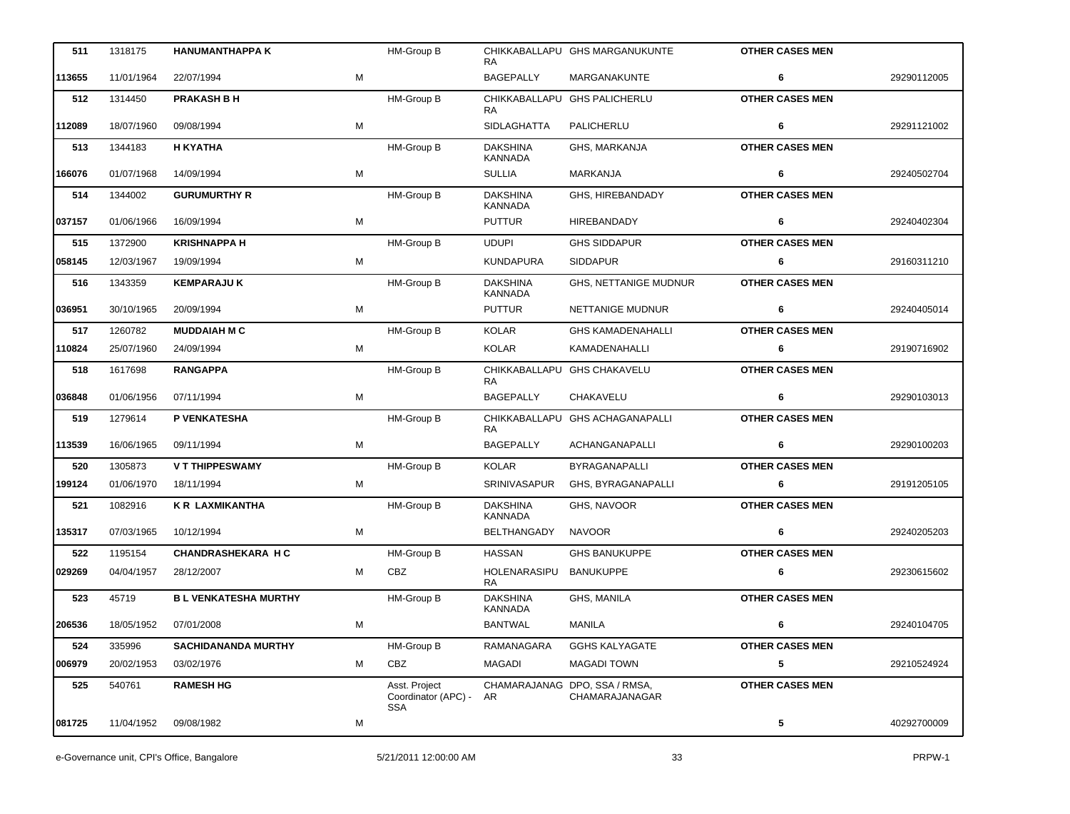| | | | | | | | | |
|---|---|---|---|---|---|---|---|---|
| 511 | 1318175 | **HANUMANTHAPPA K** | | HM-Group B | CHIKKABALLAPURA | GHS MARGANUKUNTE | **OTHER CASES MEN** | |
| 113655 | 11/01/1964 | 22/07/1994 | M | | BAGEPALLY | MARGANAKUNTE | 6 | 29290112005 |
| 512 | 1314450 | **PRAKASH B H** | | HM-Group B | CHIKKABALLAPURA | GHS PALICHERLU | **OTHER CASES MEN** | |
| 112089 | 18/07/1960 | 09/08/1994 | M | | SIDLAGHATTA | PALICHERLU | 6 | 29291121002 |
| 513 | 1344183 | **H KYATHA** | | HM-Group B | DAKSHINA KANNADA | GHS, MARKANJA | **OTHER CASES MEN** | |
| 166076 | 01/07/1968 | 14/09/1994 | M | | SULLIA | MARKANJA | 6 | 29240502704 |
| 514 | 1344002 | **GURUMURTHY R** | | HM-Group B | DAKSHINA KANNADA | GHS, HIREBANDADY | **OTHER CASES MEN** | |
| 037157 | 01/06/1966 | 16/09/1994 | M | | PUTTUR | HIREBANDADY | 6 | 29240402304 |
| 515 | 1372900 | **KRISHNAPPA H** | | HM-Group B | UDUPI | GHS SIDDAPUR | **OTHER CASES MEN** | |
| 058145 | 12/03/1967 | 19/09/1994 | M | | KUNDAPURA | SIDDAPUR | 6 | 29160311210 |
| 516 | 1343359 | **KEMPARAJU K** | | HM-Group B | DAKSHINA KANNADA | GHS, NETTANIGE MUDNUR | **OTHER CASES MEN** | |
| 036951 | 30/10/1965 | 20/09/1994 | M | | PUTTUR | NETTANIGE MUDNUR | 6 | 29240405014 |
| 517 | 1260782 | **MUDDAIAH M C** | | HM-Group B | KOLAR | GHS KAMADENAHALLI | **OTHER CASES MEN** | |
| 110824 | 25/07/1960 | 24/09/1994 | M | | KOLAR | KAMADENAHALLI | 6 | 29190716902 |
| 518 | 1617698 | **RANGAPPA** | | HM-Group B | CHIKKABALLAPURA | GHS CHAKAVELU | **OTHER CASES MEN** | |
| 036848 | 01/06/1956 | 07/11/1994 | M | | BAGEPALLY | CHAKAVELU | 6 | 29290103013 |
| 519 | 1279614 | **P VENKATESHA** | | HM-Group B | CHIKKABALLAPURA | GHS ACHAGANAPALLI | **OTHER CASES MEN** | |
| 113539 | 16/06/1965 | 09/11/1994 | M | | BAGEPALLY | ACHANGANAPALLI | 6 | 29290100203 |
| 520 | 1305873 | **V T THIPPESWAMY** | | HM-Group B | KOLAR | BYRAGANAPALLI | **OTHER CASES MEN** | |
| 199124 | 01/06/1970 | 18/11/1994 | M | | SRINIVASAPUR | GHS, BYRAGANAPALLI | 6 | 29191205105 |
| 521 | 1082916 | **K R LAXMIKANTHA** | | HM-Group B | DAKSHINA KANNADA | GHS, NAVOOR | **OTHER CASES MEN** | |
| 135317 | 07/03/1965 | 10/12/1994 | M | | BELTHANGADY | NAVOOR | 6 | 29240205203 |
| 522 | 1195154 | **CHANDRASHEKARA H C** | | HM-Group B | HASSAN | GHS BANUKUPPE | **OTHER CASES MEN** | |
| 029269 | 04/04/1957 | 28/12/2007 | M | CBZ | HOLENARASIPURA | BANUKUPPE | 6 | 29230615602 |
| 523 | 45719 | **B L VENKATESHA MURTHY** | | HM-Group B | DAKSHINA KANNADA | GHS, MANILA | **OTHER CASES MEN** | |
| 206536 | 18/05/1952 | 07/01/2008 | M | | BANTWAL | MANILA | 6 | 29240104705 |
| 524 | 335996 | **SACHIDANANDA MURTHY** | | HM-Group B | RAMANAGARA | GGHS KALYAGATE | **OTHER CASES MEN** | |
| 006979 | 20/02/1953 | 03/02/1976 | M | CBZ | MAGADI | MAGADI TOWN | 5 | 29210524924 |
| 525 | 540761 | **RAMESH HG** | | Asst. Project Coordinator (APC) - SSA | CHAMARAJANAGAR | DPO, SSA / RMSA, CHAMARAJANAGAR | **OTHER CASES MEN** | |
| 081725 | 11/04/1952 | 09/08/1982 | M | | | | 5 | 40292700009 |

e-Governance unit, CPI's Office, Bangalore 5/21/2011 12:00:00 AM PRPW-1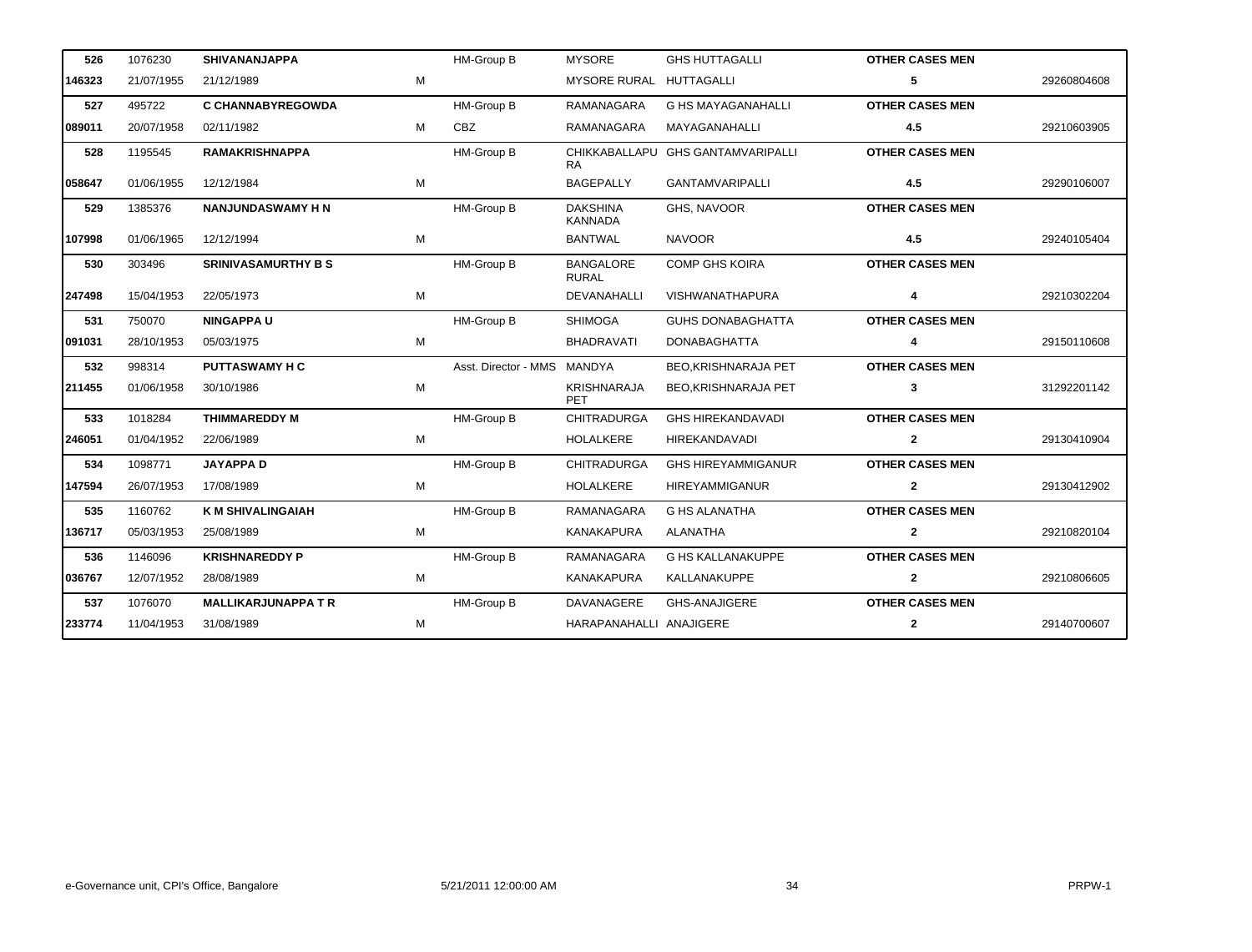| | | | | | | | | |
|---|---|---|---|---|---|---|---|---|
| 526 | 1076230 | SHIVANANJAPPA | | HM-Group B | MYSORE | GHS HUTTAGALLI | OTHER CASES MEN | |
| 146323 | 21/07/1955 | 21/12/1989 | M | | MYSORE RURAL | HUTTAGALLI | 5 | 29260804608 |
| 527 | 495722 | C CHANNABYREGOWDA | | HM-Group B | RAMANAGARA | G HS MAYAGANAHALLI | OTHER CASES MEN | |
| 089011 | 20/07/1958 | 02/11/1982 | M | CBZ | RAMANAGARA | MAYAGANAHALLI | 4.5 | 29210603905 |
| 528 | 1195545 | RAMAKRISHNAPPA | | HM-Group B | CHIKKABALLAPU RA | GHS GANTAMVARIPALLI | OTHER CASES MEN | |
| 058647 | 01/06/1955 | 12/12/1984 | M | | BAGEPALLY | GANTAMVARIPALLI | 4.5 | 29290106007 |
| 529 | 1385376 | NANJUNDASWAMY H N | | HM-Group B | DAKSHINA KANNADA | GHS, NAVOOR | OTHER CASES MEN | |
| 107998 | 01/06/1965 | 12/12/1994 | M | | BANTWAL | NAVOOR | 4.5 | 29240105404 |
| 530 | 303496 | SRINIVASAMURTHY B S | | HM-Group B | BANGALORE RURAL | COMP GHS KOIRA | OTHER CASES MEN | |
| 247498 | 15/04/1953 | 22/05/1973 | M | | DEVANAHALLI | VISHWANATHAPURA | 4 | 29210302204 |
| 531 | 750070 | NINGAPPA U | | HM-Group B | SHIMOGA | GUHS DONABAGHATTA | OTHER CASES MEN | |
| 091031 | 28/10/1953 | 05/03/1975 | M | | BHADRAVATI | DONABAGHATTA | 4 | 29150110608 |
| 532 | 998314 | PUTTASWAMY H C | | Asst. Director - MMS | MANDYA | BEO,KRISHNARAJA PET | OTHER CASES MEN | |
| 211455 | 01/06/1958 | 30/10/1986 | M | | KRISHNARAJA PET | BEO,KRISHNARAJA PET | 3 | 31292201142 |
| 533 | 1018284 | THIMMAREDDY M | | HM-Group B | CHITRADURGA | GHS HIREKANDAVADI | OTHER CASES MEN | |
| 246051 | 01/04/1952 | 22/06/1989 | M | | HOLALKERE | HIREKANDAVADI | 2 | 29130410904 |
| 534 | 1098771 | JAYAPPA D | | HM-Group B | CHITRADURGA | GHS HIREYAMMIGANUR | OTHER CASES MEN | |
| 147594 | 26/07/1953 | 17/08/1989 | M | | HOLALKERE | HIREYAMMIGANUR | 2 | 29130412902 |
| 535 | 1160762 | K M SHIVALINGAIAH | | HM-Group B | RAMANAGARA | G HS ALANATHA | OTHER CASES MEN | |
| 136717 | 05/03/1953 | 25/08/1989 | M | | KANAKAPURA | ALANATHA | 2 | 29210820104 |
| 536 | 1146096 | KRISHNAREDDY P | | HM-Group B | RAMANAGARA | G HS KALLANAKUPPE | OTHER CASES MEN | |
| 036767 | 12/07/1952 | 28/08/1989 | M | | KANAKAPURA | KALLANAKUPPE | 2 | 29210806605 |
| 537 | 1076070 | MALLIKARJUNAPPA T R | | HM-Group B | DAVANAGERE | GHS-ANAJIGERE | OTHER CASES MEN | |
| 233774 | 11/04/1953 | 31/08/1989 | M | | HARAPANAHALLI | ANAJIGERE | 2 | 29140700607 |